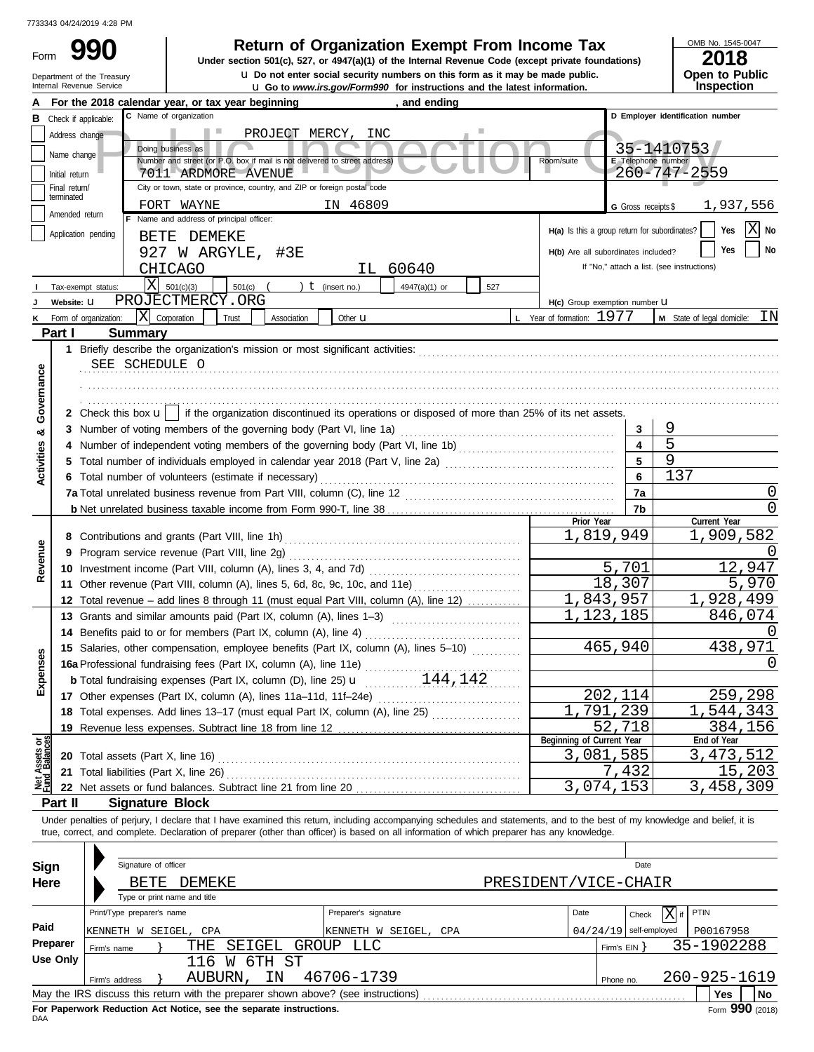7733343 04/24/2019 4:28 PM

Form **990**

Department of the Treasury
Internal Revenue Service

# Return of Organization Exempt From Income Tax

**Under section 501(c), 527, or 4947(a)(1) of the Internal Revenue Code (except private foundations)**

u Do not enter social security numbers on this form as it may be made public.

u Go to *www.irs.gov/Form990* for instructions and the latest information.

OMB No. 1545-0047

**2018**

**Open to Public Inspection**

Public Inspection Copy

**A** For the 2018 calendar year, or tax year beginning , and ending

**B** Check if applicable:
- Address change
- Name change
- Initial return
- Final return/terminated
- Amended return
- Application pending

**C** Name of organization: PROJECT MERCY, INC

Doing business as

Number and street (or P.O. box if mail is not delivered to street address): 7011 ARDMORE AVENUE — Room/suite

City or town, state or province, country, and ZIP or foreign postal code: FORT WAYNE IN 46809

**D** Employer identification number: 35-1410753

**E** Telephone number: 260-747-2559

**G** Gross receipts $ 1,937,556

**F** Name and address of principal officer:
BETE DEMEKE
927 W ARGYLE, #3E
CHICAGO IL 60640

H(a) Is this a group return for subordinates? Yes [ ] No [X]

H(b) Are all subordinates included? Yes [ ] No [ ]
If "No," attach a list. (see instructions)

**I** Tax-exempt status: [X] 501(c)(3) [ ] 501(c) ( ) t (insert no.) [ ] 4947(a)(1) or [ ] 527

**J** Website: u PROJECTMERCY.ORG

H(c) Group exemption number u

**K** Form of organization: [X] Corporation [ ] Trust [ ] Association [ ] Other u

**L** Year of formation: 1977

**M** State of legal domicile: IN

## Part I Summary

**Activities & Governance**

1 Briefly describe the organization's mission or most significant activities:
SEE SCHEDULE O

2 Check this box u [ ] if the organization discontinued its operations or disposed of more than 25% of its net assets.

| | | | |
|---|---|---|---|
| 3 | Number of voting members of the governing body (Part VI, line 1a) | 3 | 9 |
| 4 | Number of independent voting members of the governing body (Part VI, line 1b) | 4 | 5 |
| 5 | Total number of individuals employed in calendar year 2018 (Part V, line 2a) | 5 | 9 |
| 6 | Total number of volunteers (estimate if necessary) | 6 | 137 |
| 7a | Total unrelated business revenue from Part VIII, column (C), line 12 | 7a | 0 |
| b | Net unrelated business taxable income from Form 990-T, line 38 | 7b | 0 |

| | | Prior Year | Current Year |
|---|---|---|---|
| **Revenue** | | | |
| 8 | Contributions and grants (Part VIII, line 1h) | 1,819,949 | 1,909,582 |
| 9 | Program service revenue (Part VIII, line 2g) | | 0 |
| 10 | Investment income (Part VIII, column (A), lines 3, 4, and 7d) | 5,701 | 12,947 |
| 11 | Other revenue (Part VIII, column (A), lines 5, 6d, 8c, 9c, 10c, and 11e) | 18,307 | 5,970 |
| 12 | Total revenue – add lines 8 through 11 (must equal Part VIII, column (A), line 12) | 1,843,957 | 1,928,499 |
| **Expenses** | | | |
| 13 | Grants and similar amounts paid (Part IX, column (A), lines 1–3) | 1,123,185 | 846,074 |
| 14 | Benefits paid to or for members (Part IX, column (A), line 4) | | 0 |
| 15 | Salaries, other compensation, employee benefits (Part IX, column (A), lines 5–10) | 465,940 | 438,971 |
| 16a | Professional fundraising fees (Part IX, column (A), line 11e) | | 0 |
| b | Total fundraising expenses (Part IX, column (D), line 25) u 144,142 | | |
| 17 | Other expenses (Part IX, column (A), lines 11a–11d, 11f–24e) | 202,114 | 259,298 |
| 18 | Total expenses. Add lines 13–17 (must equal Part IX, column (A), line 25) | 1,791,239 | 1,544,343 |
| 19 | Revenue less expenses. Subtract line 18 from line 12 | 52,718 | 384,156 |

| **Net Assets or Fund Balances** | | Beginning of Current Year | End of Year |
|---|---|---|---|
| 20 | Total assets (Part X, line 16) | 3,081,585 | 3,473,512 |
| 21 | Total liabilities (Part X, line 26) | 7,432 | 15,203 |
| 22 | Net assets or fund balances. Subtract line 21 from line 20 | 3,074,153 | 3,458,309 |

## Part II Signature Block

Under penalties of perjury, I declare that I have examined this return, including accompanying schedules and statements, and to the best of my knowledge and belief, it is true, correct, and complete. Declaration of preparer (other than officer) is based on all information of which preparer has any knowledge.

**Sign Here**

Signature of officer — Date

BETE DEMEKE — PRESIDENT/VICE-CHAIR

Type or print name and title

**Paid Preparer Use Only**

| Print/Type preparer's name | Preparer's signature | Date | Check [X] if self-employed | PTIN |
|---|---|---|---|---|
| KENNETH W SEIGEL, CPA | KENNETH W SEIGEL, CPA | 04/24/19 | | P00167958 |

Firm's name } THE SEIGEL GROUP LLC — Firm's EIN } 35-1902288

Firm's address } 116 W 6TH ST, AUBURN, IN 46706-1739 — Phone no. 260-925-1619

May the IRS discuss this return with the preparer shown above? (see instructions) Yes No

**For Paperwork Reduction Act Notice, see the separate instructions.**

DAA

Form **990** (2018)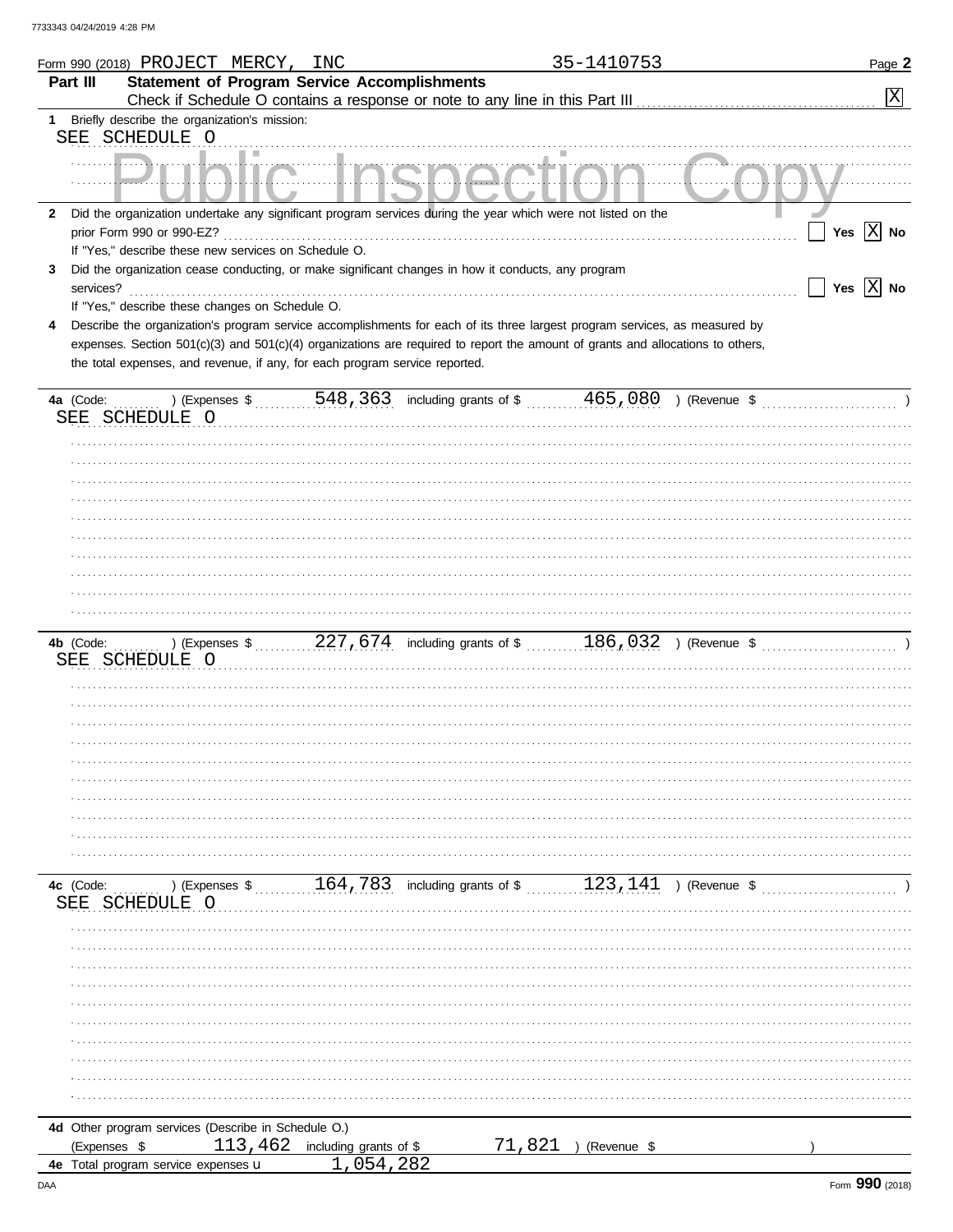7733343 04/24/2019 4:28 PM

Form 990 (2018) PROJECT MERCY, INC 35-1410753 Page **2**

## Part III Statement of Program Service Accomplishments

Check if Schedule O contains a response or note to any line in this Part III [X]

**1** Briefly describe the organization's mission:

SEE SCHEDULE O

Public Inspection Copy

**2** Did the organization undertake any significant program services during the year which were not listed on the prior Form 990 or 990-EZ? [ ] Yes [X] No

If "Yes," describe these new services on Schedule O.

**3** Did the organization cease conducting, or make significant changes in how it conducts, any program services? [ ] Yes [X] No

If "Yes," describe these changes on Schedule O.

**4** Describe the organization's program service accomplishments for each of its three largest program services, as measured by expenses. Section 501(c)(3) and 501(c)(4) organizations are required to report the amount of grants and allocations to others, the total expenses, and revenue, if any, for each program service reported.

**4a** (Code: ) (Expenses $ 548,363 including grants of $ 465,080 ) (Revenue $ )

SEE SCHEDULE O

**4b** (Code: ) (Expenses $ 227,674 including grants of $ 186,032 ) (Revenue $ )

SEE SCHEDULE O

**4c** (Code: ) (Expenses $ 164,783 including grants of $ 123,141 ) (Revenue $ )

SEE SCHEDULE O

**4d** Other program services (Describe in Schedule O.)

(Expenses $ 113,462 including grants of $ 71,821 ) (Revenue $ )

**4e** Total program service expenses 1,054,282

DAA Form **990** (2018)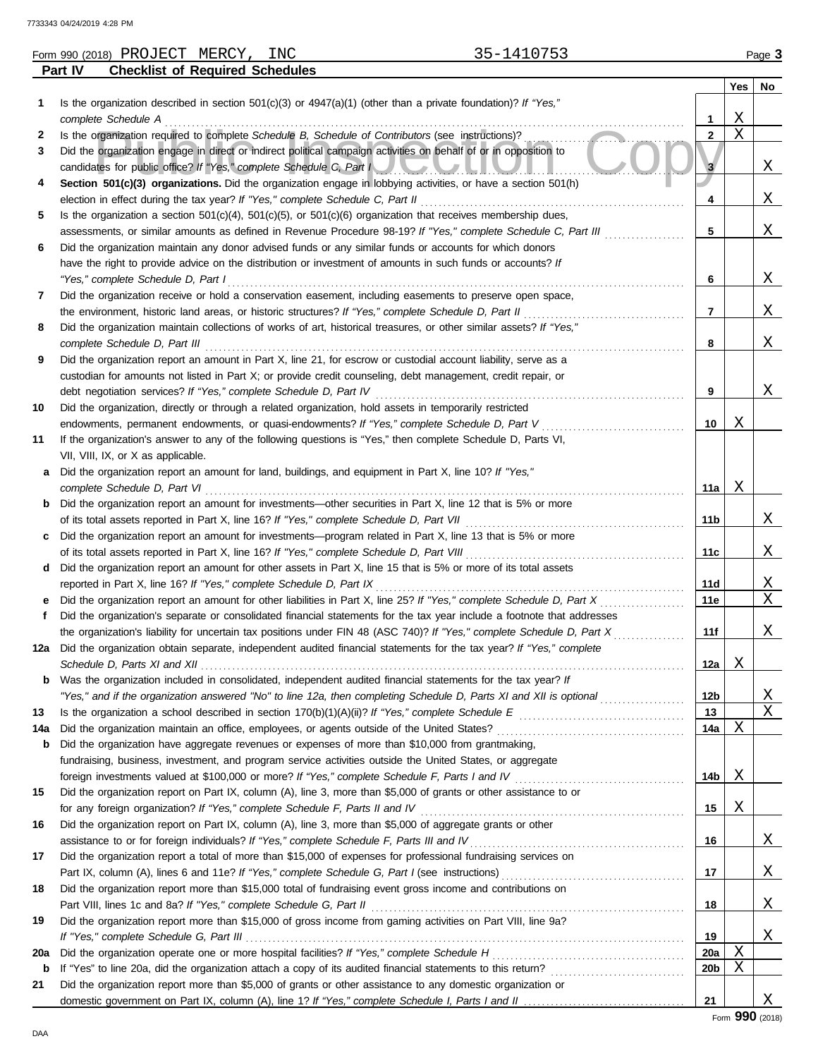Form 990 (2018) PROJECT MERCY, INC 35-1410753 Page **3**

## Part IV Checklist of Required Schedules

| | | | Yes | No |
|---|---|---|---|---|
| **1** | Is the organization described in section 501(c)(3) or 4947(a)(1) (other than a private foundation)? *If "Yes," complete Schedule A* | **1** | X | |
| **2** | Is the organization required to complete *Schedule B, Schedule of Contributors* (see instructions)? | **2** | X | |
| **3** | Did the organization engage in direct or indirect political campaign activities on behalf of or in opposition to candidates for public office? *If "Yes," complete Schedule C, Part I* | **3** | | X |
| **4** | **Section 501(c)(3) organizations.** Did the organization engage in lobbying activities, or have a section 501(h) election in effect during the tax year? *If "Yes," complete Schedule C, Part II* | **4** | | X |
| **5** | Is the organization a section 501(c)(4), 501(c)(5), or 501(c)(6) organization that receives membership dues, assessments, or similar amounts as defined in Revenue Procedure 98-19? *If "Yes," complete Schedule C, Part III* | **5** | | X |
| **6** | Did the organization maintain any donor advised funds or any similar funds or accounts for which donors have the right to provide advice on the distribution or investment of amounts in such funds or accounts? *If "Yes," complete Schedule D, Part I* | **6** | | X |
| **7** | Did the organization receive or hold a conservation easement, including easements to preserve open space, the environment, historic land areas, or historic structures? *If "Yes," complete Schedule D, Part II* | **7** | | X |
| **8** | Did the organization maintain collections of works of art, historical treasures, or other similar assets? *If "Yes," complete Schedule D, Part III* | **8** | | X |
| **9** | Did the organization report an amount in Part X, line 21, for escrow or custodial account liability, serve as a custodian for amounts not listed in Part X; or provide credit counseling, debt management, credit repair, or debt negotiation services? *If "Yes," complete Schedule D, Part IV* | **9** | | X |
| **10** | Did the organization, directly or through a related organization, hold assets in temporarily restricted endowments, permanent endowments, or quasi-endowments? *If "Yes," complete Schedule D, Part V* | **10** | X | |
| **11** | If the organization's answer to any of the following questions is "Yes," then complete Schedule D, Parts VI, VII, VIII, IX, or X as applicable. | | | |
| **a** | Did the organization report an amount for land, buildings, and equipment in Part X, line 10? *If "Yes," complete Schedule D, Part VI* | **11a** | X | |
| **b** | Did the organization report an amount for investments—other securities in Part X, line 12 that is 5% or more of its total assets reported in Part X, line 16? *If "Yes," complete Schedule D, Part VII* | **11b** | | X |
| **c** | Did the organization report an amount for investments—program related in Part X, line 13 that is 5% or more of its total assets reported in Part X, line 16? *If "Yes," complete Schedule D, Part VIII* | **11c** | | X |
| **d** | Did the organization report an amount for other assets in Part X, line 15 that is 5% or more of its total assets reported in Part X, line 16? *If "Yes," complete Schedule D, Part IX* | **11d** | | X |
| **e** | Did the organization report an amount for other liabilities in Part X, line 25? *If "Yes," complete Schedule D, Part X* | **11e** | | X |
| **f** | Did the organization's separate or consolidated financial statements for the tax year include a footnote that addresses the organization's liability for uncertain tax positions under FIN 48 (ASC 740)? *If "Yes," complete Schedule D, Part X* | **11f** | | X |
| **12a** | Did the organization obtain separate, independent audited financial statements for the tax year? *If "Yes," complete Schedule D, Parts XI and XII* | **12a** | X | |
| **b** | Was the organization included in consolidated, independent audited financial statements for the tax year? *If "Yes," and if the organization answered "No" to line 12a, then completing Schedule D, Parts XI and XII is optional* | **12b** | | X |
| **13** | Is the organization a school described in section 170(b)(1)(A)(ii)? *If "Yes," complete Schedule E* | **13** | | X |
| **14a** | Did the organization maintain an office, employees, or agents outside of the United States? | **14a** | X | |
| **b** | Did the organization have aggregate revenues or expenses of more than $10,000 from grantmaking, fundraising, business, investment, and program service activities outside the United States, or aggregate foreign investments valued at $100,000 or more? *If "Yes," complete Schedule F, Parts I and IV* | **14b** | X | |
| **15** | Did the organization report on Part IX, column (A), line 3, more than $5,000 of grants or other assistance to or for any foreign organization? *If "Yes," complete Schedule F, Parts II and IV* | **15** | X | |
| **16** | Did the organization report on Part IX, column (A), line 3, more than $5,000 of aggregate grants or other assistance to or for foreign individuals? *If "Yes," complete Schedule F, Parts III and IV* | **16** | | X |
| **17** | Did the organization report a total of more than $15,000 of expenses for professional fundraising services on Part IX, column (A), lines 6 and 11e? *If "Yes," complete Schedule G, Part I* (see instructions) | **17** | | X |
| **18** | Did the organization report more than $15,000 total of fundraising event gross income and contributions on Part VIII, lines 1c and 8a? *If "Yes," complete Schedule G, Part II* | **18** | | X |
| **19** | Did the organization report more than $15,000 of gross income from gaming activities on Part VIII, line 9a? *If "Yes," complete Schedule G, Part III* | **19** | | X |
| **20a** | Did the organization operate one or more hospital facilities? *If "Yes," complete Schedule H* | **20a** | X | |
| **b** | If "Yes" to line 20a, did the organization attach a copy of its audited financial statements to this return? | **20b** | X | |
| **21** | Did the organization report more than $5,000 of grants or other assistance to any domestic organization or domestic government on Part IX, column (A), line 1? *If "Yes," complete Schedule I, Parts I and II* | **21** | | X |

Form **990** (2018)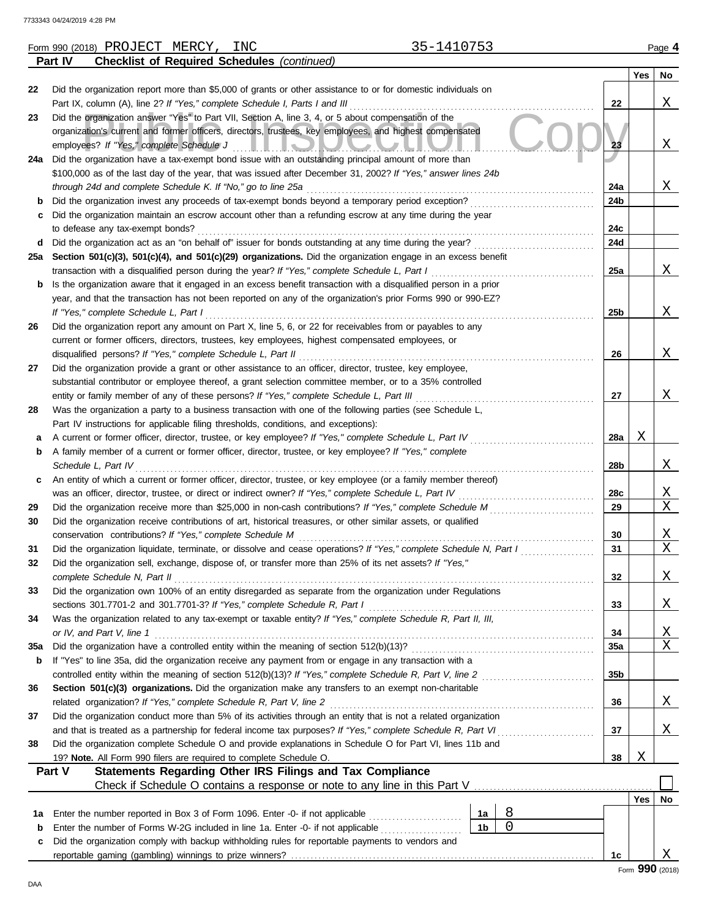Form 990 (2018) PROJECT MERCY, INC 35-1410753 Page **4**

**Part IV Checklist of Required Schedules** *(continued)*

| | | | Yes | No |
|---|---|---|---|---|
| 22 | Did the organization report more than $5,000 of grants or other assistance to or for domestic individuals on Part IX, column (A), line 2? *If "Yes," complete Schedule I, Parts I and III* | 22 | | X |
| 23 | Did the organization answer "Yes" to Part VII, Section A, line 3, 4, or 5 about compensation of the organization's current and former officers, directors, trustees, key employees, and highest compensated employees? *If "Yes," complete Schedule J* | 23 | | X |
| 24a | Did the organization have a tax-exempt bond issue with an outstanding principal amount of more than $100,000 as of the last day of the year, that was issued after December 31, 2002? *If "Yes," answer lines 24b through 24d and complete Schedule K. If "No," go to line 25a* | 24a | | X |
| b | Did the organization invest any proceeds of tax-exempt bonds beyond a temporary period exception? | 24b | | |
| c | Did the organization maintain an escrow account other than a refunding escrow at any time during the year to defease any tax-exempt bonds? | 24c | | |
| d | Did the organization act as an "on behalf of" issuer for bonds outstanding at any time during the year? | 24d | | |
| 25a | **Section 501(c)(3), 501(c)(4), and 501(c)(29) organizations.** Did the organization engage in an excess benefit transaction with a disqualified person during the year? *If "Yes," complete Schedule L, Part I* | 25a | | X |
| b | Is the organization aware that it engaged in an excess benefit transaction with a disqualified person in a prior year, and that the transaction has not been reported on any of the organization's prior Forms 990 or 990-EZ? *If "Yes," complete Schedule L, Part I* | 25b | | X |
| 26 | Did the organization report any amount on Part X, line 5, 6, or 22 for receivables from or payables to any current or former officers, directors, trustees, key employees, highest compensated employees, or disqualified persons? *If "Yes," complete Schedule L, Part II* | 26 | | X |
| 27 | Did the organization provide a grant or other assistance to an officer, director, trustee, key employee, substantial contributor or employee thereof, a grant selection committee member, or to a 35% controlled entity or family member of any of these persons? *If "Yes," complete Schedule L, Part III* | 27 | | X |
| 28 | Was the organization a party to a business transaction with one of the following parties (see Schedule L, Part IV instructions for applicable filing thresholds, conditions, and exceptions): | | | |
| a | A current or former officer, director, trustee, or key employee? *If "Yes," complete Schedule L, Part IV* | 28a | X | |
| b | A family member of a current or former officer, director, trustee, or key employee? *If "Yes," complete Schedule L, Part IV* | 28b | | X |
| c | An entity of which a current or former officer, director, trustee, or key employee (or a family member thereof) was an officer, director, trustee, or direct or indirect owner? *If "Yes," complete Schedule L, Part IV* | 28c | | X |
| 29 | Did the organization receive more than $25,000 in non-cash contributions? *If "Yes," complete Schedule M* | 29 | | X |
| 30 | Did the organization receive contributions of art, historical treasures, or other similar assets, or qualified conservation contributions? *If "Yes," complete Schedule M* | 30 | | X |
| 31 | Did the organization liquidate, terminate, or dissolve and cease operations? *If "Yes," complete Schedule N, Part I* | 31 | | X |
| 32 | Did the organization sell, exchange, dispose of, or transfer more than 25% of its net assets? *If "Yes," complete Schedule N, Part II* | 32 | | X |
| 33 | Did the organization own 100% of an entity disregarded as separate from the organization under Regulations sections 301.7701-2 and 301.7701-3? *If "Yes," complete Schedule R, Part I* | 33 | | X |
| 34 | Was the organization related to any tax-exempt or taxable entity? *If "Yes," complete Schedule R, Part II, III, or IV, and Part V, line 1* | 34 | | X |
| 35a | Did the organization have a controlled entity within the meaning of section 512(b)(13)? | 35a | | X |
| b | If "Yes" to line 35a, did the organization receive any payment from or engage in any transaction with a controlled entity within the meaning of section 512(b)(13)? *If "Yes," complete Schedule R, Part V, line 2* | 35b | | |
| 36 | **Section 501(c)(3) organizations.** Did the organization make any transfers to an exempt non-charitable related organization? *If "Yes," complete Schedule R, Part V, line 2* | 36 | | X |
| 37 | Did the organization conduct more than 5% of its activities through an entity that is not a related organization and that is treated as a partnership for federal income tax purposes? *If "Yes," complete Schedule R, Part VI* | 37 | | X |
| 38 | Did the organization complete Schedule O and provide explanations in Schedule O for Part VI, lines 11b and 19? **Note.** All Form 990 filers are required to complete Schedule O. | 38 | X | |

**Part V Statements Regarding Other IRS Filings and Tax Compliance**

Check if Schedule O contains a response or note to any line in this Part V ☐

| | | | | | Yes | No |
|---|---|---|---|---|---|---|
| 1a | Enter the number reported in Box 3 of Form 1096. Enter -0- if not applicable | 1a | 8 | | | |
| b | Enter the number of Forms W-2G included in line 1a. Enter -0- if not applicable | 1b | 0 | | | |
| c | Did the organization comply with backup withholding rules for reportable payments to vendors and reportable gaming (gambling) winnings to prize winners? | | | 1c | | X |

Form **990** (2018)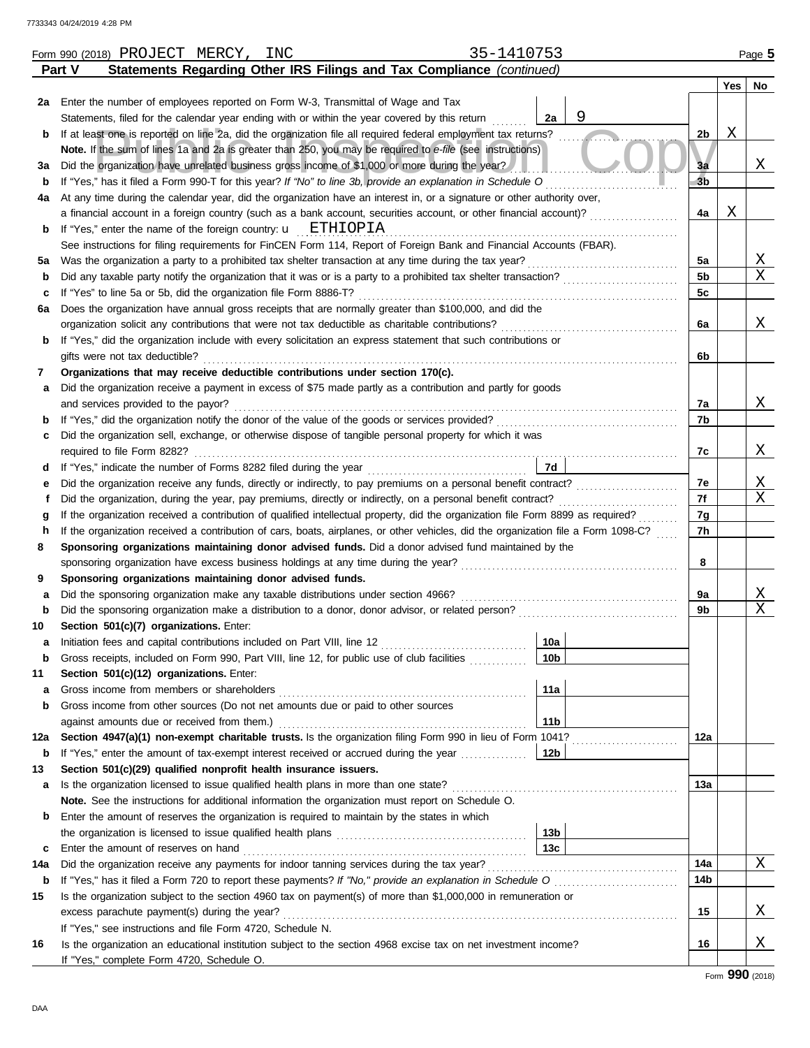Form 990 (2018) PROJECT MERCY, INC 35-1410753

**Part V Statements Regarding Other IRS Filings and Tax Compliance** *(continued)*

| | | | | Yes | No |
|---|---|---|---|---|---|
| 2a | Enter the number of employees reported on Form W-3, Transmittal of Wage and Tax Statements, filed for the calendar year ending with or within the year covered by this return | 2a | 9 | | |
| b | If at least one is reported on line 2a, did the organization file all required federal employment tax returns? | | 2b | X | |
| | **Note.** If the sum of lines 1a and 2a is greater than 250, you may be required to *e-file* (see instructions) | | | | |
| 3a | Did the organization have unrelated business gross income of $1,000 or more during the year? | | 3a | | X |
| b | If "Yes," has it filed a Form 990-T for this year? *If "No" to line 3b, provide an explanation in Schedule O* | | 3b | | |
| 4a | At any time during the calendar year, did the organization have an interest in, or a signature or other authority over, a financial account in a foreign country (such as a bank account, securities account, or other financial account)? | | 4a | X | |
| b | If "Yes," enter the name of the foreign country: ETHIOPIA | | | | |
| | See instructions for filing requirements for FinCEN Form 114, Report of Foreign Bank and Financial Accounts (FBAR). | | | | |
| 5a | Was the organization a party to a prohibited tax shelter transaction at any time during the tax year? | | 5a | | X |
| b | Did any taxable party notify the organization that it was or is a party to a prohibited tax shelter transaction? | | 5b | | X |
| c | If "Yes" to line 5a or 5b, did the organization file Form 8886-T? | | 5c | | |
| 6a | Does the organization have annual gross receipts that are normally greater than $100,000, and did the organization solicit any contributions that were not tax deductible as charitable contributions? | | 6a | | X |
| b | If "Yes," did the organization include with every solicitation an express statement that such contributions or gifts were not tax deductible? | | 6b | | |
| 7 | **Organizations that may receive deductible contributions under section 170(c).** | | | | |
| a | Did the organization receive a payment in excess of $75 made partly as a contribution and partly for goods and services provided to the payor? | | 7a | | X |
| b | If "Yes," did the organization notify the donor of the value of the goods or services provided? | | 7b | | |
| c | Did the organization sell, exchange, or otherwise dispose of tangible personal property for which it was required to file Form 8282? | | 7c | | X |
| d | If "Yes," indicate the number of Forms 8282 filed during the year | 7d | | | |
| e | Did the organization receive any funds, directly or indirectly, to pay premiums on a personal benefit contract? | | 7e | | X |
| f | Did the organization, during the year, pay premiums, directly or indirectly, on a personal benefit contract? | | 7f | | X |
| g | If the organization received a contribution of qualified intellectual property, did the organization file Form 8899 as required? | | 7g | | |
| h | If the organization received a contribution of cars, boats, airplanes, or other vehicles, did the organization file a Form 1098-C? | | 7h | | |
| 8 | **Sponsoring organizations maintaining donor advised funds.** Did a donor advised fund maintained by the sponsoring organization have excess business holdings at any time during the year? | | 8 | | |
| 9 | **Sponsoring organizations maintaining donor advised funds.** | | | | |
| a | Did the sponsoring organization make any taxable distributions under section 4966? | | 9a | | X |
| b | Did the sponsoring organization make a distribution to a donor, donor advisor, or related person? | | 9b | | X |
| 10 | **Section 501(c)(7) organizations.** Enter: | | | | |
| a | Initiation fees and capital contributions included on Part VIII, line 12 | 10a | | | |
| b | Gross receipts, included on Form 990, Part VIII, line 12, for public use of club facilities | 10b | | | |
| 11 | **Section 501(c)(12) organizations.** Enter: | | | | |
| a | Gross income from members or shareholders | 11a | | | |
| b | Gross income from other sources (Do not net amounts due or paid to other sources against amounts due or received from them.) | 11b | | | |
| 12a | **Section 4947(a)(1) non-exempt charitable trusts.** Is the organization filing Form 990 in lieu of Form 1041? | | 12a | | |
| b | If "Yes," enter the amount of tax-exempt interest received or accrued during the year | 12b | | | |
| 13 | **Section 501(c)(29) qualified nonprofit health insurance issuers.** | | | | |
| a | Is the organization licensed to issue qualified health plans in more than one state? | | 13a | | |
| | **Note.** See the instructions for additional information the organization must report on Schedule O. | | | | |
| b | Enter the amount of reserves the organization is required to maintain by the states in which the organization is licensed to issue qualified health plans | 13b | | | |
| c | Enter the amount of reserves on hand | 13c | | | |
| 14a | Did the organization receive any payments for indoor tanning services during the tax year? | | 14a | | X |
| b | If "Yes," has it filed a Form 720 to report these payments? *If "No," provide an explanation in Schedule O* | | 14b | | |
| 15 | Is the organization subject to the section 4960 tax on payment(s) of more than $1,000,000 in remuneration or excess parachute payment(s) during the year? | | 15 | | X |
| | If "Yes," see instructions and file Form 4720, Schedule N. | | | | |
| 16 | Is the organization an educational institution subject to the section 4968 excise tax on net investment income? | | 16 | | X |
| | If "Yes," complete Form 4720, Schedule O. | | | | |

Form **990** (2018)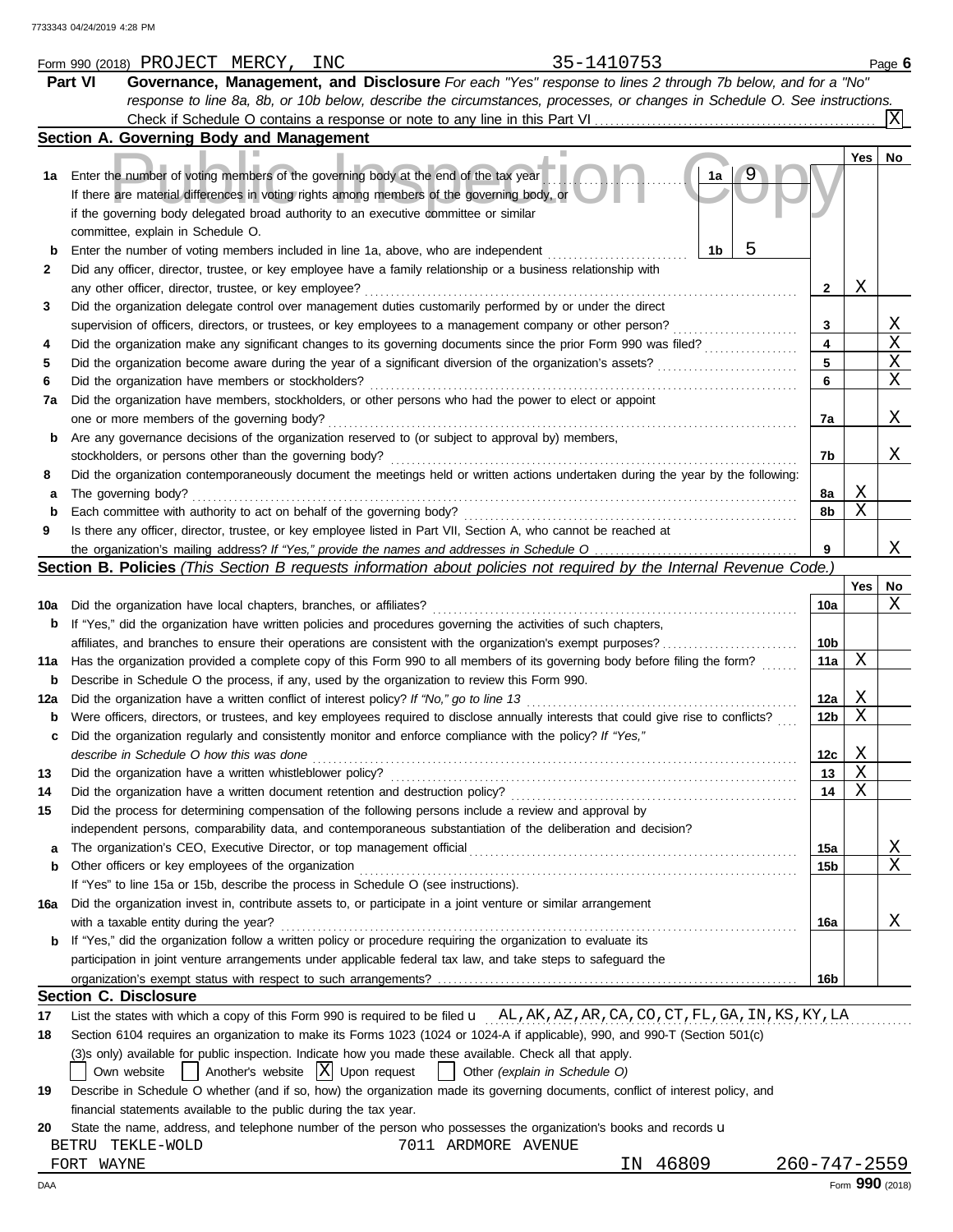7733343 04/24/2019 4:28 PM

Form 990 (2018) PROJECT MERCY, INC 35-1410753 Page 6

**Part VI Governance, Management, and Disclosure** *For each "Yes" response to lines 2 through 7b below, and for a "No" response to line 8a, 8b, or 10b below, describe the circumstances, processes, or changes in Schedule O. See instructions.*

Check if Schedule O contains a response or note to any line in this Part VI .......... [X]

## Section A. Governing Body and Management

| | | | Yes | No |
|---|---|---|---|---|
| 1a | Enter the number of voting members of the governing body at the end of the tax year ... 1a: 9. If there are material differences in voting rights among members of the governing body, or if the governing body delegated broad authority to an executive committee or similar committee, explain in Schedule O. | | | |
| b | Enter the number of voting members included in line 1a, above, who are independent ... 1b: 5 | | | |
| 2 | Did any officer, director, trustee, or key employee have a family relationship or a business relationship with any other officer, director, trustee, or key employee? | 2 | X | |
| 3 | Did the organization delegate control over management duties customarily performed by or under the direct supervision of officers, directors, or trustees, or key employees to a management company or other person? | 3 | | X |
| 4 | Did the organization make any significant changes to its governing documents since the prior Form 990 was filed? | 4 | | X |
| 5 | Did the organization become aware during the year of a significant diversion of the organization's assets? | 5 | | X |
| 6 | Did the organization have members or stockholders? | 6 | | X |
| 7a | Did the organization have members, stockholders, or other persons who had the power to elect or appoint one or more members of the governing body? | 7a | | X |
| b | Are any governance decisions of the organization reserved to (or subject to approval by) members, stockholders, or persons other than the governing body? | 7b | | X |
| 8 | Did the organization contemporaneously document the meetings held or written actions undertaken during the year by the following: | | | |
| a | The governing body? | 8a | X | |
| b | Each committee with authority to act on behalf of the governing body? | 8b | X | |
| 9 | Is there any officer, director, trustee, or key employee listed in Part VII, Section A, who cannot be reached at the organization's mailing address? *If "Yes," provide the names and addresses in Schedule O* | 9 | | X |

## Section B. Policies *(This Section B requests information about policies not required by the Internal Revenue Code.)*

| | | | Yes | No |
|---|---|---|---|---|
| 10a | Did the organization have local chapters, branches, or affiliates? | 10a | | X |
| b | If "Yes," did the organization have written policies and procedures governing the activities of such chapters, affiliates, and branches to ensure their operations are consistent with the organization's exempt purposes? | 10b | | |
| 11a | Has the organization provided a complete copy of this Form 990 to all members of its governing body before filing the form? | 11a | X | |
| b | Describe in Schedule O the process, if any, used by the organization to review this Form 990. | | | |
| 12a | Did the organization have a written conflict of interest policy? *If "No," go to line 13* | 12a | X | |
| b | Were officers, directors, or trustees, and key employees required to disclose annually interests that could give rise to conflicts? | 12b | X | |
| c | Did the organization regularly and consistently monitor and enforce compliance with the policy? *If "Yes," describe in Schedule O how this was done* | 12c | X | |
| 13 | Did the organization have a written whistleblower policy? | 13 | X | |
| 14 | Did the organization have a written document retention and destruction policy? | 14 | X | |
| 15 | Did the process for determining compensation of the following persons include a review and approval by independent persons, comparability data, and contemporaneous substantiation of the deliberation and decision? | | | |
| a | The organization's CEO, Executive Director, or top management official | 15a | | X |
| b | Other officers or key employees of the organization | 15b | | X |
| | If "Yes" to line 15a or 15b, describe the process in Schedule O (see instructions). | | | |
| 16a | Did the organization invest in, contribute assets to, or participate in a joint venture or similar arrangement with a taxable entity during the year? | 16a | | X |
| b | If "Yes," did the organization follow a written policy or procedure requiring the organization to evaluate its participation in joint venture arrangements under applicable federal tax law, and take steps to safeguard the organization's exempt status with respect to such arrangements? | 16b | | |

## Section C. Disclosure

17 List the states with which a copy of this Form 990 is required to be filed u AL,AK,AZ,AR,CA,CO,CT,FL,GA,IN,KS,KY,LA

18 Section 6104 requires an organization to make its Forms 1023 (1024 or 1024-A if applicable), 990, and 990-T (Section 501(c)(3)s only) available for public inspection. Indicate how you made these available. Check all that apply.

[ ] Own website [ ] Another's website [X] Upon request [ ] Other *(explain in Schedule O)*

19 Describe in Schedule O whether (and if so, how) the organization made its governing documents, conflict of interest policy, and financial statements available to the public during the tax year.

20 State the name, address, and telephone number of the person who possesses the organization's books and records u

BETRU TEKLE-WOLD 7011 ARDMORE AVENUE
FORT WAYNE IN 46809 260-747-2559

DAA Form **990** (2018)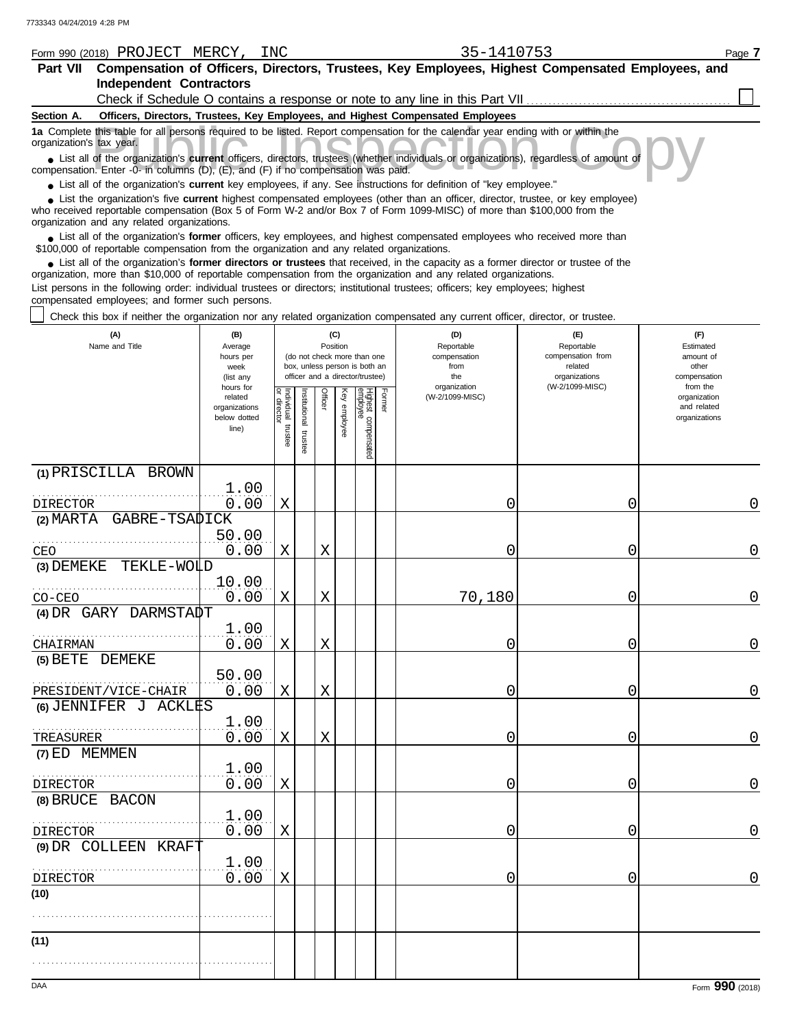Form 990 (2018) PROJECT MERCY, INC 35-1410753

## Part VII Compensation of Officers, Directors, Trustees, Key Employees, Highest Compensated Employees, and Independent Contractors

Check if Schedule O contains a response or note to any line in this Part VII ☐

### Section A. Officers, Directors, Trustees, Key Employees, and Highest Compensated Employees

**1a** Complete this table for all persons required to be listed. Report compensation for the calendar year ending with or within the organization's tax year.

- List all of the organization's **current** officers, directors, trustees (whether individuals or organizations), regardless of amount of compensation. Enter -0- in columns (D), (E), and (F) if no compensation was paid.
- List all of the organization's **current** key employees, if any. See instructions for definition of "key employee."
- List the organization's five **current** highest compensated employees (other than an officer, director, trustee, or key employee) who received reportable compensation (Box 5 of Form W-2 and/or Box 7 of Form 1099-MISC) of more than $100,000 from the organization and any related organizations.
- List all of the organization's **former** officers, key employees, and highest compensated employees who received more than $100,000 of reportable compensation from the organization and any related organizations.
- List all of the organization's **former directors or trustees** that received, in the capacity as a former director or trustee of the organization, more than $10,000 of reportable compensation from the organization and any related organizations.

List persons in the following order: individual trustees or directors; institutional trustees; officers; key employees; highest compensated employees; and former such persons.

☐ Check this box if neither the organization nor any related organization compensated any current officer, director, or trustee.

| (A) Name and Title | (B) Average hours per week (list any hours for related organizations below dotted line) | (C) Position: Individual trustee or director | Institutional trustee | Officer | Key employee | Highest compensated employee | Former | (D) Reportable compensation from the organization (W-2/1099-MISC) | (E) Reportable compensation from related organizations (W-2/1099-MISC) | (F) Estimated amount of other compensation from the organization and related organizations |
|---|---|---|---|---|---|---|---|---|---|---|
| (1) PRISCILLA BROWN<br>DIRECTOR | 1.00<br>0.00 | X | | | | | | 0 | 0 | 0 |
| (2) MARTA GABRE-TSADICK<br>CEO | 50.00<br>0.00 | X | | X | | | | 0 | 0 | 0 |
| (3) DEMEKE TEKLE-WOLD<br>CO-CEO | 10.00<br>0.00 | X | | X | | | | 70,180 | 0 | 0 |
| (4) DR GARY DARMSTADT<br>CHAIRMAN | 1.00<br>0.00 | X | | X | | | | 0 | 0 | 0 |
| (5) BETE DEMEKE<br>PRESIDENT/VICE-CHAIR | 50.00<br>0.00 | X | | X | | | | 0 | 0 | 0 |
| (6) JENNIFER J ACKLES<br>TREASURER | 1.00<br>0.00 | X | | X | | | | 0 | 0 | 0 |
| (7) ED MEMMEN<br>DIRECTOR | 1.00<br>0.00 | X | | | | | | 0 | 0 | 0 |
| (8) BRUCE BACON<br>DIRECTOR | 1.00<br>0.00 | X | | | | | | 0 | 0 | 0 |
| (9) DR COLLEEN KRAFT<br>DIRECTOR | 1.00<br>0.00 | X | | | | | | 0 | 0 | 0 |
| (10) | | | | | | | | | | |
| (11) | | | | | | | | | | |

Form **990** (2018)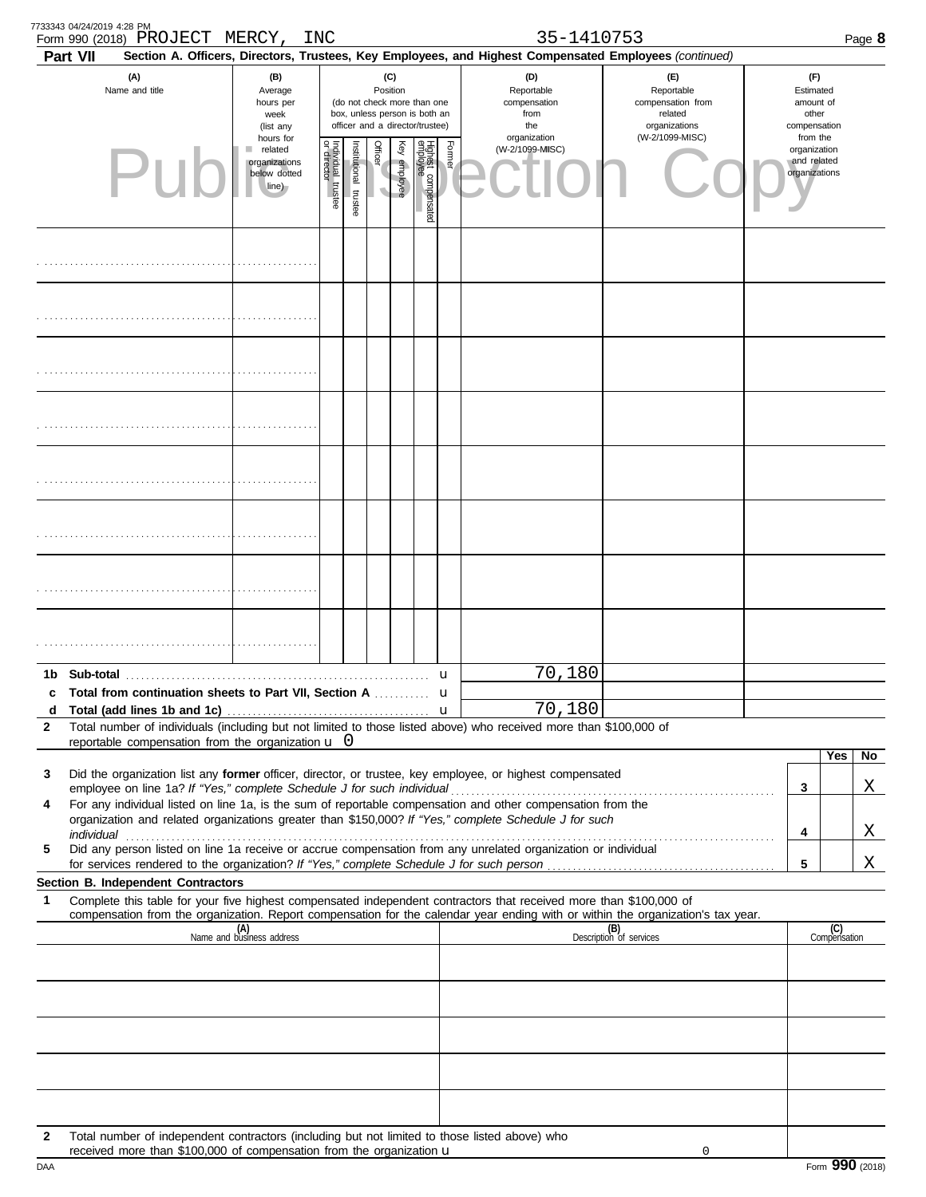Form 990 (2018) PROJECT MERCY, INC 35-1410753

**Part VII Section A. Officers, Directors, Trustees, Key Employees, and Highest Compensated Employees** *(continued)*

| (A) Name and title | (B) Average hours per week (list any hours for related organizations below dotted line) | (C) Position: Individual trustee or director | Institutional trustee | Officer | Key employee | Highest compensated employee | Former | (D) Reportable compensation from the organization (W-2/1099-MISC) | (E) Reportable compensation from related organizations (W-2/1099-MISC) | (F) Estimated amount of other compensation from the organization and related organizations |
|---|---|---|---|---|---|---|---|---|---|---|
| | | | | | | | | | | |
| | | | | | | | | | | |
| | | | | | | | | | | |
| | | | | | | | | | | |
| | | | | | | | | | | |
| | | | | | | | | | | |
| | | | | | | | | | | |
| | | | | | | | | | | |

| | | (D) | (E) | (F) |
|---|---|---|---|---|
| 1b | Sub-total | 70,180 | | |
| c | Total from continuation sheets to Part VII, Section A | | | |
| d | Total (add lines 1b and 1c) | 70,180 | | |

**2** Total number of individuals (including but not limited to those listed above) who received more than $100,000 of reportable compensation from the organization 0

| | | | Yes | No |
|---|---|---|---|---|
| 3 | Did the organization list any **former** officer, director, or trustee, key employee, or highest compensated employee on line 1a? *If "Yes," complete Schedule J for such individual* | 3 | | X |
| 4 | For any individual listed on line 1a, is the sum of reportable compensation and other compensation from the organization and related organizations greater than $150,000? *If "Yes," complete Schedule J for such individual* | 4 | | X |
| 5 | Did any person listed on line 1a receive or accrue compensation from any unrelated organization or individual for services rendered to the organization? *If "Yes," complete Schedule J for such person* | 5 | | X |

**Section B. Independent Contractors**

**1** Complete this table for your five highest compensated independent contractors that received more than $100,000 of compensation from the organization. Report compensation for the calendar year ending with or within the organization's tax year.

| (A) Name and business address | (B) Description of services | (C) Compensation |
|---|---|---|
| | | |
| | | |
| | | |
| | | |
| | | |

**2** Total number of independent contractors (including but not limited to those listed above) who received more than $100,000 of compensation from the organization 0

Form **990** (2018)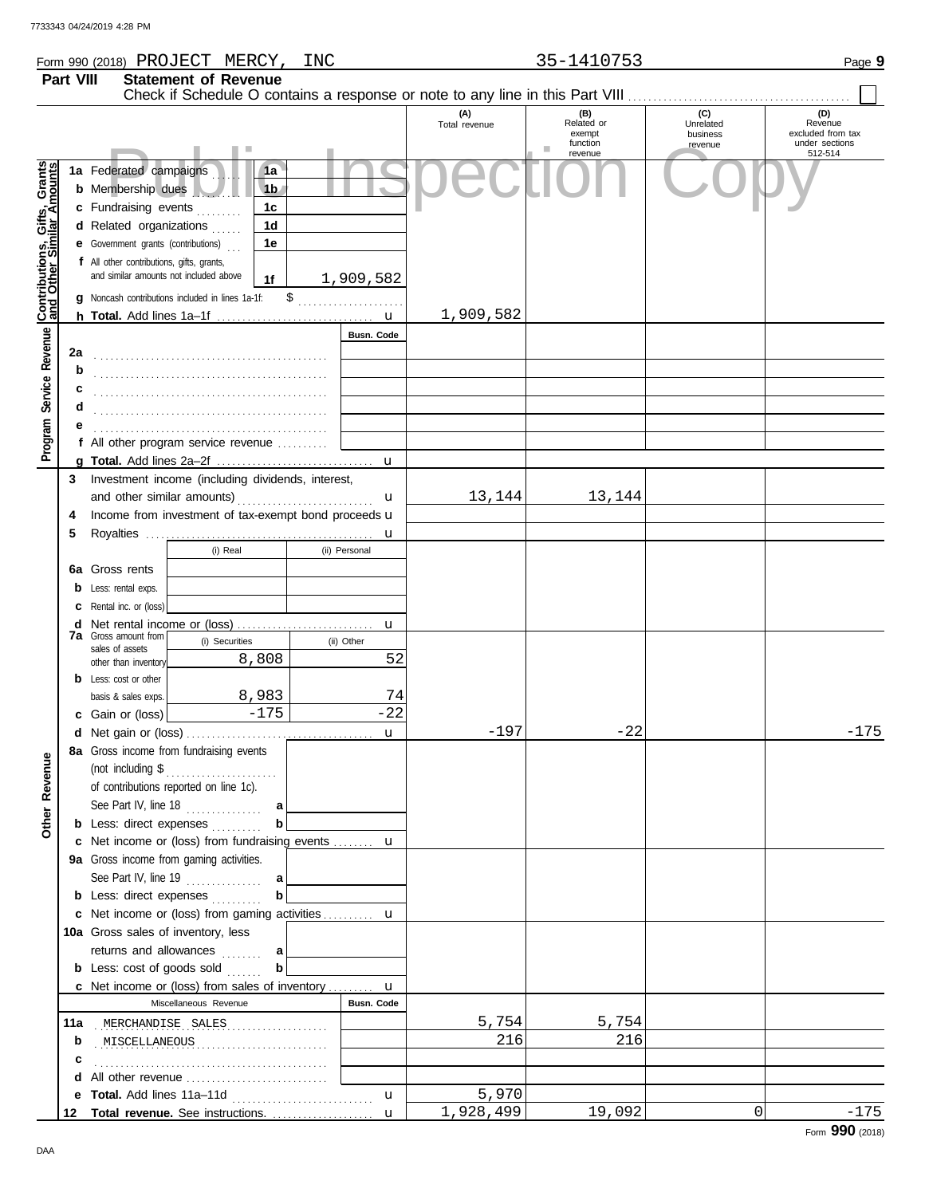Form 990 (2018) PROJECT MERCY, INC 35-1410753 Page 9

**Part VIII Statement of Revenue**

Check if Schedule O contains a response or note to any line in this Part VIII

| | | | (A) Total revenue | (B) Related or exempt function revenue | (C) Unrelated business revenue | (D) Revenue excluded from tax under sections 512-514 |
|---|---|---|---|---|---|---|
| **Contributions, Gifts, Grants and Other Similar Amounts** | 1a Federated campaigns | 1a | | | | |
| | b Membership dues | 1b | | | | |
| | c Fundraising events | 1c | | | | |
| | d Related organizations | 1d | | | | |
| | e Government grants (contributions) | 1e | | | | |
| | f All other contributions, gifts, grants, and similar amounts not included above | 1f 1,909,582 | | | | |
| | g Noncash contributions included in lines 1a-1f: $ | | | | | |
| | h **Total.** Add lines 1a–1f | | 1,909,582 | | | |
| **Program Service Revenue** | | Busn. Code | | | | |
| | 2a | | | | | |
| | b | | | | | |
| | c | | | | | |
| | d | | | | | |
| | e | | | | | |
| | f All other program service revenue | | | | | |
| | g **Total.** Add lines 2a–2f | | | | | |
| | 3 Investment income (including dividends, interest, and other similar amounts) | | 13,144 | 13,144 | | |
| | 4 Income from investment of tax-exempt bond proceeds | | | | | |
| | 5 Royalties | | | | | |
| | | (i) Real / (ii) Personal | | | | |
| | 6a Gross rents | | | | | |
| | b Less: rental exps. | | | | | |
| | c Rental inc. or (loss) | | | | | |
| | d Net rental income or (loss) | | | | | |
| | 7a Gross amount from sales of assets other than inventory | (i) Securities 8,808 / (ii) Other 52 | | | | |
| | b Less: cost or other basis & sales exps. | (i) 8,983 / (ii) 74 | | | | |
| | c Gain or (loss) | (i) -175 / (ii) -22 | | | | |
| | d Net gain or (loss) | | -197 | -22 | | -175 |
| **Other Revenue** | 8a Gross income from fundraising events (not including $ of contributions reported on line 1c). See Part IV, line 18 | a | | | | |
| | b Less: direct expenses | b | | | | |
| | c Net income or (loss) from fundraising events | | | | | |
| | 9a Gross income from gaming activities. See Part IV, line 19 | a | | | | |
| | b Less: direct expenses | b | | | | |
| | c Net income or (loss) from gaming activities | | | | | |
| | 10a Gross sales of inventory, less returns and allowances | a | | | | |
| | b Less: cost of goods sold | b | | | | |
| | c Net income or (loss) from sales of inventory | | | | | |
| | Miscellaneous Revenue | Busn. Code | | | | |
| | 11a MERCHANDISE SALES | | 5,754 | 5,754 | | |
| | b MISCELLANEOUS | | 216 | 216 | | |
| | c | | | | | |
| | d All other revenue | | | | | |
| | e **Total.** Add lines 11a–11d | | 5,970 | | | |
| | 12 **Total revenue.** See instructions. | | 1,928,499 | 19,092 | 0 | -175 |

Form **990** (2018)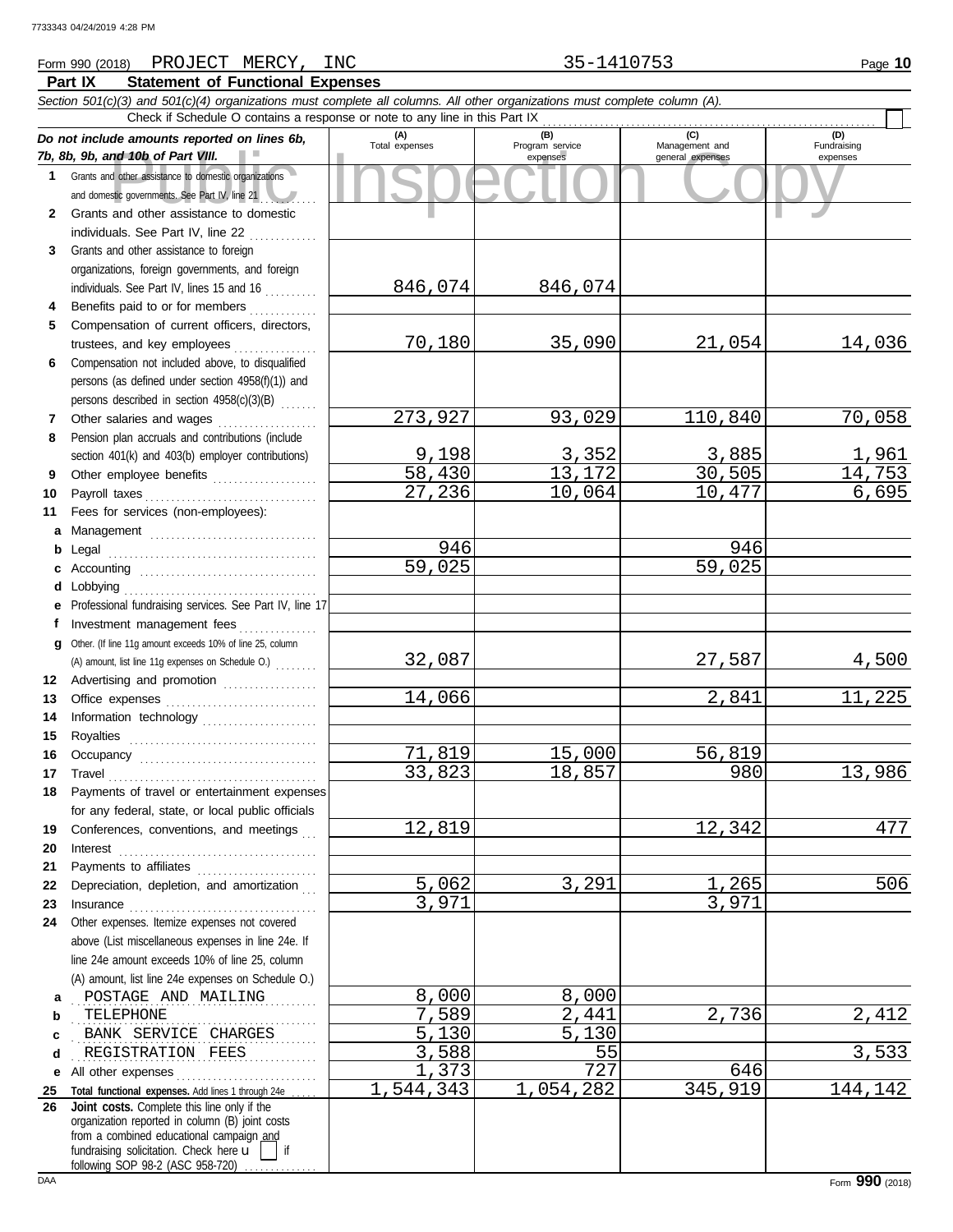Form 990 (2018) PROJECT MERCY, INC 35-1410753

## Part IX Statement of Functional Expenses

*Section 501(c)(3) and 501(c)(4) organizations must complete all columns. All other organizations must complete column (A).*

Check if Schedule O contains a response or note to any line in this Part IX

| *Do not include amounts reported on lines 6b, 7b, 8b, 9b, and 10b of Part VIII.* | (A) Total expenses | (B) Program service expenses | (C) Management and general expenses | (D) Fundraising expenses |
|---|---|---|---|---|
| **1** Grants and other assistance to domestic organizations and domestic governments. See Part IV, line 21 | | | | |
| **2** Grants and other assistance to domestic individuals. See Part IV, line 22 | | | | |
| **3** Grants and other assistance to foreign organizations, foreign governments, and foreign individuals. See Part IV, lines 15 and 16 | 846,074 | 846,074 | | |
| **4** Benefits paid to or for members | | | | |
| **5** Compensation of current officers, directors, trustees, and key employees | 70,180 | 35,090 | 21,054 | 14,036 |
| **6** Compensation not included above, to disqualified persons (as defined under section 4958(f)(1)) and persons described in section 4958(c)(3)(B) | | | | |
| **7** Other salaries and wages | 273,927 | 93,029 | 110,840 | 70,058 |
| **8** Pension plan accruals and contributions (include section 401(k) and 403(b) employer contributions) | 9,198 | 3,352 | 3,885 | 1,961 |
| **9** Other employee benefits | 58,430 | 13,172 | 30,505 | 14,753 |
| **10** Payroll taxes | 27,236 | 10,064 | 10,477 | 6,695 |
| **11** Fees for services (non-employees): | | | | |
| **a** Management | | | | |
| **b** Legal | 946 | | 946 | |
| **c** Accounting | 59,025 | | 59,025 | |
| **d** Lobbying | | | | |
| **e** Professional fundraising services. See Part IV, line 17 | | | | |
| **f** Investment management fees | | | | |
| **g** Other. (If line 11g amount exceeds 10% of line 25, column (A) amount, list line 11g expenses on Schedule O.) | 32,087 | | 27,587 | 4,500 |
| **12** Advertising and promotion | | | | |
| **13** Office expenses | 14,066 | | 2,841 | 11,225 |
| **14** Information technology | | | | |
| **15** Royalties | | | | |
| **16** Occupancy | 71,819 | 15,000 | 56,819 | |
| **17** Travel | 33,823 | 18,857 | 980 | 13,986 |
| **18** Payments of travel or entertainment expenses for any federal, state, or local public officials | | | | |
| **19** Conferences, conventions, and meetings | 12,819 | | 12,342 | 477 |
| **20** Interest | | | | |
| **21** Payments to affiliates | | | | |
| **22** Depreciation, depletion, and amortization | 5,062 | 3,291 | 1,265 | 506 |
| **23** Insurance | 3,971 | | 3,971 | |
| **24** Other expenses. Itemize expenses not covered above (List miscellaneous expenses in line 24e. If line 24e amount exceeds 10% of line 25, column (A) amount, list line 24e expenses on Schedule O.) | | | | |
| **a** POSTAGE AND MAILING | 8,000 | 8,000 | | |
| **b** TELEPHONE | 7,589 | 2,441 | 2,736 | 2,412 |
| **c** BANK SERVICE CHARGES | 5,130 | 5,130 | | |
| **d** REGISTRATION FEES | 3,588 | 55 | | 3,533 |
| **e** All other expenses | 1,373 | 727 | 646 | |
| **25** **Total functional expenses.** Add lines 1 through 24e | 1,544,343 | 1,054,282 | 345,919 | 144,142 |
| **26** **Joint costs.** Complete this line only if the organization reported in column (B) joint costs from a combined educational campaign and fundraising solicitation. Check here ☐ if following SOP 98-2 (ASC 958-720) | | | | |

Form **990** (2018)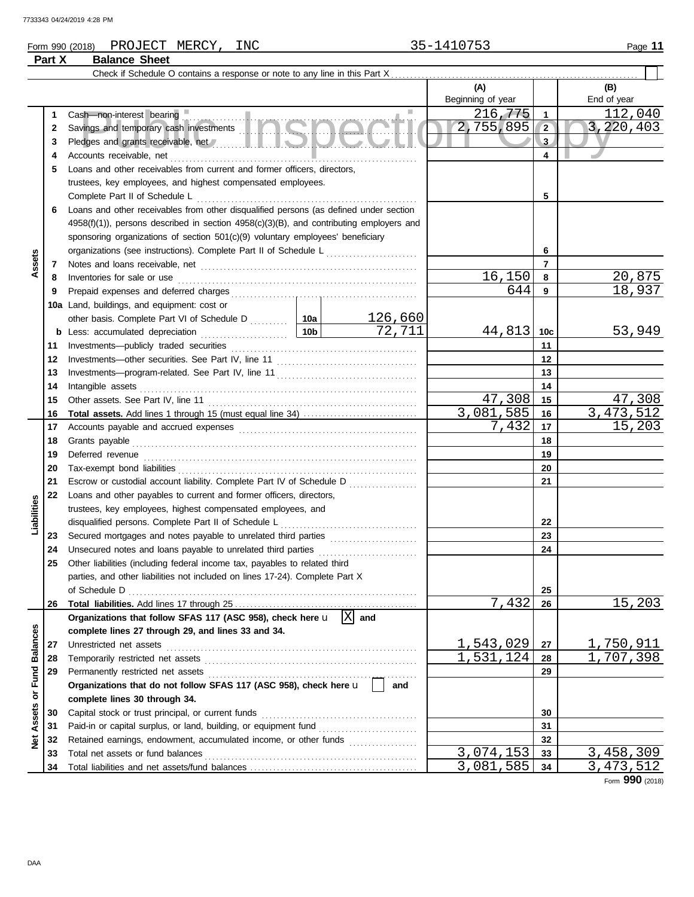Form 990 (2018) PROJECT MERCY, INC 35-1410753

**Part X Balance Sheet**

Check if Schedule O contains a response or note to any line in this Part X [ ]

| | | | | (A) Beginning of year | | (B) End of year |
|---|---|---|---|---|---|---|
| **Assets** | 1 | Cash—non-interest bearing | | 216,775 | 1 | 112,040 |
| | 2 | Savings and temporary cash investments | | 2,755,895 | 2 | 3,220,403 |
| | 3 | Pledges and grants receivable, net | | | 3 | |
| | 4 | Accounts receivable, net | | | 4 | |
| | 5 | Loans and other receivables from current and former officers, directors, trustees, key employees, and highest compensated employees. Complete Part II of Schedule L | | | 5 | |
| | 6 | Loans and other receivables from other disqualified persons (as defined under section 4958(f)(1)), persons described in section 4958(c)(3)(B), and contributing employers and sponsoring organizations of section 501(c)(9) voluntary employees' beneficiary organizations (see instructions). Complete Part II of Schedule L | | | 6 | |
| | 7 | Notes and loans receivable, net | | | 7 | |
| | 8 | Inventories for sale or use | | 16,150 | 8 | 20,875 |
| | 9 | Prepaid expenses and deferred charges | | 644 | 9 | 18,937 |
| | 10a | Land, buildings, and equipment: cost or other basis. Complete Part VI of Schedule D | 10a 126,660 | | | |
| | b | Less: accumulated depreciation | 10b 72,711 | 44,813 | 10c | 53,949 |
| | 11 | Investments—publicly traded securities | | | 11 | |
| | 12 | Investments—other securities. See Part IV, line 11 | | | 12 | |
| | 13 | Investments—program-related. See Part IV, line 11 | | | 13 | |
| | 14 | Intangible assets | | | 14 | |
| | 15 | Other assets. See Part IV, line 11 | | 47,308 | 15 | 47,308 |
| | 16 | **Total assets.** Add lines 1 through 15 (must equal line 34) | | 3,081,585 | 16 | 3,473,512 |
| **Liabilities** | 17 | Accounts payable and accrued expenses | | 7,432 | 17 | 15,203 |
| | 18 | Grants payable | | | 18 | |
| | 19 | Deferred revenue | | | 19 | |
| | 20 | Tax-exempt bond liabilities | | | 20 | |
| | 21 | Escrow or custodial account liability. Complete Part IV of Schedule D | | | 21 | |
| | 22 | Loans and other payables to current and former officers, directors, trustees, key employees, highest compensated employees, and disqualified persons. Complete Part II of Schedule L | | | 22 | |
| | 23 | Secured mortgages and notes payable to unrelated third parties | | | 23 | |
| | 24 | Unsecured notes and loans payable to unrelated third parties | | | 24 | |
| | 25 | Other liabilities (including federal income tax, payables to related third parties, and other liabilities not included on lines 17-24). Complete Part X of Schedule D | | | 25 | |
| | 26 | **Total liabilities.** Add lines 17 through 25 | | 7,432 | 26 | 15,203 |
| **Net Assets or Fund Balances** | | **Organizations that follow SFAS 117 (ASC 958), check here** [X] **and complete lines 27 through 29, and lines 33 and 34.** | | | | |
| | 27 | Unrestricted net assets | | 1,543,029 | 27 | 1,750,911 |
| | 28 | Temporarily restricted net assets | | 1,531,124 | 28 | 1,707,398 |
| | 29 | Permanently restricted net assets | | | 29 | |
| | | **Organizations that do not follow SFAS 117 (ASC 958), check here** [ ] **and complete lines 30 through 34.** | | | | |
| | 30 | Capital stock or trust principal, or current funds | | | 30 | |
| | 31 | Paid-in or capital surplus, or land, building, or equipment fund | | | 31 | |
| | 32 | Retained earnings, endowment, accumulated income, or other funds | | | 32 | |
| | 33 | Total net assets or fund balances | | 3,074,153 | 33 | 3,458,309 |
| | 34 | Total liabilities and net assets/fund balances | | 3,081,585 | 34 | 3,473,512 |

Form **990** (2018)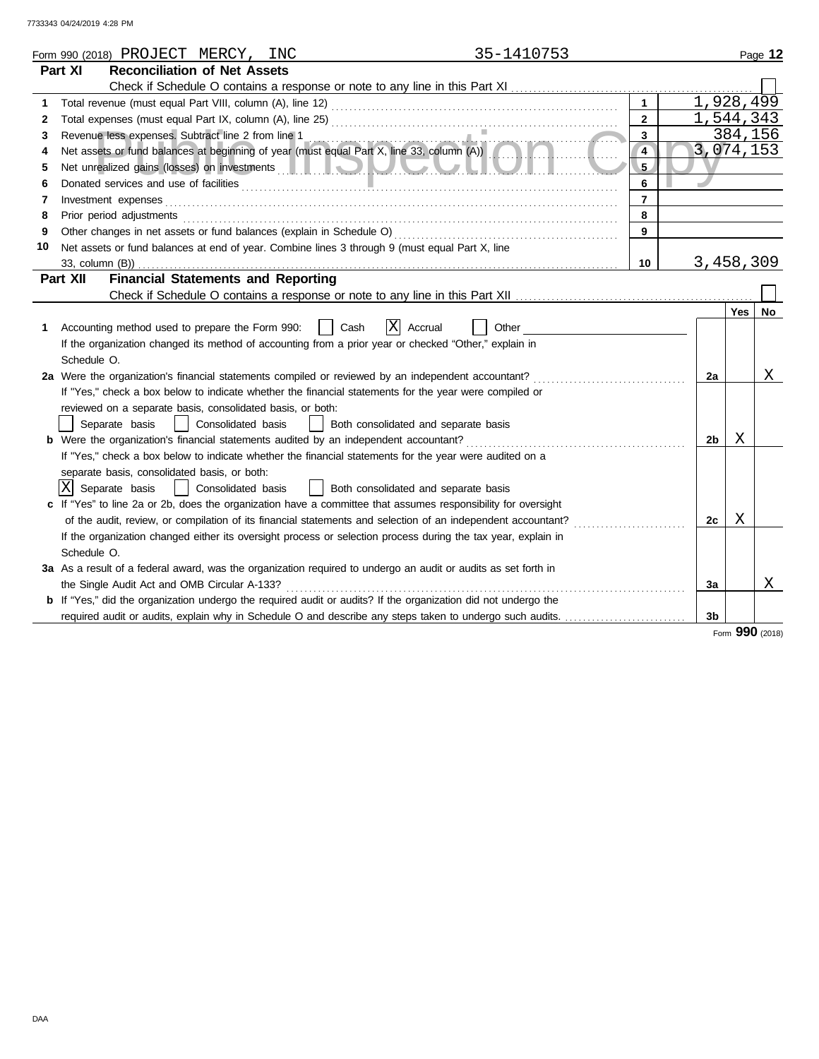7733343 04/24/2019 4:28 PM

Form 990 (2018) PROJECT MERCY, INC 35-1410753 Page **12**

## Part XI Reconciliation of Net Assets

Check if Schedule O contains a response or note to any line in this Part XI ☐

| | | | |
|---|---|---|---|
| 1 | Total revenue (must equal Part VIII, column (A), line 12) | 1 | 1,928,499 |
| 2 | Total expenses (must equal Part IX, column (A), line 25) | 2 | 1,544,343 |
| 3 | Revenue less expenses. Subtract line 2 from line 1 | 3 | 384,156 |
| 4 | Net assets or fund balances at beginning of year (must equal Part X, line 33, column (A)) | 4 | 3,074,153 |
| 5 | Net unrealized gains (losses) on investments | 5 | |
| 6 | Donated services and use of facilities | 6 | |
| 7 | Investment expenses | 7 | |
| 8 | Prior period adjustments | 8 | |
| 9 | Other changes in net assets or fund balances (explain in Schedule O) | 9 | |
| 10 | Net assets or fund balances at end of year. Combine lines 3 through 9 (must equal Part X, line 33, column (B)) | 10 | 3,458,309 |

## Part XII Financial Statements and Reporting

Check if Schedule O contains a response or note to any line in this Part XII ☐

| | | | Yes | No |
|---|---|---|---|---|
| 1 | Accounting method used to prepare the Form 990: ☐ Cash ☒ Accrual ☐ Other<br>If the organization changed its method of accounting from a prior year or checked "Other," explain in Schedule O. | | | |
| 2a | Were the organization's financial statements compiled or reviewed by an independent accountant?<br>If "Yes," check a box below to indicate whether the financial statements for the year were compiled or reviewed on a separate basis, consolidated basis, or both:<br>☐ Separate basis ☐ Consolidated basis ☐ Both consolidated and separate basis | 2a | | X |
| b | Were the organization's financial statements audited by an independent accountant?<br>If "Yes," check a box below to indicate whether the financial statements for the year were audited on a separate basis, consolidated basis, or both:<br>☒ Separate basis ☐ Consolidated basis ☐ Both consolidated and separate basis | 2b | X | |
| c | If "Yes" to line 2a or 2b, does the organization have a committee that assumes responsibility for oversight of the audit, review, or compilation of its financial statements and selection of an independent accountant?<br>If the organization changed either its oversight process or selection process during the tax year, explain in Schedule O. | 2c | X | |
| 3a | As a result of a federal award, was the organization required to undergo an audit or audits as set forth in the Single Audit Act and OMB Circular A-133? | 3a | | X |
| b | If "Yes," did the organization undergo the required audit or audits? If the organization did not undergo the required audit or audits, explain why in Schedule O and describe any steps taken to undergo such audits. | 3b | | |

Form **990** (2018)

DAA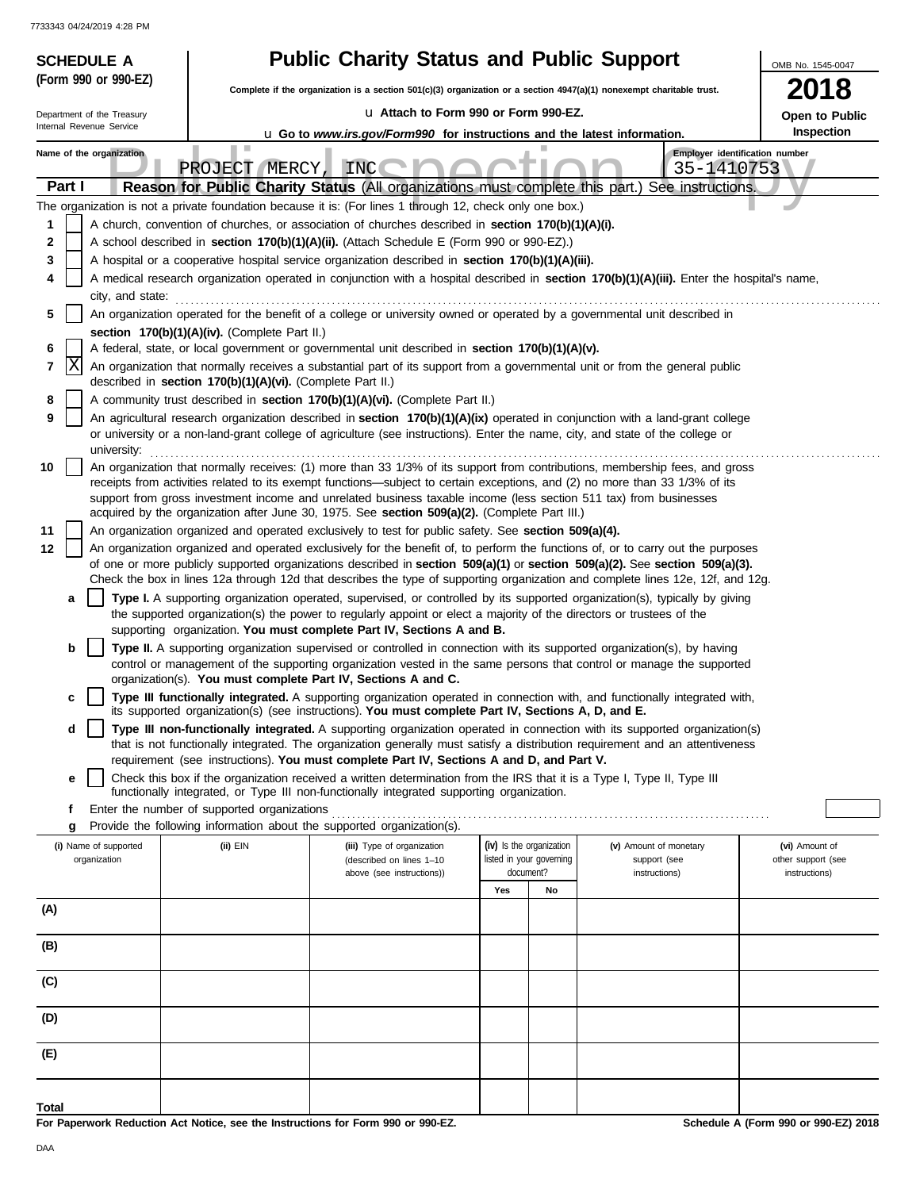**SCHEDULE A**
**(Form 990 or 990-EZ)**

Department of the Treasury
Internal Revenue Service

# Public Charity Status and Public Support

**Complete if the organization is a section 501(c)(3) organization or a section 4947(a)(1) nonexempt charitable trust.**

u Attach to Form 990 or Form 990-EZ.

u **Go to *www.irs.gov/Form990* for instructions and the latest information.**

OMB No. 1545-0047

**2018**

**Open to Public Inspection**

**Name of the organization:** PROJECT MERCY, INC

**Employer identification number:** 35-1410753

## Part I — Reason for Public Charity Status (All organizations must complete this part.) See instructions.

The organization is not a private foundation because it is: (For lines 1 through 12, check only one box.)

1. [ ] A church, convention of churches, or association of churches described in **section 170(b)(1)(A)(i).**
2. [ ] A school described in **section 170(b)(1)(A)(ii).** (Attach Schedule E (Form 990 or 990-EZ).)
3. [ ] A hospital or a cooperative hospital service organization described in **section 170(b)(1)(A)(iii).**
4. [ ] A medical research organization operated in conjunction with a hospital described in **section 170(b)(1)(A)(iii).** Enter the hospital's name, city, and state:
5. [ ] An organization operated for the benefit of a college or university owned or operated by a governmental unit described in **section 170(b)(1)(A)(iv).** (Complete Part II.)
6. [ ] A federal, state, or local government or governmental unit described in **section 170(b)(1)(A)(v).**
7. [X] An organization that normally receives a substantial part of its support from a governmental unit or from the general public described in **section 170(b)(1)(A)(vi).** (Complete Part II.)
8. [ ] A community trust described in **section 170(b)(1)(A)(vi).** (Complete Part II.)
9. [ ] An agricultural research organization described in **section 170(b)(1)(A)(ix)** operated in conjunction with a land-grant college or university or a non-land-grant college of agriculture (see instructions). Enter the name, city, and state of the college or university:
10. [ ] An organization that normally receives: (1) more than 33 1/3% of its support from contributions, membership fees, and gross receipts from activities related to its exempt functions—subject to certain exceptions, and (2) no more than 33 1/3% of its support from gross investment income and unrelated business taxable income (less section 511 tax) from businesses acquired by the organization after June 30, 1975. See **section 509(a)(2).** (Complete Part III.)
11. [ ] An organization organized and operated exclusively to test for public safety. See **section 509(a)(4).**
12. [ ] An organization organized and operated exclusively for the benefit of, to perform the functions of, or to carry out the purposes of one or more publicly supported organizations described in **section 509(a)(1)** or **section 509(a)(2).** See **section 509(a)(3).** Check the box in lines 12a through 12d that describes the type of supporting organization and complete lines 12e, 12f, and 12g.
   - **a** [ ] **Type I.** A supporting organization operated, supervised, or controlled by its supported organization(s), typically by giving the supported organization(s) the power to regularly appoint or elect a majority of the directors or trustees of the supporting organization. **You must complete Part IV, Sections A and B.**
   - **b** [ ] **Type II.** A supporting organization supervised or controlled in connection with its supported organization(s), by having control or management of the supporting organization vested in the same persons that control or manage the supported organization(s). **You must complete Part IV, Sections A and C.**
   - **c** [ ] **Type III functionally integrated.** A supporting organization operated in connection with, and functionally integrated with, its supported organization(s) (see instructions). **You must complete Part IV, Sections A, D, and E.**
   - **d** [ ] **Type III non-functionally integrated.** A supporting organization operated in connection with its supported organization(s) that is not functionally integrated. The organization generally must satisfy a distribution requirement and an attentiveness requirement (see instructions). **You must complete Part IV, Sections A and D, and Part V.**
   - **e** [ ] Check this box if the organization received a written determination from the IRS that it is a Type I, Type II, Type III functionally integrated, or Type III non-functionally integrated supporting organization.
   - **f** Enter the number of supported organizations
   - **g** Provide the following information about the supported organization(s).

| (i) Name of supported organization | (ii) EIN | (iii) Type of organization (described on lines 1–10 above (see instructions)) | (iv) Is the organization listed in your governing document? Yes | No | (v) Amount of monetary support (see instructions) | (vi) Amount of other support (see instructions) |
|---|---|---|---|---|---|---|
| (A) | | | | | | |
| (B) | | | | | | |
| (C) | | | | | | |
| (D) | | | | | | |
| (E) | | | | | | |
| **Total** | | | | | | |

**For Paperwork Reduction Act Notice, see the Instructions for Form 990 or 990-EZ.**

**Schedule A (Form 990 or 990-EZ) 2018**

DAA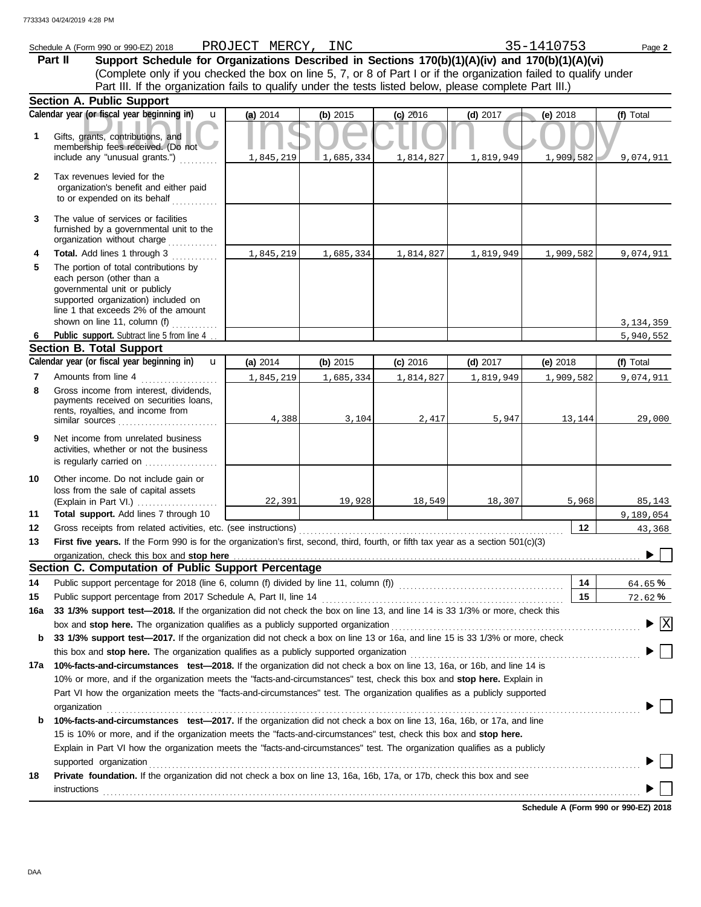Schedule A (Form 990 or 990-EZ) 2018 PROJECT MERCY, INC 35-1410753 Page **2**

## Part II Support Schedule for Organizations Described in Sections 170(b)(1)(A)(iv) and 170(b)(1)(A)(vi)

(Complete only if you checked the box on line 5, 7, or 8 of Part I or if the organization failed to qualify under Part III. If the organization fails to qualify under the tests listed below, please complete Part III.)

### Section A. Public Support

| | Calendar year (or fiscal year beginning in) | (a) 2014 | (b) 2015 | (c) 2016 | (d) 2017 | (e) 2018 | (f) Total |
|---|---|---|---|---|---|---|---|
| 1 | Gifts, grants, contributions, and membership fees received. (Do not include any "unusual grants.") | 1,845,219 | 1,685,334 | 1,814,827 | 1,819,949 | 1,909,582 | 9,074,911 |
| 2 | Tax revenues levied for the organization's benefit and either paid to or expended on its behalf | | | | | | |
| 3 | The value of services or facilities furnished by a governmental unit to the organization without charge | | | | | | |
| 4 | **Total.** Add lines 1 through 3 | 1,845,219 | 1,685,334 | 1,814,827 | 1,819,949 | 1,909,582 | 9,074,911 |
| 5 | The portion of total contributions by each person (other than a governmental unit or publicly supported organization) included on line 1 that exceeds 2% of the amount shown on line 11, column (f) | | | | | | 3,134,359 |
| 6 | **Public support.** Subtract line 5 from line 4 | | | | | | 5,940,552 |

### Section B. Total Support

| | Calendar year (or fiscal year beginning in) | (a) 2014 | (b) 2015 | (c) 2016 | (d) 2017 | (e) 2018 | (f) Total |
|---|---|---|---|---|---|---|---|
| 7 | Amounts from line 4 | 1,845,219 | 1,685,334 | 1,814,827 | 1,819,949 | 1,909,582 | 9,074,911 |
| 8 | Gross income from interest, dividends, payments received on securities loans, rents, royalties, and income from similar sources | 4,388 | 3,104 | 2,417 | 5,947 | 13,144 | 29,000 |
| 9 | Net income from unrelated business activities, whether or not the business is regularly carried on | | | | | | |
| 10 | Other income. Do not include gain or loss from the sale of capital assets (Explain in Part VI.) | 22,391 | 19,928 | 18,549 | 18,307 | 5,968 | 85,143 |
| 11 | **Total support.** Add lines 7 through 10 | | | | | | 9,189,054 |

12 Gross receipts from related activities, etc. (see instructions) — **12** — 43,368

13 **First five years.** If the Form 990 is for the organization's first, second, third, fourth, or fifth tax year as a section 501(c)(3) organization, check this box and **stop here** ☐

### Section C. Computation of Public Support Percentage

14 Public support percentage for 2018 (line 6, column (f) divided by line 11, column (f)) — **14** — 64.65 %

15 Public support percentage from 2017 Schedule A, Part II, line 14 — **15** — 72.62 %

16a **33 1/3% support test—2018.** If the organization did not check the box on line 13, and line 14 is 33 1/3% or more, check this box and **stop here.** The organization qualifies as a publicly supported organization ☒

b **33 1/3% support test—2017.** If the organization did not check a box on line 13 or 16a, and line 15 is 33 1/3% or more, check this box and **stop here.** The organization qualifies as a publicly supported organization ☐

17a **10%-facts-and-circumstances test—2018.** If the organization did not check a box on line 13, 16a, or 16b, and line 14 is 10% or more, and if the organization meets the "facts-and-circumstances" test, check this box and **stop here.** Explain in Part VI how the organization meets the "facts-and-circumstances" test. The organization qualifies as a publicly supported organization ☐

b **10%-facts-and-circumstances test—2017.** If the organization did not check a box on line 13, 16a, 16b, or 17a, and line 15 is 10% or more, and if the organization meets the "facts-and-circumstances" test, check this box and **stop here.** Explain in Part VI how the organization meets the "facts-and-circumstances" test. The organization qualifies as a publicly supported organization ☐

18 **Private foundation.** If the organization did not check a box on line 13, 16a, 16b, 17a, or 17b, check this box and see instructions ☐

**Schedule A (Form 990 or 990-EZ) 2018**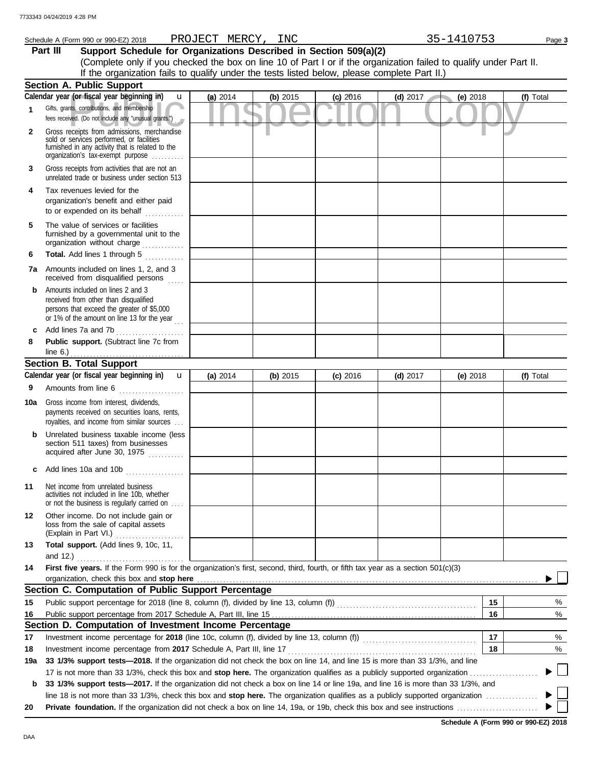Schedule A (Form 990 or 990-EZ) 2018 PROJECT MERCY, INC 35-1410753

## Part III Support Schedule for Organizations Described in Section 509(a)(2)

(Complete only if you checked the box on line 10 of Part I or if the organization failed to qualify under Part II. If the organization fails to qualify under the tests listed below, please complete Part II.)

### Section A. Public Support

| Calendar year (or fiscal year beginning in) | (a) 2014 | (b) 2015 | (c) 2016 | (d) 2017 | (e) 2018 | (f) Total |
|---|---|---|---|---|---|---|
| 1 Gifts, grants, contributions, and membership fees received. (Do not include any "unusual grants.") | | | | | | |
| 2 Gross receipts from admissions, merchandise sold or services performed, or facilities furnished in any activity that is related to the organization's tax-exempt purpose | | | | | | |
| 3 Gross receipts from activities that are not an unrelated trade or business under section 513 | | | | | | |
| 4 Tax revenues levied for the organization's benefit and either paid to or expended on its behalf | | | | | | |
| 5 The value of services or facilities furnished by a governmental unit to the organization without charge | | | | | | |
| 6 Total. Add lines 1 through 5 | | | | | | |
| 7a Amounts included on lines 1, 2, and 3 received from disqualified persons | | | | | | |
| b Amounts included on lines 2 and 3 received from other than disqualified persons that exceed the greater of $5,000 or 1% of the amount on line 13 for the year | | | | | | |
| c Add lines 7a and 7b | | | | | | |
| 8 Public support. (Subtract line 7c from line 6.) | | | | | | |

### Section B. Total Support

| Calendar year (or fiscal year beginning in) | (a) 2014 | (b) 2015 | (c) 2016 | (d) 2017 | (e) 2018 | (f) Total |
|---|---|---|---|---|---|---|
| 9 Amounts from line 6 | | | | | | |
| 10a Gross income from interest, dividends, payments received on securities loans, rents, royalties, and income from similar sources | | | | | | |
| b Unrelated business taxable income (less section 511 taxes) from businesses acquired after June 30, 1975 | | | | | | |
| c Add lines 10a and 10b | | | | | | |
| 11 Net income from unrelated business activities not included in line 10b, whether or not the business is regularly carried on | | | | | | |
| 12 Other income. Do not include gain or loss from the sale of capital assets (Explain in Part VI.) | | | | | | |
| 13 Total support. (Add lines 9, 10c, 11, and 12.) | | | | | | |

**14 First five years.** If the Form 990 is for the organization's first, second, third, fourth, or fifth tax year as a section 501(c)(3) organization, check this box and **stop here** ☐

### Section C. Computation of Public Support Percentage

| | | | |
|---|---|---|---|
| 15 | Public support percentage for 2018 (line 8, column (f), divided by line 13, column (f)) | 15 | % |
| 16 | Public support percentage from 2017 Schedule A, Part III, line 15 | 16 | % |

### Section D. Computation of Investment Income Percentage

| | | | |
|---|---|---|---|
| 17 | Investment income percentage for **2018** (line 10c, column (f), divided by line 13, column (f)) | 17 | % |
| 18 | Investment income percentage from **2017** Schedule A, Part III, line 17 | 18 | % |

**19a 33 1/3% support tests—2018.** If the organization did not check the box on line 14, and line 15 is more than 33 1/3%, and line 17 is not more than 33 1/3%, check this box and **stop here.** The organization qualifies as a publicly supported organization ☐

**b 33 1/3% support tests—2017.** If the organization did not check a box on line 14 or line 19a, and line 16 is more than 33 1/3%, and line 18 is not more than 33 1/3%, check this box and **stop here.** The organization qualifies as a publicly supported organization ☐

**20 Private foundation.** If the organization did not check a box on line 14, 19a, or 19b, check this box and see instructions ☐

**Schedule A (Form 990 or 990-EZ) 2018**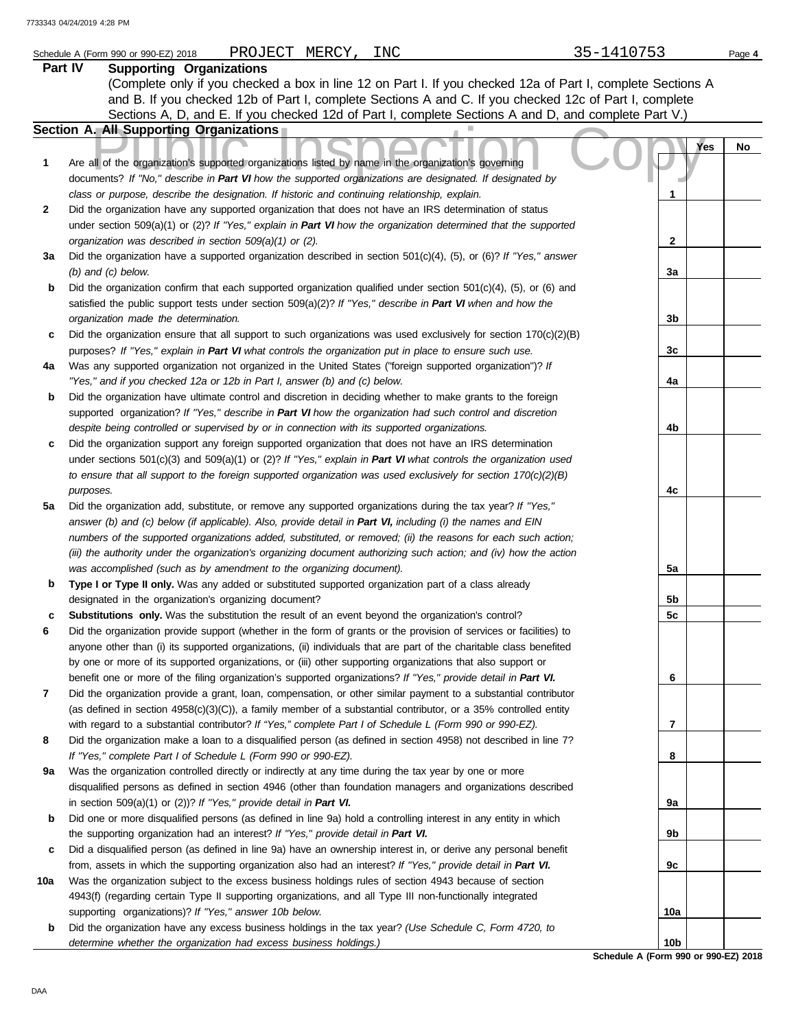Schedule A (Form 990 or 990-EZ) 2018 PROJECT MERCY, INC 35-1410753

## Part IV Supporting Organizations

(Complete only if you checked a box in line 12 on Part I. If you checked 12a of Part I, complete Sections A and B. If you checked 12b of Part I, complete Sections A and C. If you checked 12c of Part I, complete Sections A, D, and E. If you checked 12d of Part I, complete Sections A and D, and complete Part V.)

### Section A. All Supporting Organizations

| | | Line | Yes | No |
|---|---|---|---|---|
| **1** | Are all of the organization's supported organizations listed by name in the organization's governing documents? *If "No," describe in **Part VI** how the supported organizations are designated. If designated by class or purpose, describe the designation. If historic and continuing relationship, explain.* | 1 | | |
| **2** | Did the organization have any supported organization that does not have an IRS determination of status under section 509(a)(1) or (2)? *If "Yes," explain in **Part VI** how the organization determined that the supported organization was described in section 509(a)(1) or (2).* | 2 | | |
| **3a** | Did the organization have a supported organization described in section 501(c)(4), (5), or (6)? *If "Yes," answer (b) and (c) below.* | 3a | | |
| **b** | Did the organization confirm that each supported organization qualified under section 501(c)(4), (5), or (6) and satisfied the public support tests under section 509(a)(2)? *If "Yes," describe in **Part VI** when and how the organization made the determination.* | 3b | | |
| **c** | Did the organization ensure that all support to such organizations was used exclusively for section 170(c)(2)(B) purposes? *If "Yes," explain in **Part VI** what controls the organization put in place to ensure such use.* | 3c | | |
| **4a** | Was any supported organization not organized in the United States ("foreign supported organization")? *If "Yes," and if you checked 12a or 12b in Part I, answer (b) and (c) below.* | 4a | | |
| **b** | Did the organization have ultimate control and discretion in deciding whether to make grants to the foreign supported organization? *If "Yes," describe in **Part VI** how the organization had such control and discretion despite being controlled or supervised by or in connection with its supported organizations.* | 4b | | |
| **c** | Did the organization support any foreign supported organization that does not have an IRS determination under sections 501(c)(3) and 509(a)(1) or (2)? *If "Yes," explain in **Part VI** what controls the organization used to ensure that all support to the foreign supported organization was used exclusively for section 170(c)(2)(B) purposes.* | 4c | | |
| **5a** | Did the organization add, substitute, or remove any supported organizations during the tax year? *If "Yes," answer (b) and (c) below (if applicable). Also, provide detail in **Part VI,** including (i) the names and EIN numbers of the supported organizations added, substituted, or removed; (ii) the reasons for each such action; (iii) the authority under the organization's organizing document authorizing such action; and (iv) how the action was accomplished (such as by amendment to the organizing document).* | 5a | | |
| **b** | **Type I or Type II only.** Was any added or substituted supported organization part of a class already designated in the organization's organizing document? | 5b | | |
| **c** | **Substitutions only.** Was the substitution the result of an event beyond the organization's control? | 5c | | |
| **6** | Did the organization provide support (whether in the form of grants or the provision of services or facilities) to anyone other than (i) its supported organizations, (ii) individuals that are part of the charitable class benefited by one or more of its supported organizations, or (iii) other supporting organizations that also support or benefit one or more of the filing organization's supported organizations? *If "Yes," provide detail in **Part VI.*** | 6 | | |
| **7** | Did the organization provide a grant, loan, compensation, or other similar payment to a substantial contributor (as defined in section 4958(c)(3)(C)), a family member of a substantial contributor, or a 35% controlled entity with regard to a substantial contributor? *If "Yes," complete Part I of Schedule L (Form 990 or 990-EZ).* | 7 | | |
| **8** | Did the organization make a loan to a disqualified person (as defined in section 4958) not described in line 7? *If "Yes," complete Part I of Schedule L (Form 990 or 990-EZ).* | 8 | | |
| **9a** | Was the organization controlled directly or indirectly at any time during the tax year by one or more disqualified persons as defined in section 4946 (other than foundation managers and organizations described in section 509(a)(1) or (2))? *If "Yes," provide detail in **Part VI.*** | 9a | | |
| **b** | Did one or more disqualified persons (as defined in line 9a) hold a controlling interest in any entity in which the supporting organization had an interest? *If "Yes," provide detail in **Part VI.*** | 9b | | |
| **c** | Did a disqualified person (as defined in line 9a) have an ownership interest in, or derive any personal benefit from, assets in which the supporting organization also had an interest? *If "Yes," provide detail in **Part VI.*** | 9c | | |
| **10a** | Was the organization subject to the excess business holdings rules of section 4943 because of section 4943(f) (regarding certain Type II supporting organizations, and all Type III non-functionally integrated supporting organizations)? *If "Yes," answer 10b below.* | 10a | | |
| **b** | Did the organization have any excess business holdings in the tax year? *(Use Schedule C, Form 4720, to determine whether the organization had excess business holdings.)* | 10b | | |

**Schedule A (Form 990 or 990-EZ) 2018**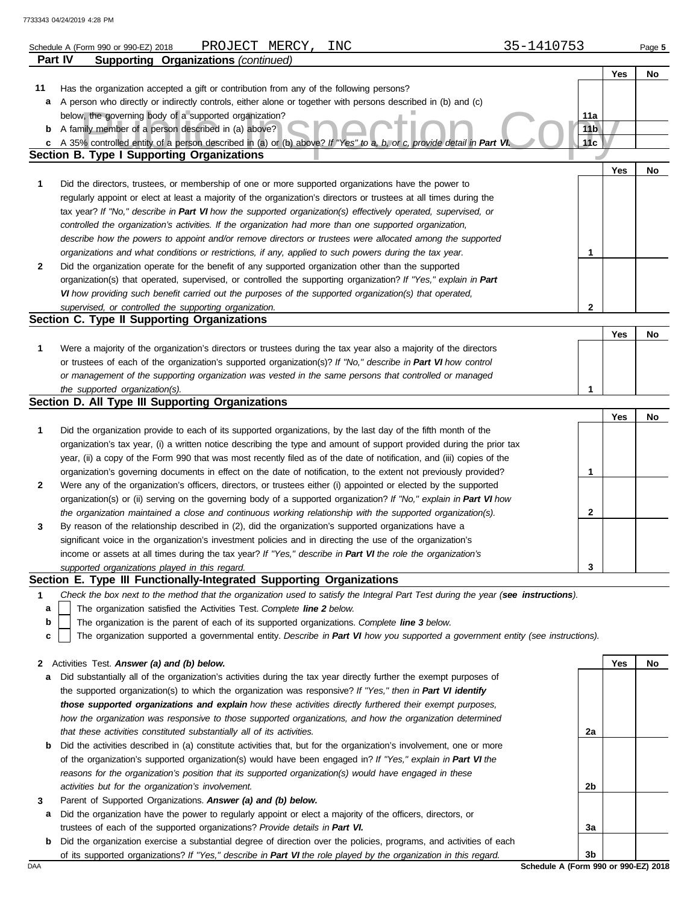Schedule A (Form 990 or 990-EZ) 2018 PROJECT MERCY, INC 35-1410753

## Part IV Supporting Organizations *(continued)*

| | | | Yes | No |
|---|---|---|---|---|
| **11** | Has the organization accepted a gift or contribution from any of the following persons? | | | |
| **a** | A person who directly or indirectly controls, either alone or together with persons described in (b) and (c) below, the governing body of a supported organization? | 11a | | |
| **b** | A family member of a person described in (a) above? | 11b | | |
| **c** | A 35% controlled entity of a person described in (a) or (b) above? *If "Yes" to a, b, or c, provide detail in* ***Part VI.*** | 11c | | |

### Section B. Type I Supporting Organizations

| | | | Yes | No |
|---|---|---|---|---|
| **1** | Did the directors, trustees, or membership of one or more supported organizations have the power to regularly appoint or elect at least a majority of the organization's directors or trustees at all times during the tax year? *If "No," describe in* ***Part VI*** *how the supported organization(s) effectively operated, supervised, or controlled the organization's activities. If the organization had more than one supported organization, describe how the powers to appoint and/or remove directors or trustees were allocated among the supported organizations and what conditions or restrictions, if any, applied to such powers during the tax year.* | 1 | | |
| **2** | Did the organization operate for the benefit of any supported organization other than the supported organization(s) that operated, supervised, or controlled the supporting organization? *If "Yes," explain in* ***Part VI*** *how providing such benefit carried out the purposes of the supported organization(s) that operated, supervised, or controlled the supporting organization.* | 2 | | |

### Section C. Type II Supporting Organizations

| | | | Yes | No |
|---|---|---|---|---|
| **1** | Were a majority of the organization's directors or trustees during the tax year also a majority of the directors or trustees of each of the organization's supported organization(s)? *If "No," describe in* ***Part VI*** *how control or management of the supporting organization was vested in the same persons that controlled or managed the supported organization(s).* | 1 | | |

### Section D. All Type III Supporting Organizations

| | | | Yes | No |
|---|---|---|---|---|
| **1** | Did the organization provide to each of its supported organizations, by the last day of the fifth month of the organization's tax year, (i) a written notice describing the type and amount of support provided during the prior tax year, (ii) a copy of the Form 990 that was most recently filed as of the date of notification, and (iii) copies of the organization's governing documents in effect on the date of notification, to the extent not previously provided? | 1 | | |
| **2** | Were any of the organization's officers, directors, or trustees either (i) appointed or elected by the supported organization(s) or (ii) serving on the governing body of a supported organization? *If "No," explain in* ***Part VI*** *how the organization maintained a close and continuous working relationship with the supported organization(s).* | 2 | | |
| **3** | By reason of the relationship described in (2), did the organization's supported organizations have a significant voice in the organization's investment policies and in directing the use of the organization's income or assets at all times during the tax year? *If "Yes," describe in* ***Part VI*** *the role the organization's supported organizations played in this regard.* | 3 | | |

### Section E. Type III Functionally-Integrated Supporting Organizations

**1** *Check the box next to the method that the organization used to satisfy the Integral Part Test during the year (****see instructions****).*

- **a** ☐ The organization satisfied the Activities Test. *Complete* ***line 2*** *below.*
- **b** ☐ The organization is the parent of each of its supported organizations. *Complete* ***line 3*** *below.*
- **c** ☐ The organization supported a governmental entity. *Describe in* ***Part VI*** *how you supported a government entity (see instructions).*

| | | | Yes | No |
|---|---|---|---|---|
| **2** | Activities Test. ***Answer (a) and (b) below.*** | | | |
| **a** | Did substantially all of the organization's activities during the tax year directly further the exempt purposes of the supported organization(s) to which the organization was responsive? *If "Yes," then in* ***Part VI identify those supported organizations and explain*** *how these activities directly furthered their exempt purposes, how the organization was responsive to those supported organizations, and how the organization determined that these activities constituted substantially all of its activities.* | 2a | | |
| **b** | Did the activities described in (a) constitute activities that, but for the organization's involvement, one or more of the organization's supported organization(s) would have been engaged in? *If "Yes," explain in* ***Part VI*** *the reasons for the organization's position that its supported organization(s) would have engaged in these activities but for the organization's involvement.* | 2b | | |
| **3** | Parent of Supported Organizations. ***Answer (a) and (b) below.*** | | | |
| **a** | Did the organization have the power to regularly appoint or elect a majority of the officers, directors, or trustees of each of the supported organizations? ***Provide details in Part VI.*** | 3a | | |
| **b** | Did the organization exercise a substantial degree of direction over the policies, programs, and activities of each of its supported organizations? *If "Yes," describe in* ***Part VI*** *the role played by the organization in this regard.* | 3b | | |

Schedule A (Form 990 or 990-EZ) 2018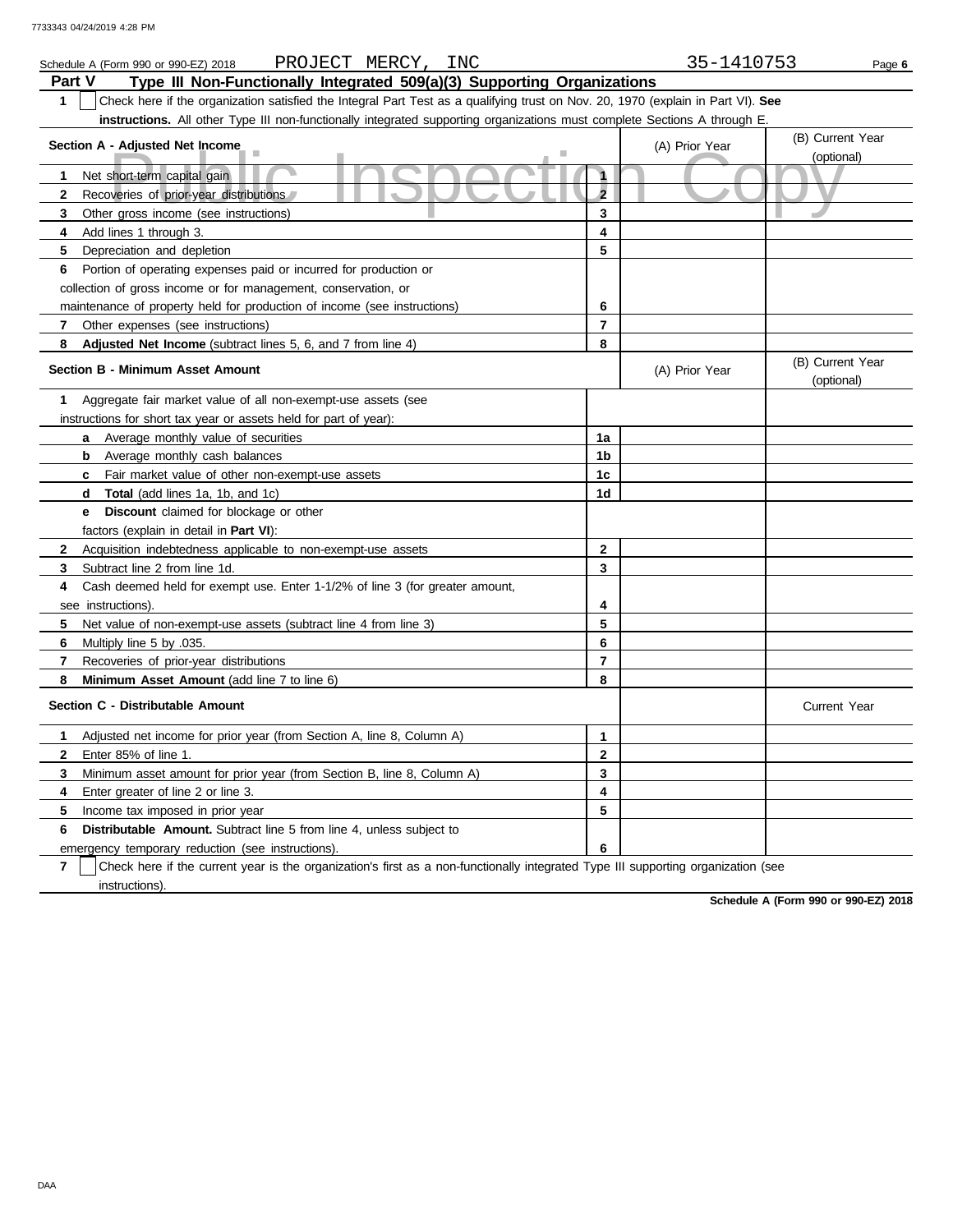Schedule A (Form 990 or 990-EZ) 2018 PROJECT MERCY, INC 35-1410753

## Part V Type III Non-Functionally Integrated 509(a)(3) Supporting Organizations

**1** ☐ Check here if the organization satisfied the Integral Part Test as a qualifying trust on Nov. 20, 1970 (explain in Part VI). **See instructions.** All other Type III non-functionally integrated supporting organizations must complete Sections A through E.

| Section A - Adjusted Net Income | | (A) Prior Year | (B) Current Year (optional) |
|---|---|---|---|
| **1** Net short-term capital gain | 1 | | |
| **2** Recoveries of prior-year distributions | 2 | | |
| **3** Other gross income (see instructions) | 3 | | |
| **4** Add lines 1 through 3. | 4 | | |
| **5** Depreciation and depletion | 5 | | |
| **6** Portion of operating expenses paid or incurred for production or collection of gross income or for management, conservation, or maintenance of property held for production of income (see instructions) | 6 | | |
| **7** Other expenses (see instructions) | 7 | | |
| **8** **Adjusted Net Income** (subtract lines 5, 6, and 7 from line 4) | 8 | | |

| Section B - Minimum Asset Amount | | (A) Prior Year | (B) Current Year (optional) |
|---|---|---|---|
| **1** Aggregate fair market value of all non-exempt-use assets (see instructions for short tax year or assets held for part of year): | | | |
| **a** Average monthly value of securities | 1a | | |
| **b** Average monthly cash balances | 1b | | |
| **c** Fair market value of other non-exempt-use assets | 1c | | |
| **d** **Total** (add lines 1a, 1b, and 1c) | 1d | | |
| **e** **Discount** claimed for blockage or other factors (explain in detail in **Part VI**): | | | |
| **2** Acquisition indebtedness applicable to non-exempt-use assets | 2 | | |
| **3** Subtract line 2 from line 1d. | 3 | | |
| **4** Cash deemed held for exempt use. Enter 1-1/2% of line 3 (for greater amount, see instructions). | 4 | | |
| **5** Net value of non-exempt-use assets (subtract line 4 from line 3) | 5 | | |
| **6** Multiply line 5 by .035. | 6 | | |
| **7** Recoveries of prior-year distributions | 7 | | |
| **8** **Minimum Asset Amount** (add line 7 to line 6) | 8 | | |

| Section C - Distributable Amount | | | Current Year |
|---|---|---|---|
| **1** Adjusted net income for prior year (from Section A, line 8, Column A) | 1 | | |
| **2** Enter 85% of line 1. | 2 | | |
| **3** Minimum asset amount for prior year (from Section B, line 8, Column A) | 3 | | |
| **4** Enter greater of line 2 or line 3. | 4 | | |
| **5** Income tax imposed in prior year | 5 | | |
| **6** **Distributable Amount.** Subtract line 5 from line 4, unless subject to emergency temporary reduction (see instructions). | 6 | | |

**7** ☐ Check here if the current year is the organization's first as a non-functionally integrated Type III supporting organization (see instructions).

**Schedule A (Form 990 or 990-EZ) 2018**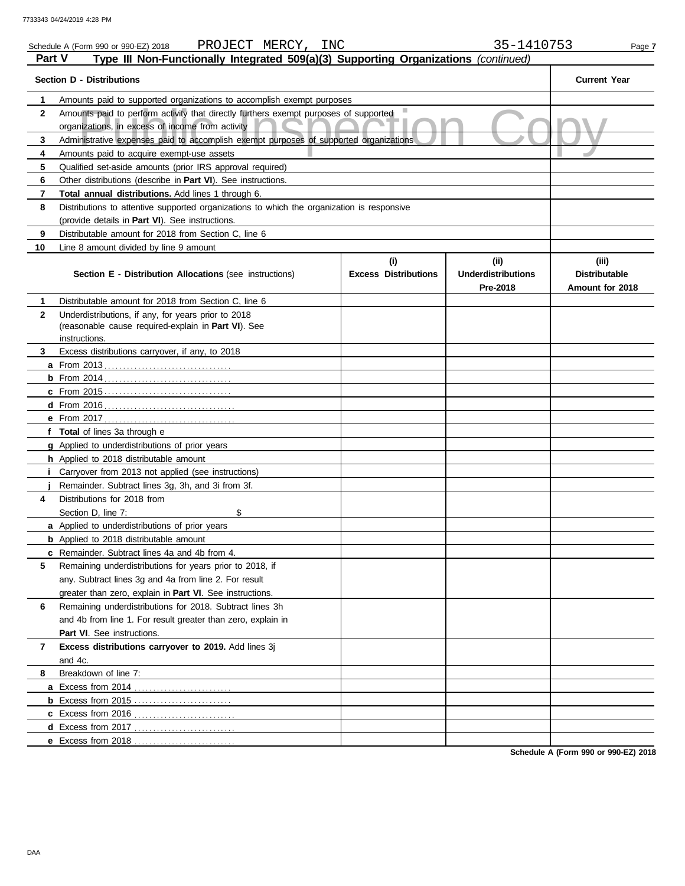Schedule A (Form 990 or 990-EZ) 2018 PROJECT MERCY, INC 35-1410753

## Part V Type III Non-Functionally Integrated 509(a)(3) Supporting Organizations *(continued)*

| | Section D - Distributions | Current Year |
|---|---|---|
| 1 | Amounts paid to supported organizations to accomplish exempt purposes | |
| 2 | Amounts paid to perform activity that directly furthers exempt purposes of supported organizations, in excess of income from activity | |
| 3 | Administrative expenses paid to accomplish exempt purposes of supported organizations | |
| 4 | Amounts paid to acquire exempt-use assets | |
| 5 | Qualified set-aside amounts (prior IRS approval required) | |
| 6 | Other distributions (describe in **Part VI**). See instructions. | |
| 7 | **Total annual distributions.** Add lines 1 through 6. | |
| 8 | Distributions to attentive supported organizations to which the organization is responsive (provide details in **Part VI**). See instructions. | |
| 9 | Distributable amount for 2018 from Section C, line 6 | |
| 10 | Line 8 amount divided by line 9 amount | |

| | Section E - Distribution Allocations (see instructions) | (i) Excess Distributions | (ii) Underdistributions Pre-2018 | (iii) Distributable Amount for 2018 |
|---|---|---|---|---|
| 1 | Distributable amount for 2018 from Section C, line 6 | | | |
| 2 | Underdistributions, if any, for years prior to 2018 (reasonable cause required-explain in **Part VI**). See instructions. | | | |
| 3 | Excess distributions carryover, if any, to 2018 | | | |
| a | From 2013 | | | |
| b | From 2014 | | | |
| c | From 2015 | | | |
| d | From 2016 | | | |
| e | From 2017 | | | |
| f | **Total** of lines 3a through e | | | |
| g | Applied to underdistributions of prior years | | | |
| h | Applied to 2018 distributable amount | | | |
| i | Carryover from 2013 not applied (see instructions) | | | |
| j | Remainder. Subtract lines 3g, 3h, and 3i from 3f. | | | |
| 4 | Distributions for 2018 from Section D, line 7: $ | | | |
| a | Applied to underdistributions of prior years | | | |
| b | Applied to 2018 distributable amount | | | |
| c | Remainder. Subtract lines 4a and 4b from 4. | | | |
| 5 | Remaining underdistributions for years prior to 2018, if any. Subtract lines 3g and 4a from line 2. For result greater than zero, explain in **Part VI**. See instructions. | | | |
| 6 | Remaining underdistributions for 2018. Subtract lines 3h and 4b from line 1. For result greater than zero, explain in **Part VI**. See instructions. | | | |
| 7 | **Excess distributions carryover to 2019.** Add lines 3j and 4c. | | | |
| 8 | Breakdown of line 7: | | | |
| a | Excess from 2014 | | | |
| b | Excess from 2015 | | | |
| c | Excess from 2016 | | | |
| d | Excess from 2017 | | | |
| e | Excess from 2018 | | | |

Schedule A (Form 990 or 990-EZ) 2018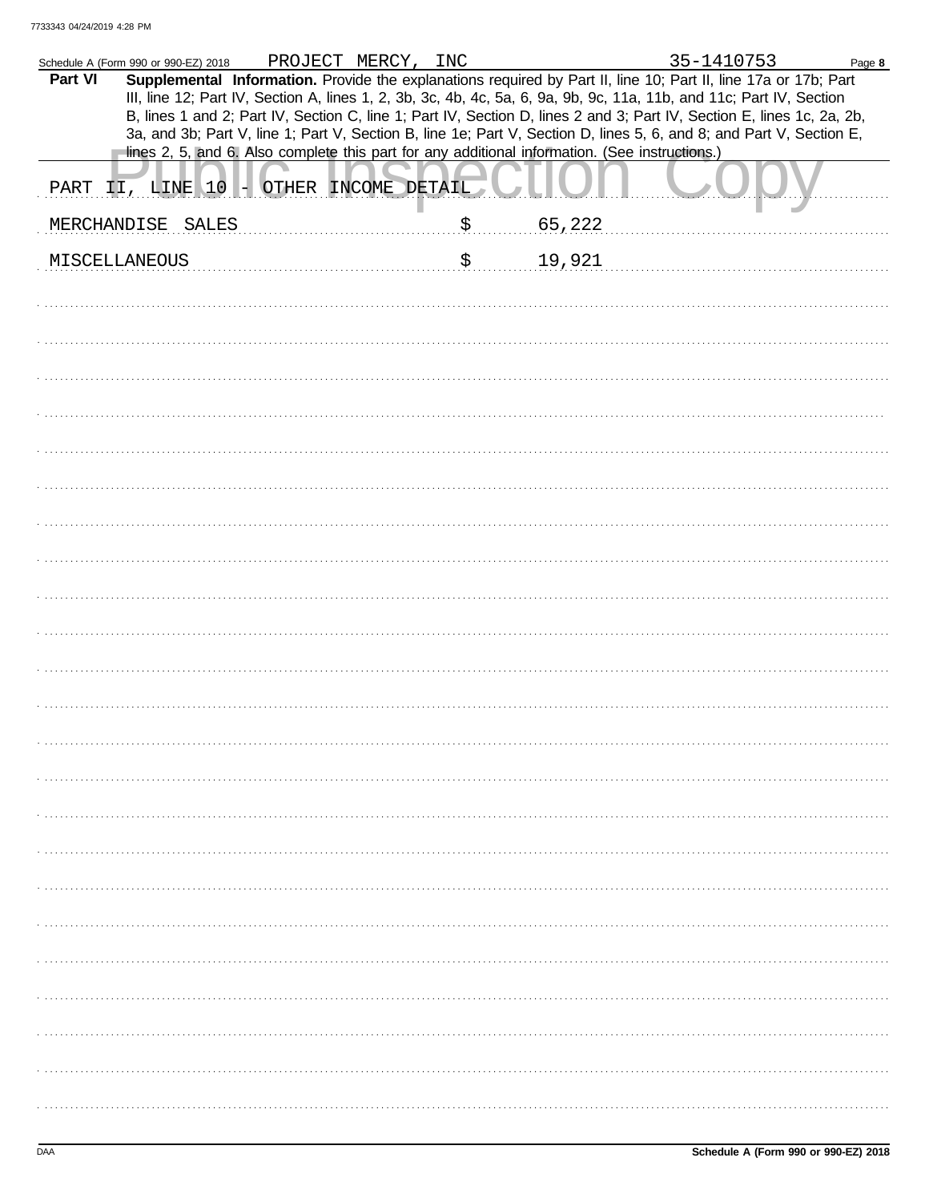Schedule A (Form 990 or 990-EZ) 2018 PROJECT MERCY, INC 35-1410753

**Part VI** **Supplemental Information.** Provide the explanations required by Part II, line 10; Part II, line 17a or 17b; Part III, line 12; Part IV, Section A, lines 1, 2, 3b, 3c, 4b, 4c, 5a, 6, 9a, 9b, 9c, 11a, 11b, and 11c; Part IV, Section B, lines 1 and 2; Part IV, Section C, line 1; Part IV, Section D, lines 2 and 3; Part IV, Section E, lines 1c, 2a, 2b, 3a, and 3b; Part V, line 1; Part V, Section B, line 1e; Part V, Section D, lines 5, 6, and 8; and Part V, Section E, lines 2, 5, and 6. Also complete this part for any additional information. (See instructions.)

PART II, LINE 10 - OTHER INCOME DETAIL

| | |
|---|---|
| MERCHANDISE SALES | $ 65,222 |
| MISCELLANEOUS | $ 19,921 |

DAA Schedule A (Form 990 or 990-EZ) 2018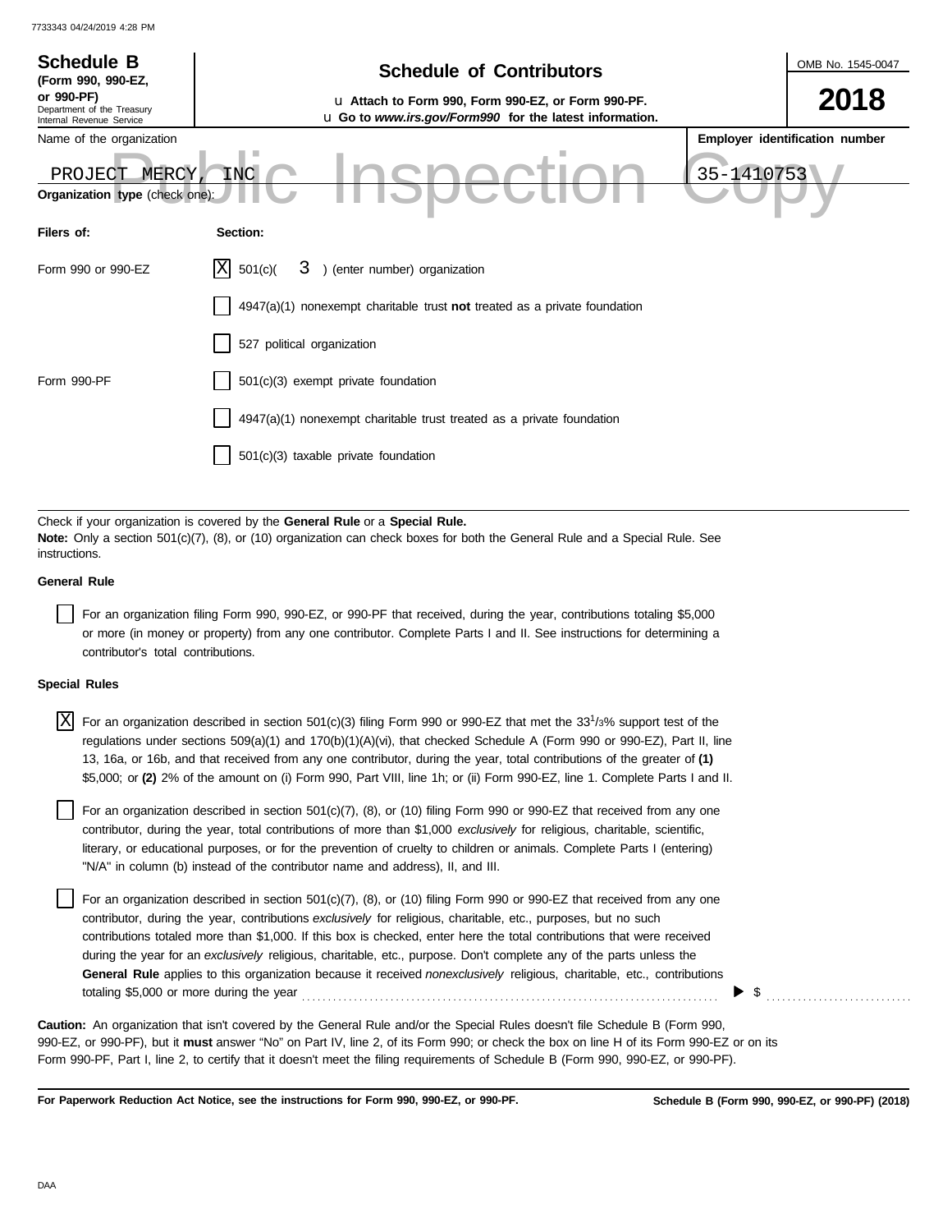7733343 04/24/2019 4:28 PM

**Schedule B**
**(Form 990, 990-EZ, or 990-PF)**
Department of the Treasury
Internal Revenue Service

# Schedule of Contributors

u **Attach to Form 990, Form 990-EZ, or Form 990-PF.**
u **Go to *www.irs.gov/Form990* for the latest information.**

OMB No. 1545-0047

**2018**

Name of the organization: PROJECT MERCY, INC

**Employer identification number:** 35-1410753

Public Inspection Copy

**Organization type** (check one):

| Filers of: | Section: |
|---|---|
| Form 990 or 990-EZ | [X] 501(c)( 3 ) (enter number) organization |
| | [ ] 4947(a)(1) nonexempt charitable trust **not** treated as a private foundation |
| | [ ] 527 political organization |
| Form 990-PF | [ ] 501(c)(3) exempt private foundation |
| | [ ] 4947(a)(1) nonexempt charitable trust treated as a private foundation |
| | [ ] 501(c)(3) taxable private foundation |

Check if your organization is covered by the **General Rule** or a **Special Rule.**
**Note:** Only a section 501(c)(7), (8), or (10) organization can check boxes for both the General Rule and a Special Rule. See instructions.

**General Rule**

[ ] For an organization filing Form 990, 990-EZ, or 990-PF that received, during the year, contributions totaling $5,000 or more (in money or property) from any one contributor. Complete Parts I and II. See instructions for determining a contributor's total contributions.

**Special Rules**

[X] For an organization described in section 501(c)(3) filing Form 990 or 990-EZ that met the $33^{1}/_{3}$% support test of the regulations under sections 509(a)(1) and 170(b)(1)(A)(vi), that checked Schedule A (Form 990 or 990-EZ), Part II, line 13, 16a, or 16b, and that received from any one contributor, during the year, total contributions of the greater of **(1)** $5,000; or **(2)** 2% of the amount on (i) Form 990, Part VIII, line 1h; or (ii) Form 990-EZ, line 1. Complete Parts I and II.

[ ] For an organization described in section 501(c)(7), (8), or (10) filing Form 990 or 990-EZ that received from any one contributor, during the year, total contributions of more than $1,000 *exclusively* for religious, charitable, scientific, literary, or educational purposes, or for the prevention of cruelty to children or animals. Complete Parts I (entering) "N/A" in column (b) instead of the contributor name and address), II, and III.

[ ] For an organization described in section 501(c)(7), (8), or (10) filing Form 990 or 990-EZ that received from any one contributor, during the year, contributions *exclusively* for religious, charitable, etc., purposes, but no such contributions totaled more than $1,000. If this box is checked, enter here the total contributions that were received during the year for an *exclusively* religious, charitable, etc., purpose. Don't complete any of the parts unless the **General Rule** applies to this organization because it received *nonexclusively* religious, charitable, etc., contributions totaling $5,000 or more during the year ........ ▶ $ ..........

**Caution:** An organization that isn't covered by the General Rule and/or the Special Rules doesn't file Schedule B (Form 990, 990-EZ, or 990-PF), but it **must** answer "No" on Part IV, line 2, of its Form 990; or check the box on line H of its Form 990-EZ or on its Form 990-PF, Part I, line 2, to certify that it doesn't meet the filing requirements of Schedule B (Form 990, 990-EZ, or 990-PF).

**For Paperwork Reduction Act Notice, see the instructions for Form 990, 990-EZ, or 990-PF.** **Schedule B (Form 990, 990-EZ, or 990-PF) (2018)**

DAA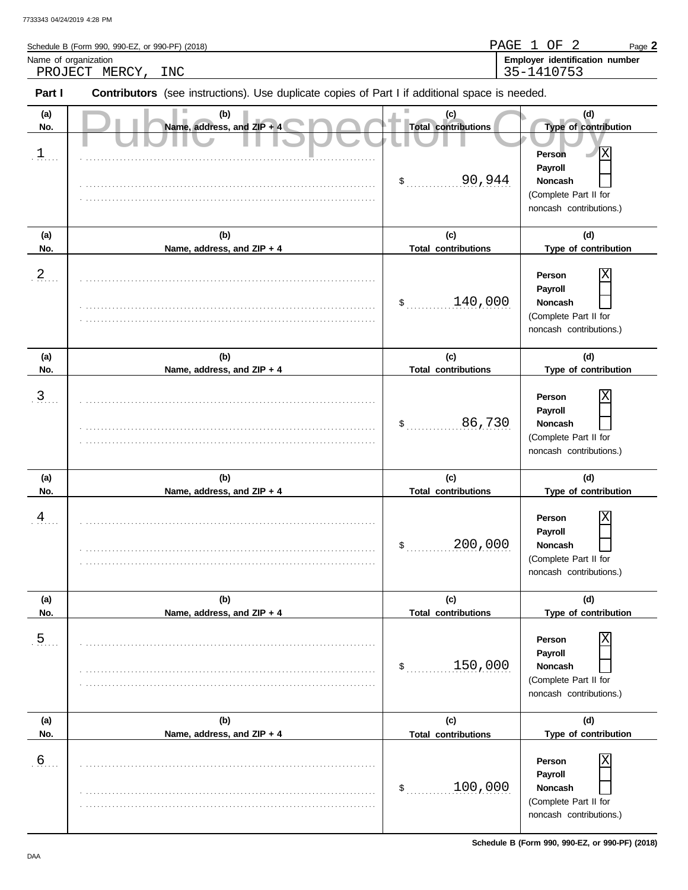Schedule B (Form 990, 990-EZ, or 990-PF) (2018) PAGE 1 OF 2 Page **2**

Name of organization: PROJECT MERCY, INC

Employer identification number: 35-1410753

**Part I** **Contributors** (see instructions). Use duplicate copies of Part I if additional space is needed.

Public Inspection Copy

| (a) No. | (b) Name, address, and ZIP + 4 | (c) Total contributions | (d) Type of contribution |
|---|---|---|---|
| 1 | | $ 90,944 | Person [X] Payroll [ ] Noncash [ ] (Complete Part II for noncash contributions.) |
| 2 | | $ 140,000 | Person [X] Payroll [ ] Noncash [ ] (Complete Part II for noncash contributions.) |
| 3 | | $ 86,730 | Person [X] Payroll [ ] Noncash [ ] (Complete Part II for noncash contributions.) |
| 4 | | $ 200,000 | Person [X] Payroll [ ] Noncash [ ] (Complete Part II for noncash contributions.) |
| 5 | | $ 150,000 | Person [X] Payroll [ ] Noncash [ ] (Complete Part II for noncash contributions.) |
| 6 | | $ 100,000 | Person [X] Payroll [ ] Noncash [ ] (Complete Part II for noncash contributions.) |

DAA

Schedule B (Form 990, 990-EZ, or 990-PF) (2018)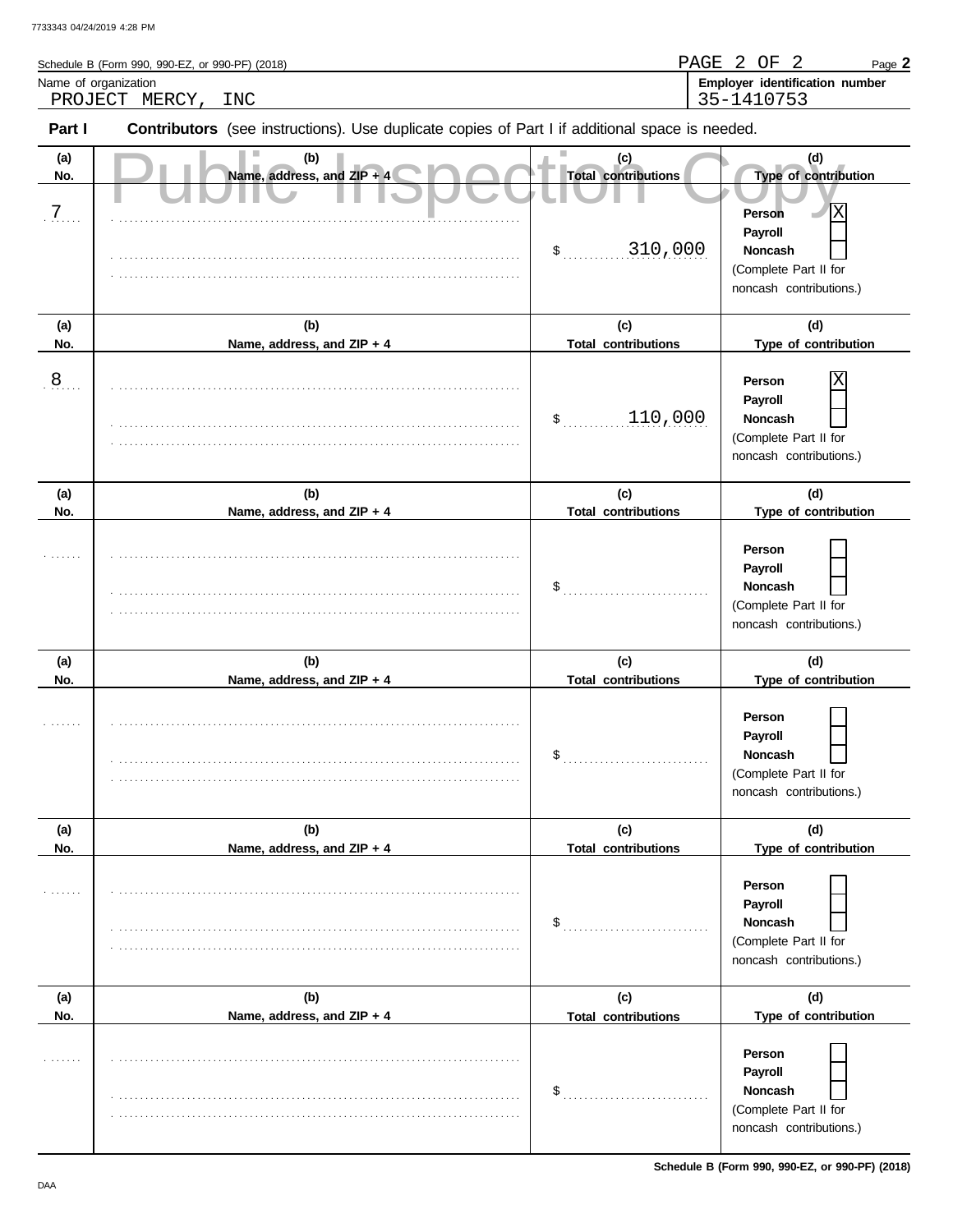Schedule B (Form 990, 990-EZ, or 990-PF) (2018)

Name of organization
PROJECT MERCY, INC

Employer identification number
35-1410753

**Part I** **Contributors** (see instructions). Use duplicate copies of Part I if additional space is needed.

Public Inspection Copy

| (a) No. | (b) Name, address, and ZIP + 4 | (c) Total contributions | (d) Type of contribution |
|---|---|---|---|
| 7 | | $ 310,000 | Person [X] Payroll [ ] Noncash [ ] (Complete Part II for noncash contributions.) |
| 8 | | $ 110,000 | Person [X] Payroll [ ] Noncash [ ] (Complete Part II for noncash contributions.) |
| | | $ | Person [ ] Payroll [ ] Noncash [ ] (Complete Part II for noncash contributions.) |
| | | $ | Person [ ] Payroll [ ] Noncash [ ] (Complete Part II for noncash contributions.) |
| | | $ | Person [ ] Payroll [ ] Noncash [ ] (Complete Part II for noncash contributions.) |
| | | $ | Person [ ] Payroll [ ] Noncash [ ] (Complete Part II for noncash contributions.) |

Schedule B (Form 990, 990-EZ, or 990-PF) (2018)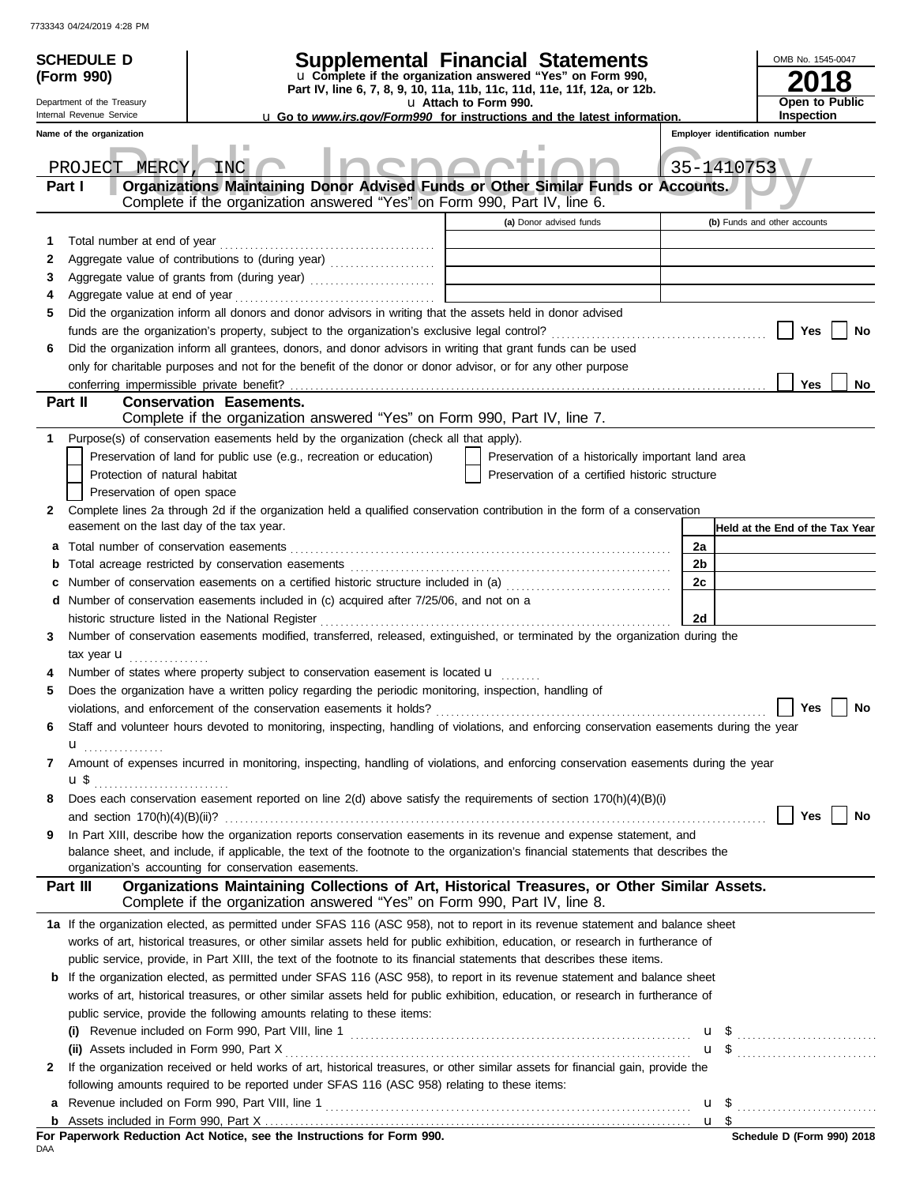7733343 04/24/2019 4:28 PM

**SCHEDULE D (Form 990)**

Department of the Treasury
Internal Revenue Service

# Supplemental Financial Statements

u Complete if the organization answered "Yes" on Form 990, Part IV, line 6, 7, 8, 9, 10, 11a, 11b, 11c, 11d, 11e, 11f, 12a, or 12b.
u Attach to Form 990.
u Go to *www.irs.gov/Form990* for instructions and the latest information.

OMB No. 1545-0047

**2018**

**Open to Public Inspection**

Public Inspection Copy

| Name of the organization | Employer identification number |
|---|---|
| PROJECT MERCY, INC | 35-1410753 |

## Part I — Organizations Maintaining Donor Advised Funds or Other Similar Funds or Accounts.
Complete if the organization answered "Yes" on Form 990, Part IV, line 6.

| | | (a) Donor advised funds | (b) Funds and other accounts |
|---|---|---|---|
| 1 | Total number at end of year | | |
| 2 | Aggregate value of contributions to (during year) | | |
| 3 | Aggregate value of grants from (during year) | | |
| 4 | Aggregate value at end of year | | |

5 Did the organization inform all donors and donor advisors in writing that the assets held in donor advised funds are the organization's property, subject to the organization's exclusive legal control? ☐ Yes ☐ No

6 Did the organization inform all grantees, donors, and donor advisors in writing that grant funds can be used only for charitable purposes and not for the benefit of the donor or donor advisor, or for any other purpose conferring impermissible private benefit? ☐ Yes ☐ No

## Part II — Conservation Easements.
Complete if the organization answered "Yes" on Form 990, Part IV, line 7.

1 Purpose(s) of conservation easements held by the organization (check all that apply).

- ☐ Preservation of land for public use (e.g., recreation or education)
- ☐ Protection of natural habitat
- ☐ Preservation of open space
- ☐ Preservation of a historically important land area
- ☐ Preservation of a certified historic structure

2 Complete lines 2a through 2d if the organization held a qualified conservation contribution in the form of a conservation easement on the last day of the tax year.

| | | | Held at the End of the Tax Year |
|---|---|---|---|
| a | Total number of conservation easements | 2a | |
| b | Total acreage restricted by conservation easements | 2b | |
| c | Number of conservation easements on a certified historic structure included in (a) | 2c | |
| d | Number of conservation easements included in (c) acquired after 7/25/06, and not on a historic structure listed in the National Register | 2d | |

3 Number of conservation easements modified, transferred, released, extinguished, or terminated by the organization during the tax year u

4 Number of states where property subject to conservation easement is located u

5 Does the organization have a written policy regarding the periodic monitoring, inspection, handling of violations, and enforcement of the conservation easements it holds? ☐ Yes ☐ No

6 Staff and volunteer hours devoted to monitoring, inspecting, handling of violations, and enforcing conservation easements during the year u

7 Amount of expenses incurred in monitoring, inspecting, handling of violations, and enforcing conservation easements during the year u $

8 Does each conservation easement reported on line 2(d) above satisfy the requirements of section 170(h)(4)(B)(i) and section 170(h)(4)(B)(ii)? ☐ Yes ☐ No

9 In Part XIII, describe how the organization reports conservation easements in its revenue and expense statement, and balance sheet, and include, if applicable, the text of the footnote to the organization's financial statements that describes the organization's accounting for conservation easements.

## Part III — Organizations Maintaining Collections of Art, Historical Treasures, or Other Similar Assets.
Complete if the organization answered "Yes" on Form 990, Part IV, line 8.

1a If the organization elected, as permitted under SFAS 116 (ASC 958), not to report in its revenue statement and balance sheet works of art, historical treasures, or other similar assets held for public exhibition, education, or research in furtherance of public service, provide, in Part XIII, the text of the footnote to its financial statements that describes these items.

b If the organization elected, as permitted under SFAS 116 (ASC 958), to report in its revenue statement and balance sheet works of art, historical treasures, or other similar assets held for public exhibition, education, or research in furtherance of public service, provide the following amounts relating to these items:

(i) Revenue included on Form 990, Part VIII, line 1 u $

(ii) Assets included in Form 990, Part X u $

2 If the organization received or held works of art, historical treasures, or other similar assets for financial gain, provide the following amounts required to be reported under SFAS 116 (ASC 958) relating to these items:

a Revenue included on Form 990, Part VIII, line 1 u $

b Assets included in Form 990, Part X u $

**For Paperwork Reduction Act Notice, see the Instructions for Form 990.**

DAA

**Schedule D (Form 990) 2018**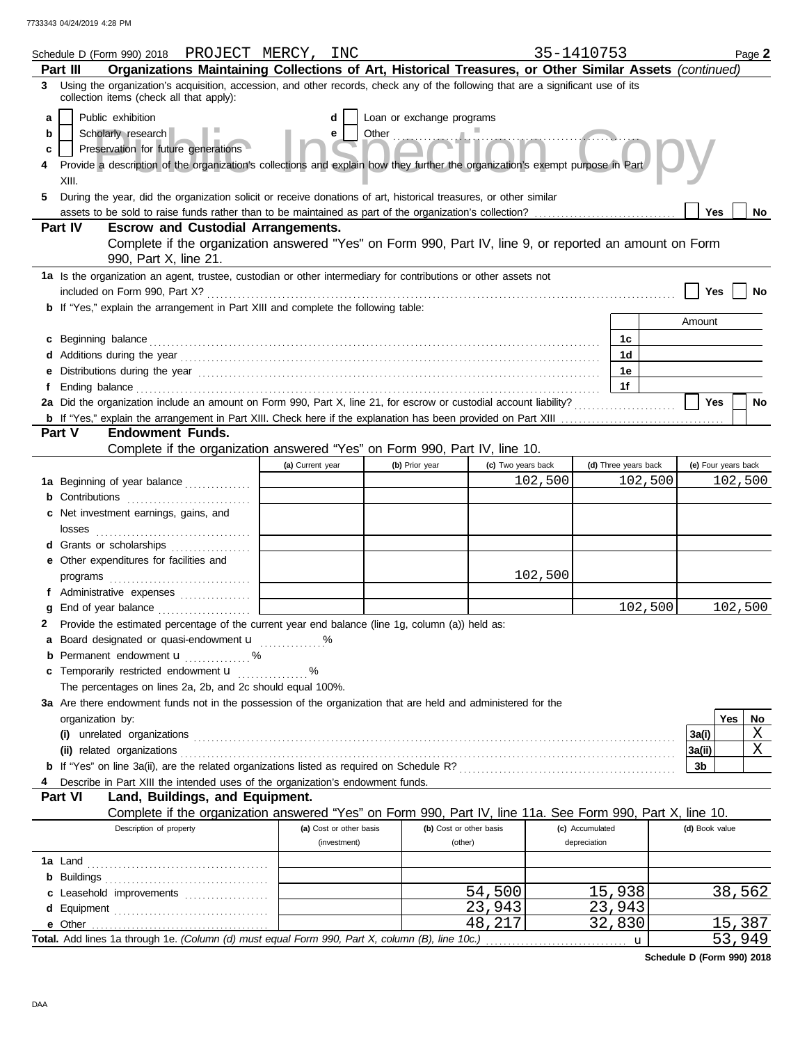Schedule D (Form 990) 2018 PROJECT MERCY, INC 35-1410753 Page **2**

## Part III Organizations Maintaining Collections of Art, Historical Treasures, or Other Similar Assets *(continued)*

**3** Using the organization's acquisition, accession, and other records, check any of the following that are a significant use of its collection items (check all that apply):

- **a** [ ] Public exhibition
- **b** [ ] Scholarly research
- **c** [ ] Preservation for future generations
- **d** [ ] Loan or exchange programs
- **e** [ ] Other

**4** Provide a description of the organization's collections and explain how they further the organization's exempt purpose in Part XIII.

**5** During the year, did the organization solicit or receive donations of art, historical treasures, or other similar assets to be sold to raise funds rather than to be maintained as part of the organization's collection? [ ] Yes [ ] No

## Part IV Escrow and Custodial Arrangements.

Complete if the organization answered "Yes" on Form 990, Part IV, line 9, or reported an amount on Form 990, Part X, line 21.

**1a** Is the organization an agent, trustee, custodian or other intermediary for contributions or other assets not included on Form 990, Part X? [ ] Yes [ ] No

**b** If "Yes," explain the arrangement in Part XIII and complete the following table:

| | | Amount |
|---|---|---|
| **c** Beginning balance | 1c | |
| **d** Additions during the year | 1d | |
| **e** Distributions during the year | 1e | |
| **f** Ending balance | 1f | |

**2a** Did the organization include an amount on Form 990, Part X, line 21, for escrow or custodial account liability? [ ] Yes [ ] No

**b** If "Yes," explain the arrangement in Part XIII. Check here if the explanation has been provided on Part XIII [ ]

## Part V Endowment Funds.

Complete if the organization answered "Yes" on Form 990, Part IV, line 10.

| | (a) Current year | (b) Prior year | (c) Two years back | (d) Three years back | (e) Four years back |
|---|---|---|---|---|---|
| **1a** Beginning of year balance | | | 102,500 | 102,500 | 102,500 |
| **b** Contributions | | | | | |
| **c** Net investment earnings, gains, and losses | | | | | |
| **d** Grants or scholarships | | | | | |
| **e** Other expenditures for facilities and programs | | | 102,500 | | |
| **f** Administrative expenses | | | | | |
| **g** End of year balance | | | | 102,500 | 102,500 |

**2** Provide the estimated percentage of the current year end balance (line 1g, column (a)) held as:

**a** Board designated or quasi-endowment u ______ %

**b** Permanent endowment u ______ %

**c** Temporarily restricted endowment u ______ %

The percentages on lines 2a, 2b, and 2c should equal 100%.

**3a** Are there endowment funds not in the possession of the organization that are held and administered for the organization by:

| | | Yes | No |
|---|---|---|---|
| **(i)** unrelated organizations | 3a(i) | | X |
| **(ii)** related organizations | 3a(ii) | | X |
| **b** If "Yes" on line 3a(ii), are the related organizations listed as required on Schedule R? | 3b | | |

**4** Describe in Part XIII the intended uses of the organization's endowment funds.

## Part VI Land, Buildings, and Equipment.

Complete if the organization answered "Yes" on Form 990, Part IV, line 11a. See Form 990, Part X, line 10.

| Description of property | (a) Cost or other basis (investment) | (b) Cost or other basis (other) | (c) Accumulated depreciation | (d) Book value |
|---|---|---|---|---|
| **1a** Land | | | | |
| **b** Buildings | | | | |
| **c** Leasehold improvements | | 54,500 | 15,938 | 38,562 |
| **d** Equipment | | 23,943 | 23,943 | |
| **e** Other | | 48,217 | 32,830 | 15,387 |
| **Total.** Add lines 1a through 1e. *(Column (d) must equal Form 990, Part X, column (B), line 10c.)* u | | | | 53,949 |

**Schedule D (Form 990) 2018**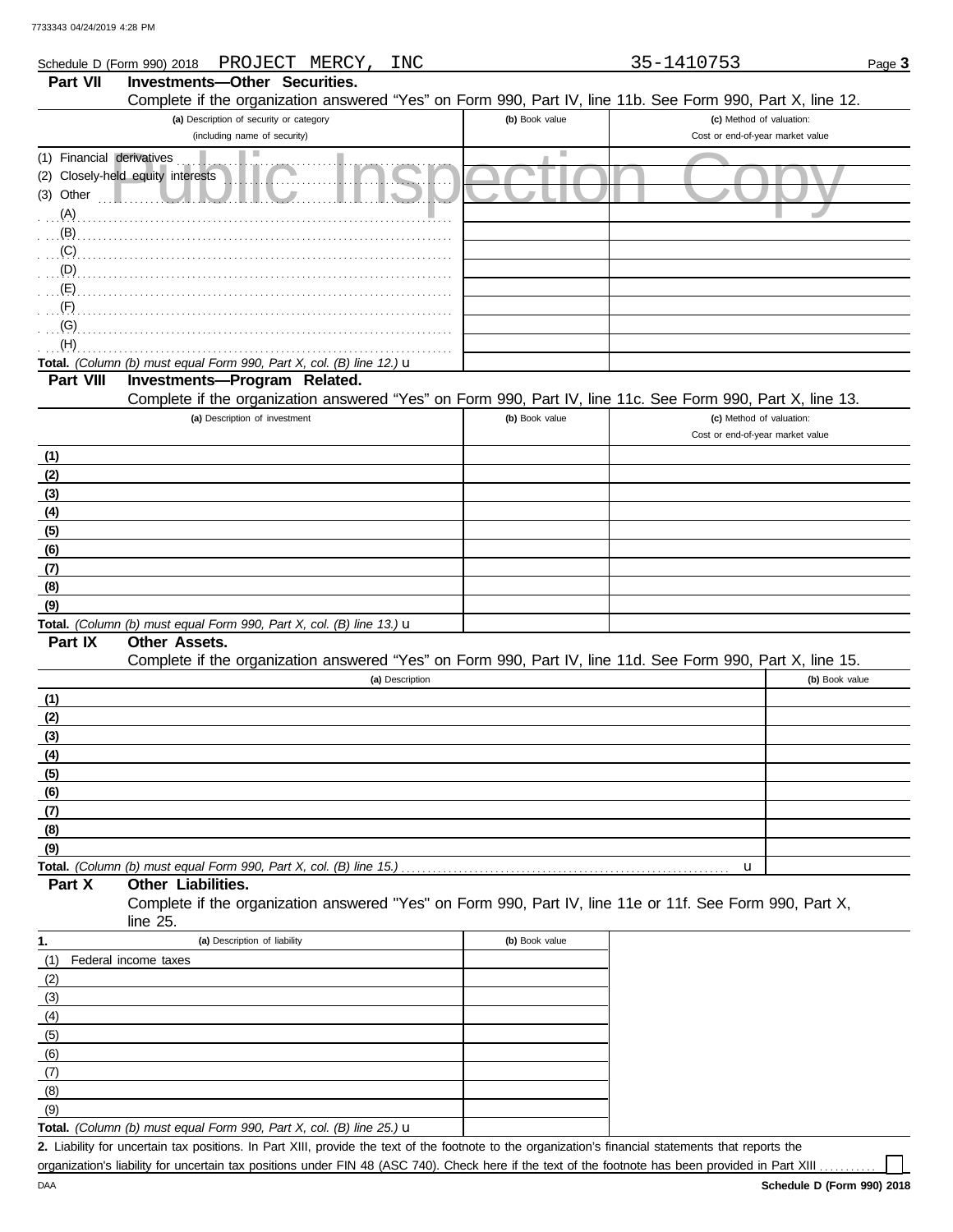Schedule D (Form 990) 2018 PROJECT MERCY, INC 35-1410753

## Part VII Investments—Other Securities.

Complete if the organization answered "Yes" on Form 990, Part IV, line 11b. See Form 990, Part X, line 12.

| (a) Description of security or category (including name of security) | (b) Book value | (c) Method of valuation: Cost or end-of-year market value |
|---|---|---|
| (1) Financial derivatives | | |
| (2) Closely-held equity interests | | |
| (3) Other | | |
| (A) | | |
| (B) | | |
| (C) | | |
| (D) | | |
| (E) | | |
| (F) | | |
| (G) | | |
| (H) | | |
| **Total.** *(Column (b) must equal Form 990, Part X, col. (B) line 12.)* u | | |

## Part VIII Investments—Program Related.

Complete if the organization answered "Yes" on Form 990, Part IV, line 11c. See Form 990, Part X, line 13.

| (a) Description of investment | (b) Book value | (c) Method of valuation: Cost or end-of-year market value |
|---|---|---|
| (1) | | |
| (2) | | |
| (3) | | |
| (4) | | |
| (5) | | |
| (6) | | |
| (7) | | |
| (8) | | |
| (9) | | |
| **Total.** *(Column (b) must equal Form 990, Part X, col. (B) line 13.)* u | | |

## Part IX Other Assets.

Complete if the organization answered "Yes" on Form 990, Part IV, line 11d. See Form 990, Part X, line 15.

| (a) Description | (b) Book value |
|---|---|
| (1) | |
| (2) | |
| (3) | |
| (4) | |
| (5) | |
| (6) | |
| (7) | |
| (8) | |
| (9) | |
| **Total.** *(Column (b) must equal Form 990, Part X, col. (B) line 15.)* u | |

## Part X Other Liabilities.

Complete if the organization answered "Yes" on Form 990, Part IV, line 11e or 11f. See Form 990, Part X, line 25.

| 1. (a) Description of liability | (b) Book value |
|---|---|
| (1) Federal income taxes | |
| (2) | |
| (3) | |
| (4) | |
| (5) | |
| (6) | |
| (7) | |
| (8) | |
| (9) | |
| **Total.** *(Column (b) must equal Form 990, Part X, col. (B) line 25.)* u | |

**2.** Liability for uncertain tax positions. In Part XIII, provide the text of the footnote to the organization's financial statements that reports the organization's liability for uncertain tax positions under FIN 48 (ASC 740). Check here if the text of the footnote has been provided in Part XIII ☐

DAA **Schedule D (Form 990) 2018**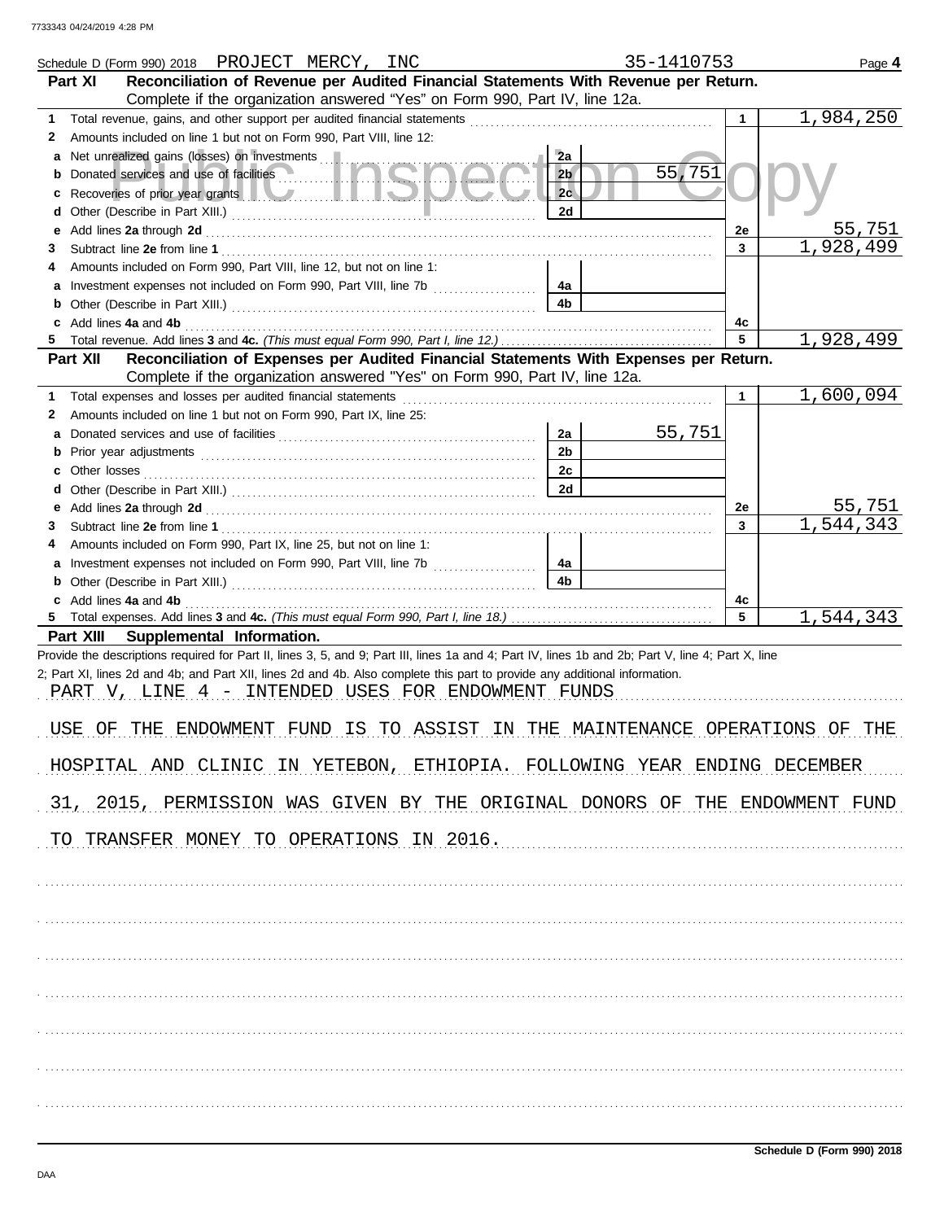Schedule D (Form 990) 2018 PROJECT MERCY, INC 35-1410753

## Part XI Reconciliation of Revenue per Audited Financial Statements With Revenue per Return.

Complete if the organization answered "Yes" on Form 990, Part IV, line 12a.

| | | | | | |
|---|---|---|---|---|---|
| **1** | Total revenue, gains, and other support per audited financial statements | | | 1 | 1,984,250 |
| **2** | Amounts included on line 1 but not on Form 990, Part VIII, line 12: | | | | |
| **a** | Net unrealized gains (losses) on investments | 2a | | | |
| **b** | Donated services and use of facilities | 2b | 55,751 | | |
| **c** | Recoveries of prior year grants | 2c | | | |
| **d** | Other (Describe in Part XIII.) | 2d | | | |
| **e** | Add lines **2a** through **2d** | | | 2e | 55,751 |
| **3** | Subtract line **2e** from line **1** | | | 3 | 1,928,499 |
| **4** | Amounts included on Form 990, Part VIII, line 12, but not on line 1: | | | | |
| **a** | Investment expenses not included on Form 990, Part VIII, line 7b | 4a | | | |
| **b** | Other (Describe in Part XIII.) | 4b | | | |
| **c** | Add lines **4a** and **4b** | | | 4c | |
| **5** | Total revenue. Add lines **3** and **4c.** *(This must equal Form 990, Part I, line 12.)* | | | 5 | 1,928,499 |

## Part XII Reconciliation of Expenses per Audited Financial Statements With Expenses per Return.

Complete if the organization answered "Yes" on Form 990, Part IV, line 12a.

| | | | | | |
|---|---|---|---|---|---|
| **1** | Total expenses and losses per audited financial statements | | | 1 | 1,600,094 |
| **2** | Amounts included on line 1 but not on Form 990, Part IX, line 25: | | | | |
| **a** | Donated services and use of facilities | 2a | 55,751 | | |
| **b** | Prior year adjustments | 2b | | | |
| **c** | Other losses | 2c | | | |
| **d** | Other (Describe in Part XIII.) | 2d | | | |
| **e** | Add lines **2a** through **2d** | | | 2e | 55,751 |
| **3** | Subtract line **2e** from line **1** | | | 3 | 1,544,343 |
| **4** | Amounts included on Form 990, Part IX, line 25, but not on line 1: | | | | |
| **a** | Investment expenses not included on Form 990, Part VIII, line 7b | 4a | | | |
| **b** | Other (Describe in Part XIII.) | 4b | | | |
| **c** | Add lines **4a** and **4b** | | | 4c | |
| **5** | Total expenses. Add lines **3** and **4c.** *(This must equal Form 990, Part I, line 18.)* | | | 5 | 1,544,343 |

## Part XIII Supplemental Information.

Provide the descriptions required for Part II, lines 3, 5, and 9; Part III, lines 1a and 4; Part IV, lines 1b and 2b; Part V, line 4; Part X, line 2; Part XI, lines 2d and 4b; and Part XII, lines 2d and 4b. Also complete this part to provide any additional information.

PART V, LINE 4 - INTENDED USES FOR ENDOWMENT FUNDS

USE OF THE ENDOWMENT FUND IS TO ASSIST IN THE MAINTENANCE OPERATIONS OF THE HOSPITAL AND CLINIC IN YETEBON, ETHIOPIA. FOLLOWING YEAR ENDING DECEMBER 31, 2015, PERMISSION WAS GIVEN BY THE ORIGINAL DONORS OF THE ENDOWMENT FUND TO TRANSFER MONEY TO OPERATIONS IN 2016.

Schedule D (Form 990) 2018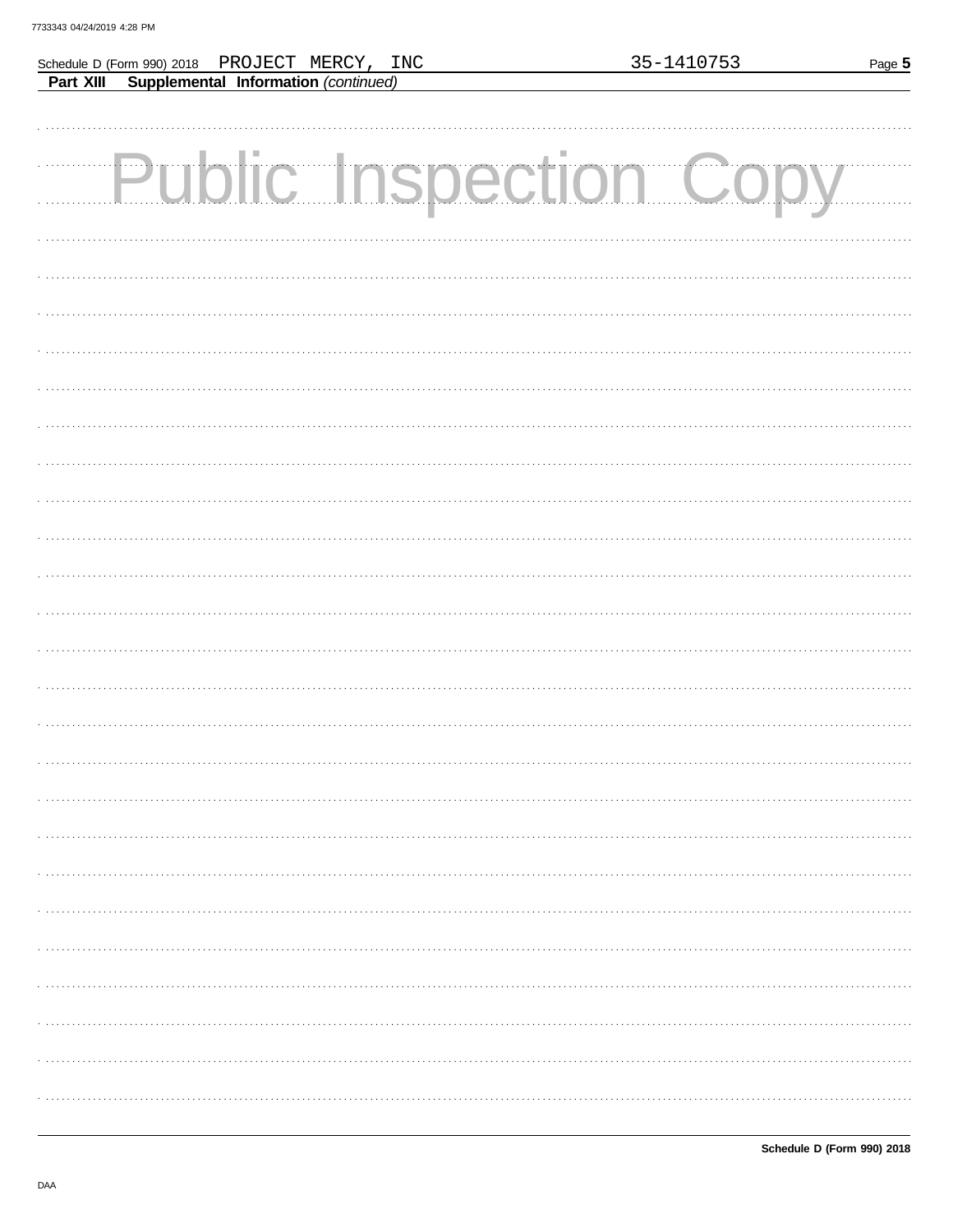Schedule D (Form 990) 2018 PROJECT MERCY, INC 35-1410753 Page **5**

**Part XIII Supplemental Information** *(continued)*

Public Inspection Copy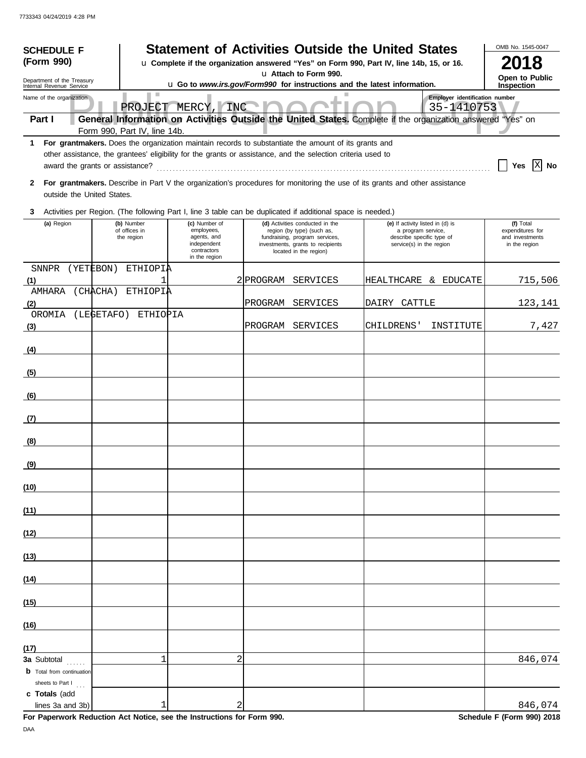**SCHEDULE F (Form 990)**

Department of the Treasury
Internal Revenue Service

# Statement of Activities Outside the United States

u Complete if the organization answered "Yes" on Form 990, Part IV, line 14b, 15, or 16.
u Attach to Form 990.
u Go to *www.irs.gov/Form990* for instructions and the latest information.

OMB No. 1545-0047

**2018**

**Open to Public Inspection**

Name of the organization: PROJECT MERCY, INC

Employer identification number: 35-1410753

**Part I — General Information on Activities Outside the United States.** Complete if the organization answered "Yes" on Form 990, Part IV, line 14b.

**1** **For grantmakers.** Does the organization maintain records to substantiate the amount of its grants and other assistance, the grantees' eligibility for the grants or assistance, and the selection criteria used to award the grants or assistance? ☐ Yes ☒ No

**2** **For grantmakers.** Describe in Part V the organization's procedures for monitoring the use of its grants and other assistance outside the United States.

**3** Activities per Region. (The following Part I, line 3 table can be duplicated if additional space is needed.)

| | (a) Region | (b) Number of offices in the region | (c) Number of employees, agents, and independent contractors in the region | (d) Activities conducted in the region (by type) (such as, fundraising, program services, investments, grants to recipients located in the region) | (e) If activity listed in (d) is a program service, describe specific type of service(s) in the region | (f) Total expenditures for and investments in the region |
|---|---|---|---|---|---|---|
| (1) | SNNPR (YETEBON) ETHIOPIA | 1 | 2 | PROGRAM SERVICES | HEALTHCARE & EDUCATE | 715,506 |
| (2) | AMHARA (CHACHA) ETHIOPIA | | | PROGRAM SERVICES | DAIRY CATTLE | 123,141 |
| (3) | OROMIA (LEGETAFO) ETHIOPIA | | | PROGRAM SERVICES | CHILDRENS' INSTITUTE | 7,427 |
| (4) | | | | | | |
| (5) | | | | | | |
| (6) | | | | | | |
| (7) | | | | | | |
| (8) | | | | | | |
| (9) | | | | | | |
| (10) | | | | | | |
| (11) | | | | | | |
| (12) | | | | | | |
| (13) | | | | | | |
| (14) | | | | | | |
| (15) | | | | | | |
| (16) | | | | | | |
| (17) | | | | | | |
| 3a | Subtotal | 1 | 2 | | | 846,074 |
| b | Total from continuation sheets to Part I | | | | | |
| c | Totals (add lines 3a and 3b) | 1 | 2 | | | 846,074 |

**For Paperwork Reduction Act Notice, see the Instructions for Form 990.** **Schedule F (Form 990) 2018**

DAA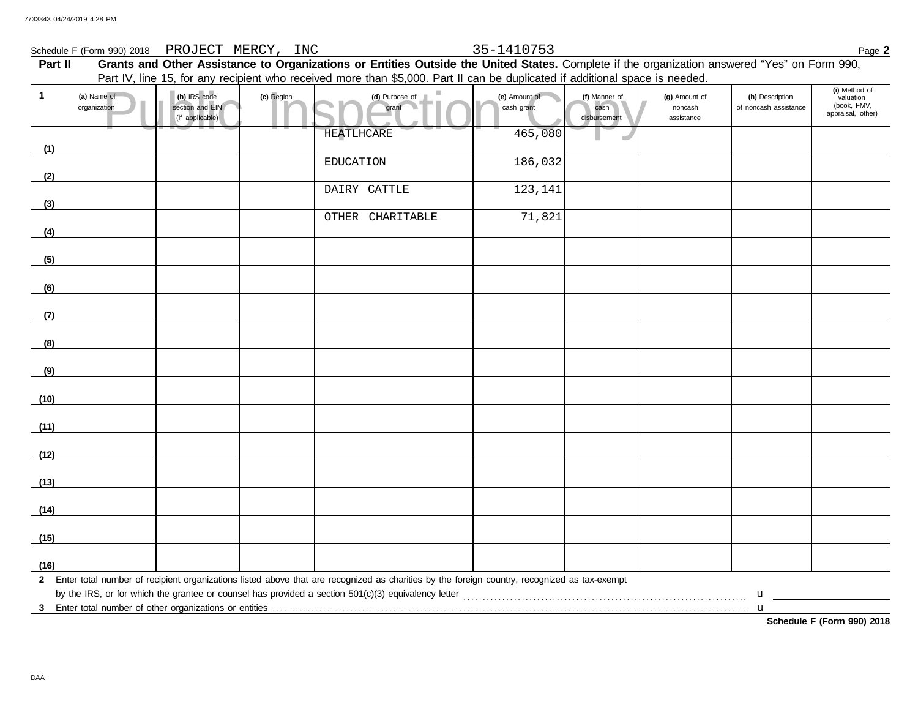Schedule F (Form 990) 2018 PROJECT MERCY, INC 35-1410753 Page **2**

**Part II** **Grants and Other Assistance to Organizations or Entities Outside the United States.** Complete if the organization answered "Yes" on Form 990, Part IV, line 15, for any recipient who received more than $5,000. Part II can be duplicated if additional space is needed.

Public Inspection Copy

| 1 | (a) Name of organization | (b) IRS code section and EIN (if applicable) | (c) Region | (d) Purpose of grant | (e) Amount of cash grant | (f) Manner of cash disbursement | (g) Amount of noncash assistance | (h) Description of noncash assistance | (i) Method of valuation (book, FMV, appraisal, other) |
|---|---|---|---|---|---|---|---|---|---|
| (1) | | | | HEATLHCARE | 465,080 | | | | |
| (2) | | | | EDUCATION | 186,032 | | | | |
| (3) | | | | DAIRY CATTLE | 123,141 | | | | |
| (4) | | | | OTHER CHARITABLE | 71,821 | | | | |
| (5) | | | | | | | | | |
| (6) | | | | | | | | | |
| (7) | | | | | | | | | |
| (8) | | | | | | | | | |
| (9) | | | | | | | | | |
| (10) | | | | | | | | | |
| (11) | | | | | | | | | |
| (12) | | | | | | | | | |
| (13) | | | | | | | | | |
| (14) | | | | | | | | | |
| (15) | | | | | | | | | |
| (16) | | | | | | | | | |

**2** Enter total number of recipient organizations listed above that are recognized as charities by the foreign country, recognized as tax-exempt by the IRS, or for which the grantee or counsel has provided a section 501(c)(3) equivalency letter . . . . . u

**3** Enter total number of other organizations or entities . . . . . u

**Schedule F (Form 990) 2018**

DAA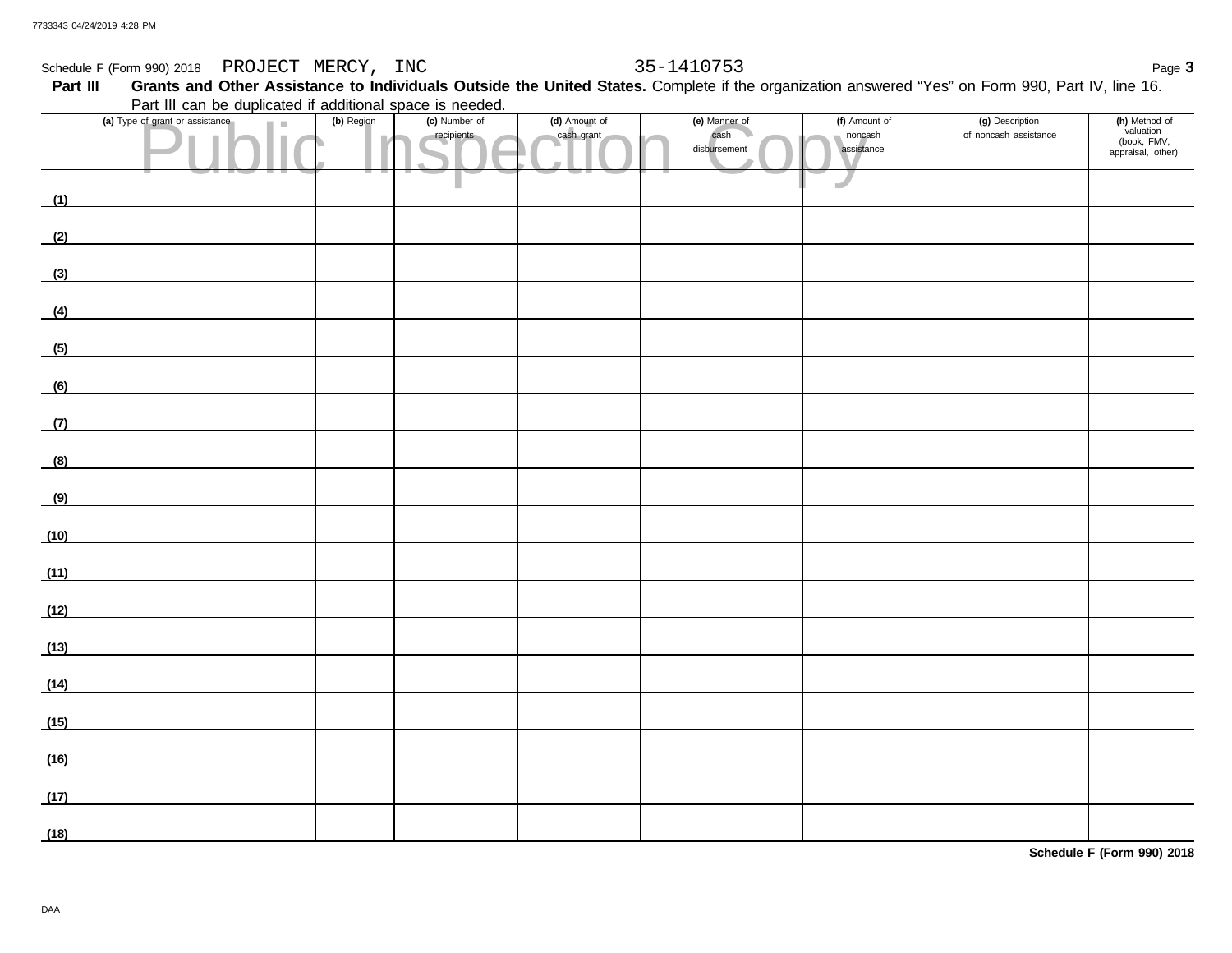Schedule F (Form 990) 2018 PROJECT MERCY, INC 35-1410753 Page **3**

**Part III** **Grants and Other Assistance to Individuals Outside the United States.** Complete if the organization answered "Yes" on Form 990, Part IV, line 16. Part III can be duplicated if additional space is needed.

Public Inspection Copy

| (a) Type of grant or assistance | (b) Region | (c) Number of recipients | (d) Amount of cash grant | (e) Manner of cash disbursement | (f) Amount of noncash assistance | (g) Description of noncash assistance | (h) Method of valuation (book, FMV, appraisal, other) |
|---|---|---|---|---|---|---|---|
| (1) | | | | | | | |
| (2) | | | | | | | |
| (3) | | | | | | | |
| (4) | | | | | | | |
| (5) | | | | | | | |
| (6) | | | | | | | |
| (7) | | | | | | | |
| (8) | | | | | | | |
| (9) | | | | | | | |
| (10) | | | | | | | |
| (11) | | | | | | | |
| (12) | | | | | | | |
| (13) | | | | | | | |
| (14) | | | | | | | |
| (15) | | | | | | | |
| (16) | | | | | | | |
| (17) | | | | | | | |
| (18) | | | | | | | |

**Schedule F (Form 990) 2018**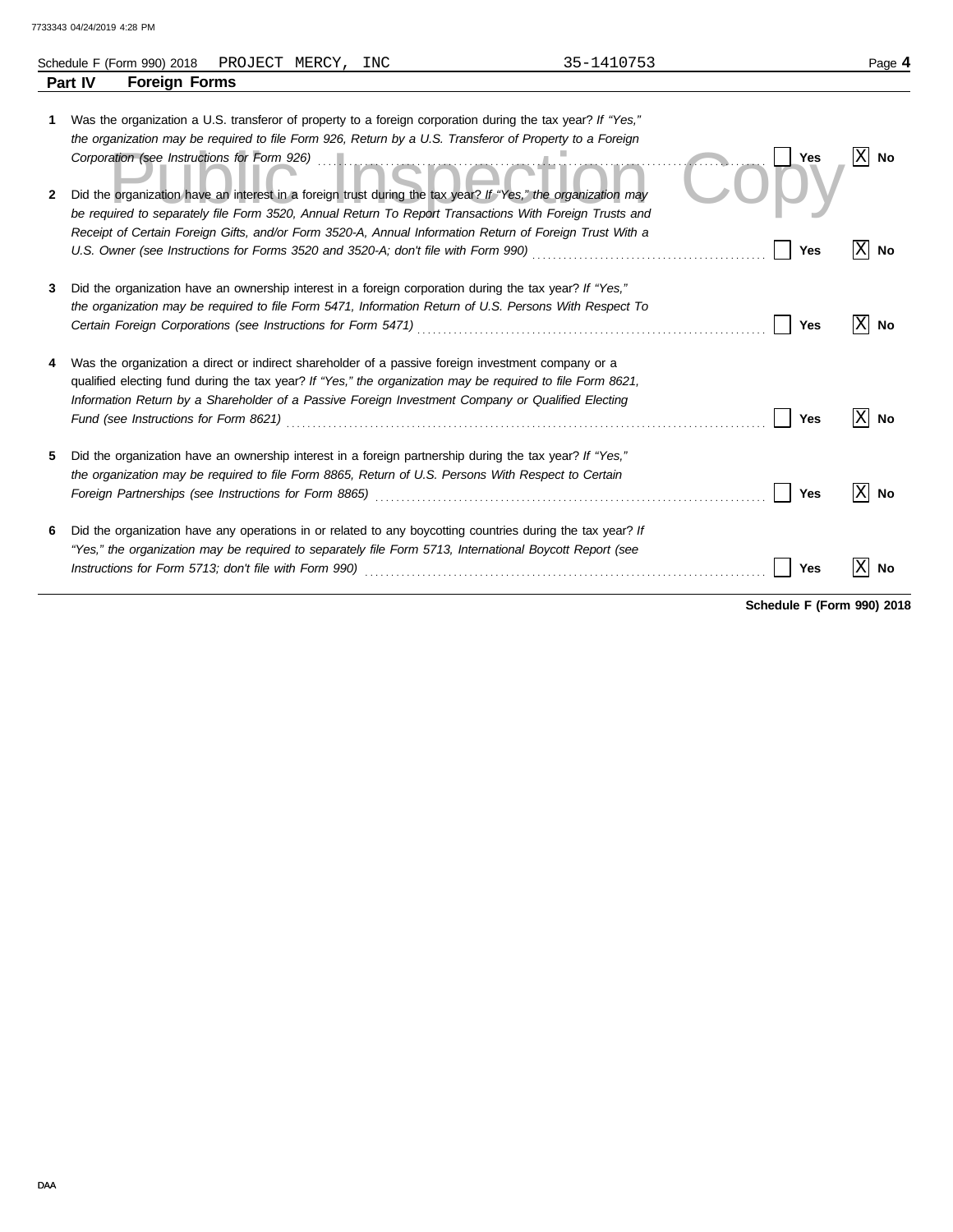Schedule F (Form 990) 2018 PROJECT MERCY, INC 35-1410753

**Part IV Foreign Forms**

1 Was the organization a U.S. transferor of property to a foreign corporation during the tax year? *If "Yes," the organization may be required to file Form 926, Return by a U.S. Transferor of Property to a Foreign Corporation (see Instructions for Form 926)* ☐ Yes ☒ No

2 Did the organization have an interest in a foreign trust during the tax year? *If "Yes," the organization may be required to separately file Form 3520, Annual Return To Report Transactions With Foreign Trusts and Receipt of Certain Foreign Gifts, and/or Form 3520-A, Annual Information Return of Foreign Trust With a U.S. Owner (see Instructions for Forms 3520 and 3520-A; don't file with Form 990)* ☐ Yes ☒ No

3 Did the organization have an ownership interest in a foreign corporation during the tax year? *If "Yes," the organization may be required to file Form 5471, Information Return of U.S. Persons With Respect To Certain Foreign Corporations (see Instructions for Form 5471)* ☐ Yes ☒ No

4 Was the organization a direct or indirect shareholder of a passive foreign investment company or a qualified electing fund during the tax year? *If "Yes," the organization may be required to file Form 8621, Information Return by a Shareholder of a Passive Foreign Investment Company or Qualified Electing Fund (see Instructions for Form 8621)* ☐ Yes ☒ No

5 Did the organization have an ownership interest in a foreign partnership during the tax year? *If "Yes," the organization may be required to file Form 8865, Return of U.S. Persons With Respect to Certain Foreign Partnerships (see Instructions for Form 8865)* ☐ Yes ☒ No

6 Did the organization have any operations in or related to any boycotting countries during the tax year? *If "Yes," the organization may be required to separately file Form 5713, International Boycott Report (see Instructions for Form 5713; don't file with Form 990)* ☐ Yes ☒ No

**Schedule F (Form 990) 2018**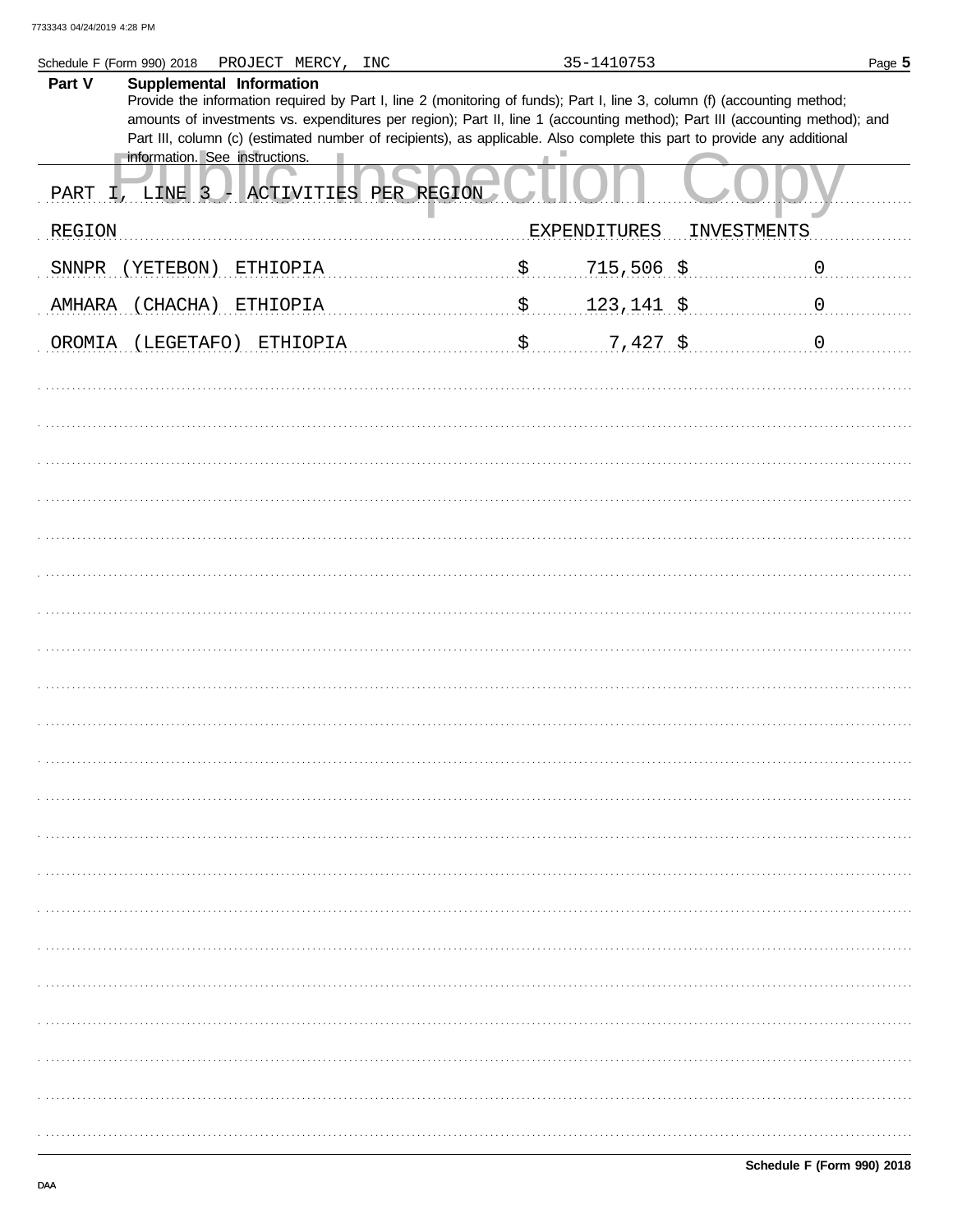## Part V Supplemental Information

Provide the information required by Part I, line 2 (monitoring of funds); Part I, line 3, column (f) (accounting method; amounts of investments vs. expenditures per region); Part II, line 1 (accounting method); Part III (accounting method); and Part III, column (c) (estimated number of recipients), as applicable. Also complete this part to provide any additional information. See instructions.

PART I, LINE 3 - ACTIVITIES PER REGION

| REGION | EXPENDITURES | INVESTMENTS |
|---|---|---|
| SNNPR (YETEBON) ETHIOPIA | $ 715,506 | $ 0 |
| AMHARA (CHACHA) ETHIOPIA | $ 123,141 | $ 0 |
| OROMIA (LEGETAFO) ETHIOPIA | $ 7,427 | $ 0 |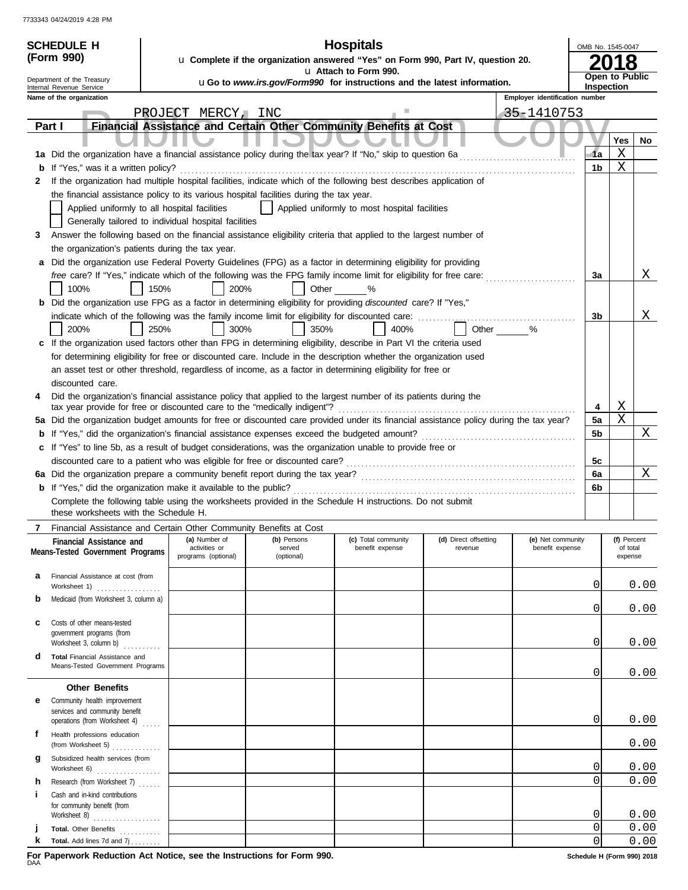**SCHEDULE H (Form 990)**

# Hospitals

u Complete if the organization answered "Yes" on Form 990, Part IV, question 20.
u Attach to Form 990.
u Go to *www.irs.gov/Form990* for instructions and the latest information.

OMB No. 1545-0047
**2018**
**Open to Public Inspection**

Department of the Treasury
Internal Revenue Service

**Name of the organization:** PROJECT MERCY, INC
**Employer identification number:** 35-1410753

## Part I Financial Assistance and Certain Other Community Benefits at Cost

| | | | Yes | No |
|---|---|---|---|---|
| **1a** | Did the organization have a financial assistance policy during the tax year? If "No," skip to question 6a | 1a | X | |
| **b** | If "Yes," was it a written policy? | 1b | X | |
| **2** | If the organization had multiple hospital facilities, indicate which of the following best describes application of the financial assistance policy to its various hospital facilities during the tax year.<br>☐ Applied uniformly to all hospital facilities ☐ Applied uniformly to most hospital facilities<br>☐ Generally tailored to individual hospital facilities | | | |
| **3** | Answer the following based on the financial assistance eligibility criteria that applied to the largest number of the organization's patients during the tax year. | | | |
| **a** | Did the organization use Federal Poverty Guidelines (FPG) as a factor in determining eligibility for providing *free* care? If "Yes," indicate which of the following was the FPG family income limit for eligibility for free care:<br>☐ 100% ☐ 150% ☐ 200% ☐ Other ____% | 3a | | X |
| **b** | Did the organization use FPG as a factor in determining eligibility for providing *discounted* care? If "Yes," indicate which of the following was the family income limit for eligibility for discounted care:<br>☐ 200% ☐ 250% ☐ 300% ☐ 350% ☐ 400% ☐ Other ____% | 3b | | X |
| **c** | If the organization used factors other than FPG in determining eligibility, describe in Part VI the criteria used for determining eligibility for free or discounted care. Include in the description whether the organization used an asset test or other threshold, regardless of income, as a factor in determining eligibility for free or discounted care. | | | |
| **4** | Did the organization's financial assistance policy that applied to the largest number of its patients during the tax year provide for free or discounted care to the "medically indigent"? | 4 | X | |
| **5a** | Did the organization budget amounts for free or discounted care provided under its financial assistance policy during the tax year? | 5a | X | |
| **b** | If "Yes," did the organization's financial assistance expenses exceed the budgeted amount? | 5b | | X |
| **c** | If "Yes" to line 5b, as a result of budget considerations, was the organization unable to provide free or discounted care to a patient who was eligible for free or discounted care? | 5c | | |
| **6a** | Did the organization prepare a community benefit report during the tax year? | 6a | | X |
| **b** | If "Yes," did the organization make it available to the public? | 6b | | |

Complete the following table using the worksheets provided in the Schedule H instructions. Do not submit these worksheets with the Schedule H.

**7** Financial Assistance and Certain Other Community Benefits at Cost

| Financial Assistance and Means-Tested Government Programs | (a) Number of activities or programs (optional) | (b) Persons served (optional) | (c) Total community benefit expense | (d) Direct offsetting revenue | (e) Net community benefit expense | (f) Percent of total expense |
|---|---|---|---|---|---|---|
| **a** Financial Assistance at cost (from Worksheet 1) | | | | | 0 | 0.00 |
| **b** Medicaid (from Worksheet 3, column a) | | | | | 0 | 0.00 |
| **c** Costs of other means-tested government programs (from Worksheet 3, column b) | | | | | 0 | 0.00 |
| **d** **Total** Financial Assistance and Means-Tested Government Programs | | | | | 0 | 0.00 |
| **Other Benefits** | | | | | | |
| **e** Community health improvement services and community benefit operations (from Worksheet 4) | | | | | 0 | 0.00 |
| **f** Health professions education (from Worksheet 5) | | | | | | 0.00 |
| **g** Subsidized health services (from Worksheet 6) | | | | | 0 | 0.00 |
| **h** Research (from Worksheet 7) | | | | | 0 | 0.00 |
| **i** Cash and in-kind contributions for community benefit (from Worksheet 8) | | | | | 0 | 0.00 |
| **j** **Total.** Other Benefits | | | | | 0 | 0.00 |
| **k** **Total.** Add lines 7d and 7j | | | | | 0 | 0.00 |

**For Paperwork Reduction Act Notice, see the Instructions for Form 990.**
DAA
**Schedule H (Form 990) 2018**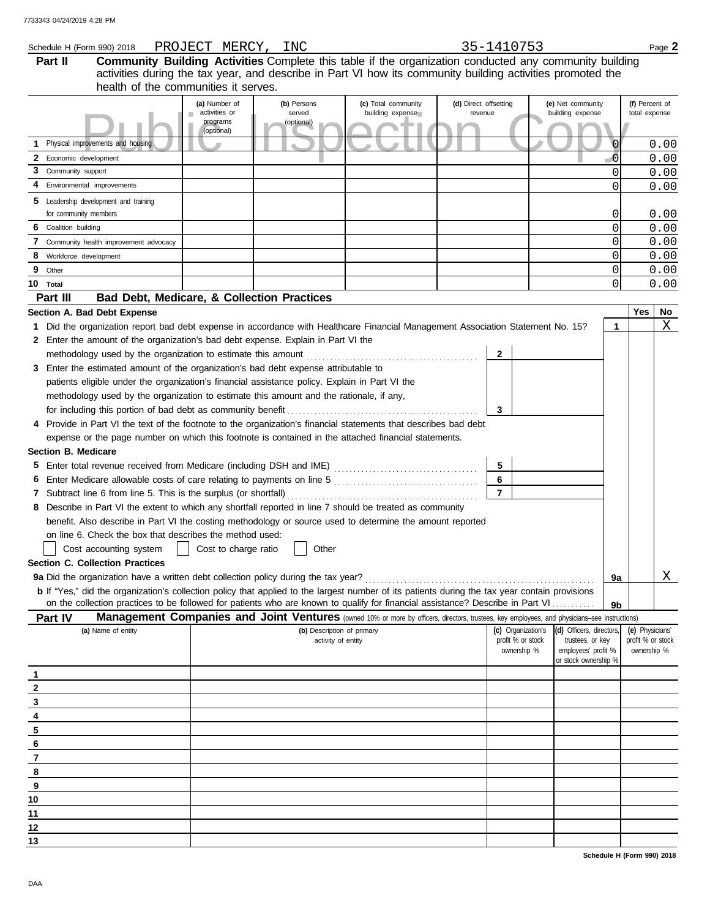Schedule H (Form 990) 2018 PROJECT MERCY, INC 35-1410753

## Part II Community Building Activities

Complete this table if the organization conducted any community building activities during the tax year, and describe in Part VI how its community building activities promoted the health of the communities it serves.

| | (a) Number of activities or programs (optional) | (b) Persons served (optional) | (c) Total community building expense | (d) Direct offsetting revenue | (e) Net community building expense | (f) Percent of total expense |
|---|---|---|---|---|---|---|
| 1 Physical improvements and housing | | | | | 0 | 0.00 |
| 2 Economic development | | | | | 0 | 0.00 |
| 3 Community support | | | | | 0 | 0.00 |
| 4 Environmental improvements | | | | | 0 | 0.00 |
| 5 Leadership development and training for community members | | | | | 0 | 0.00 |
| 6 Coalition building | | | | | 0 | 0.00 |
| 7 Community health improvement advocacy | | | | | 0 | 0.00 |
| 8 Workforce development | | | | | 0 | 0.00 |
| 9 Other | | | | | 0 | 0.00 |
| 10 Total | | | | | 0 | 0.00 |

## Part III Bad Debt, Medicare, & Collection Practices

### Section A. Bad Debt Expense

| | | Yes | No |
|---|---|---|---|
| 1 Did the organization report bad debt expense in accordance with Healthcare Financial Management Association Statement No. 15? | 1 | | X |

2 Enter the amount of the organization's bad debt expense. Explain in Part VI the methodology used by the organization to estimate this amount ..... 2

3 Enter the estimated amount of the organization's bad debt expense attributable to patients eligible under the organization's financial assistance policy. Explain in Part VI the methodology used by the organization to estimate this amount and the rationale, if any, for including this portion of bad debt as community benefit ..... 3

4 Provide in Part VI the text of the footnote to the organization's financial statements that describes bad debt expense or the page number on which this footnote is contained in the attached financial statements.

### Section B. Medicare

5 Enter total revenue received from Medicare (including DSH and IME) ..... 5

6 Enter Medicare allowable costs of care relating to payments on line 5 ..... 6

7 Subtract line 6 from line 5. This is the surplus (or shortfall) ..... 7

8 Describe in Part VI the extent to which any shortfall reported in line 7 should be treated as community benefit. Also describe in Part VI the costing methodology or source used to determine the amount reported on line 6. Check the box that describes the method used:

☐ Cost accounting system ☐ Cost to charge ratio ☐ Other

### Section C. Collection Practices

| | | Yes | No |
|---|---|---|---|
| 9a Did the organization have a written debt collection policy during the tax year? | 9a | | X |
| b If "Yes," did the organization's collection policy that applied to the largest number of its patients during the tax year contain provisions on the collection practices to be followed for patients who are known to qualify for financial assistance? Describe in Part VI | 9b | | |

## Part IV Management Companies and Joint Ventures (owned 10% or more by officers, directors, trustees, key employees, and physicians–see instructions)

| | (a) Name of entity | (b) Description of primary activity of entity | (c) Organization's profit % or stock ownership % | (d) Officers, directors, trustees, or key employees' profit % or stock ownership % | (e) Physicians' profit % or stock ownership % |
|---|---|---|---|---|---|
| 1 | | | | | |
| 2 | | | | | |
| 3 | | | | | |
| 4 | | | | | |
| 5 | | | | | |
| 6 | | | | | |
| 7 | | | | | |
| 8 | | | | | |
| 9 | | | | | |
| 10 | | | | | |
| 11 | | | | | |
| 12 | | | | | |
| 13 | | | | | |

Schedule H (Form 990) 2018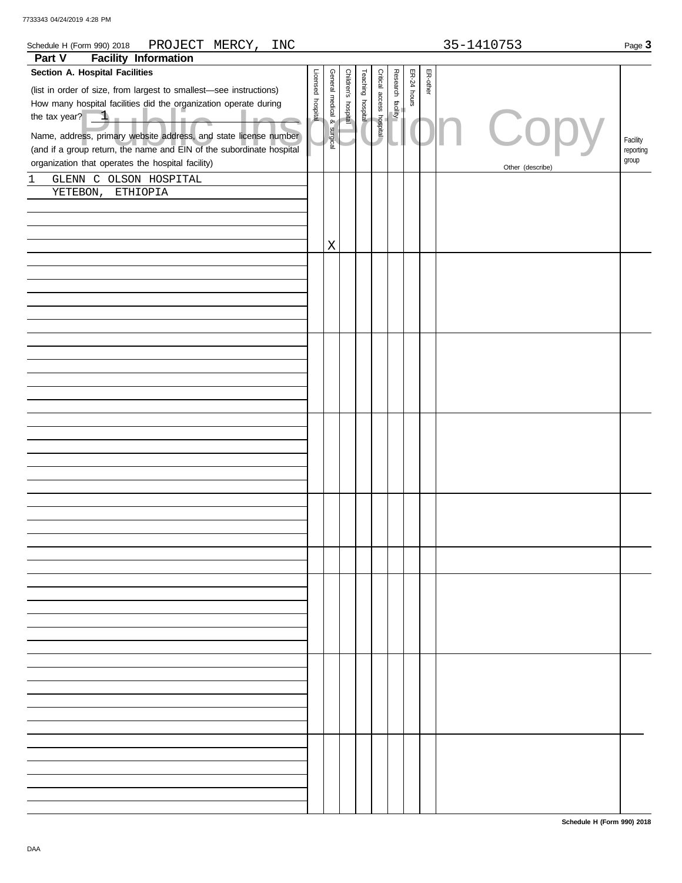Schedule H (Form 990) 2018 PROJECT MERCY, INC 35-1410753 Page **3**

## Part V Facility Information

### Section A. Hospital Facilities

(list in order of size, from largest to smallest—see instructions)

How many hospital facilities did the organization operate during the tax year? 1

| Name, address, primary website address, and state license number (and if a group return, the name and EIN of the subordinate hospital organization that operates the hospital facility) | Licensed hospital | General medical & surgical | Children's hospital | Teaching hospital | Critical access hospital | Research facility | ER-24 hours | ER-other | Other (describe) | Facility reporting group |
|---|---|---|---|---|---|---|---|---|---|---|
| 1 GLENN C OLSON HOSPITAL YETEBON, ETHIOPIA | | X | | | | | | | | |

Public Inspection Copy

Schedule H (Form 990) 2018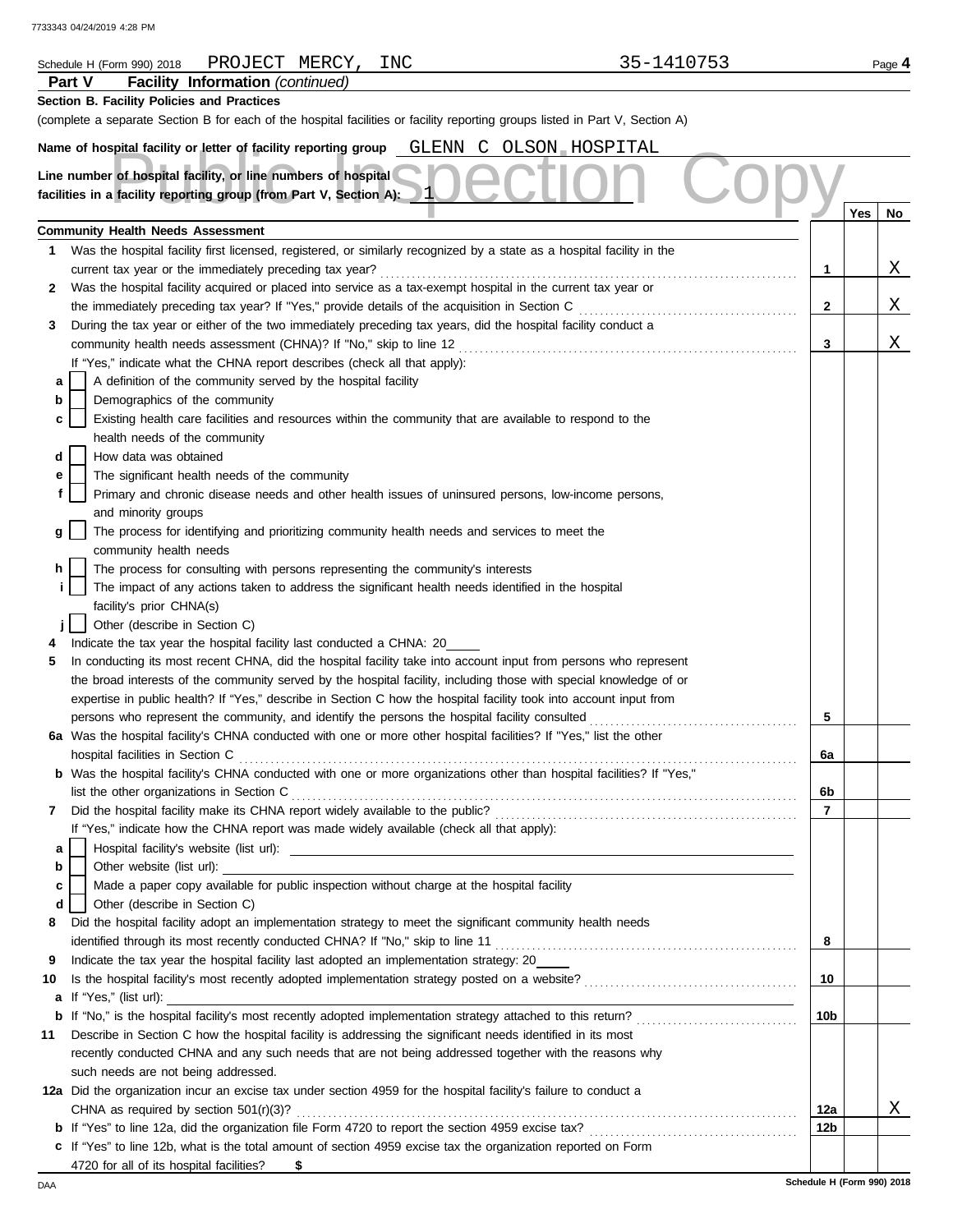Schedule H (Form 990) 2018 PROJECT MERCY, INC 35-1410753

## Part V Facility Information *(continued)*

**Section B. Facility Policies and Practices**

(complete a separate Section B for each of the hospital facilities or facility reporting groups listed in Part V, Section A)

**Name of hospital facility or letter of facility reporting group** GLENN C OLSON HOSPITAL

**Line number of hospital facility, or line numbers of hospital facilities in a facility reporting group (from Part V, Section A):** 1

Public Inspection Copy

| | | | Yes | No |
|---|---|---|---|---|
| | **Community Health Needs Assessment** | | | |
| **1** | Was the hospital facility first licensed, registered, or similarly recognized by a state as a hospital facility in the current tax year or the immediately preceding tax year? | **1** | | X |
| **2** | Was the hospital facility acquired or placed into service as a tax-exempt hospital in the current tax year or the immediately preceding tax year? If "Yes," provide details of the acquisition in Section C | **2** | | X |
| **3** | During the tax year or either of the two immediately preceding tax years, did the hospital facility conduct a community health needs assessment (CHNA)? If "No," skip to line 12 | **3** | | X |
| | If "Yes," indicate what the CHNA report describes (check all that apply): | | | |
| **a** | ☐ A definition of the community served by the hospital facility | | | |
| **b** | ☐ Demographics of the community | | | |
| **c** | ☐ Existing health care facilities and resources within the community that are available to respond to the health needs of the community | | | |
| **d** | ☐ How data was obtained | | | |
| **e** | ☐ The significant health needs of the community | | | |
| **f** | ☐ Primary and chronic disease needs and other health issues of uninsured persons, low-income persons, and minority groups | | | |
| **g** | ☐ The process for identifying and prioritizing community health needs and services to meet the community health needs | | | |
| **h** | ☐ The process for consulting with persons representing the community's interests | | | |
| **i** | ☐ The impact of any actions taken to address the significant health needs identified in the hospital facility's prior CHNA(s) | | | |
| **j** | ☐ Other (describe in Section C) | | | |
| **4** | Indicate the tax year the hospital facility last conducted a CHNA: 20____ | | | |
| **5** | In conducting its most recent CHNA, did the hospital facility take into account input from persons who represent the broad interests of the community served by the hospital facility, including those with special knowledge of or expertise in public health? If "Yes," describe in Section C how the hospital facility took into account input from persons who represent the community, and identify the persons the hospital facility consulted | **5** | | |
| **6a** | Was the hospital facility's CHNA conducted with one or more other hospital facilities? If "Yes," list the other hospital facilities in Section C | **6a** | | |
| **b** | Was the hospital facility's CHNA conducted with one or more organizations other than hospital facilities? If "Yes," list the other organizations in Section C | **6b** | | |
| **7** | Did the hospital facility make its CHNA report widely available to the public? | **7** | | |
| | If "Yes," indicate how the CHNA report was made widely available (check all that apply): | | | |
| **a** | ☐ Hospital facility's website (list url): | | | |
| **b** | ☐ Other website (list url): | | | |
| **c** | ☐ Made a paper copy available for public inspection without charge at the hospital facility | | | |
| **d** | ☐ Other (describe in Section C) | | | |
| **8** | Did the hospital facility adopt an implementation strategy to meet the significant community health needs identified through its most recently conducted CHNA? If "No," skip to line 11 | **8** | | |
| **9** | Indicate the tax year the hospital facility last adopted an implementation strategy: 20____ | | | |
| **10** | Is the hospital facility's most recently adopted implementation strategy posted on a website? | **10** | | |
| **a** | If "Yes," (list url): | | | |
| **b** | If "No," is the hospital facility's most recently adopted implementation strategy attached to this return? | **10b** | | |
| **11** | Describe in Section C how the hospital facility is addressing the significant needs identified in its most recently conducted CHNA and any such needs that are not being addressed together with the reasons why such needs are not being addressed. | | | |
| **12a** | Did the organization incur an excise tax under section 4959 for the hospital facility's failure to conduct a CHNA as required by section 501(r)(3)? | **12a** | | X |
| **b** | If "Yes" to line 12a, did the organization file Form 4720 to report the section 4959 excise tax? | **12b** | | |
| **c** | If "Yes" to line 12b, what is the total amount of section 4959 excise tax the organization reported on Form 4720 for all of its hospital facilities? **$** | | | |

DAA Schedule H (Form 990) 2018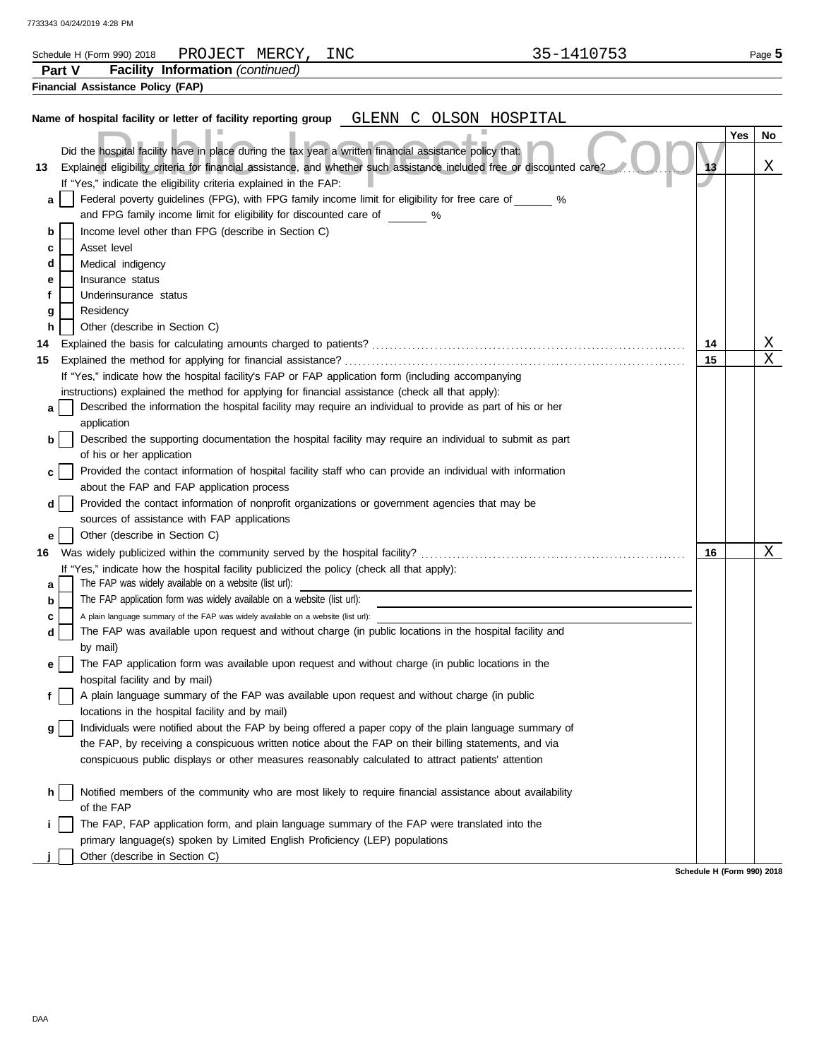Schedule H (Form 990) 2018 PROJECT MERCY, INC 35-1410753

**Part V Facility Information** *(continued)*

**Financial Assistance Policy (FAP)**

**Name of hospital facility or letter of facility reporting group** GLENN C OLSON HOSPITAL

| | | | Yes | No |
|---|---|---|---|---|
| | Did the hospital facility have in place during the tax year a written financial assistance policy that: | | | |
| **13** | Explained eligibility criteria for financial assistance, and whether such assistance included free or discounted care? | **13** | | X |
| | If "Yes," indicate the eligibility criteria explained in the FAP: | | | |
| **a** | ☐ Federal poverty guidelines (FPG), with FPG family income limit for eligibility for free care of ______ % and FPG family income limit for eligibility for discounted care of ______ % | | | |
| **b** | ☐ Income level other than FPG (describe in Section C) | | | |
| **c** | ☐ Asset level | | | |
| **d** | ☐ Medical indigency | | | |
| **e** | ☐ Insurance status | | | |
| **f** | ☐ Underinsurance status | | | |
| **g** | ☐ Residency | | | |
| **h** | ☐ Other (describe in Section C) | | | |
| **14** | Explained the basis for calculating amounts charged to patients? | **14** | | X |
| **15** | Explained the method for applying for financial assistance? | **15** | | X |
| | If "Yes," indicate how the hospital facility's FAP or FAP application form (including accompanying instructions) explained the method for applying for financial assistance (check all that apply): | | | |
| **a** | ☐ Described the information the hospital facility may require an individual to provide as part of his or her application | | | |
| **b** | ☐ Described the supporting documentation the hospital facility may require an individual to submit as part of his or her application | | | |
| **c** | ☐ Provided the contact information of hospital facility staff who can provide an individual with information about the FAP and FAP application process | | | |
| **d** | ☐ Provided the contact information of nonprofit organizations or government agencies that may be sources of assistance with FAP applications | | | |
| **e** | ☐ Other (describe in Section C) | | | |
| **16** | Was widely publicized within the community served by the hospital facility? | **16** | | X |
| | If "Yes," indicate how the hospital facility publicized the policy (check all that apply): | | | |
| **a** | ☐ The FAP was widely available on a website (list url): | | | |
| **b** | ☐ The FAP application form was widely available on a website (list url): | | | |
| **c** | ☐ A plain language summary of the FAP was widely available on a website (list url): | | | |
| **d** | ☐ The FAP was available upon request and without charge (in public locations in the hospital facility and by mail) | | | |
| **e** | ☐ The FAP application form was available upon request and without charge (in public locations in the hospital facility and by mail) | | | |
| **f** | ☐ A plain language summary of the FAP was available upon request and without charge (in public locations in the hospital facility and by mail) | | | |
| **g** | ☐ Individuals were notified about the FAP by being offered a paper copy of the plain language summary of the FAP, by receiving a conspicuous written notice about the FAP on their billing statements, and via conspicuous public displays or other measures reasonably calculated to attract patients' attention | | | |
| **h** | ☐ Notified members of the community who are most likely to require financial assistance about availability of the FAP | | | |
| **i** | ☐ The FAP, FAP application form, and plain language summary of the FAP were translated into the primary language(s) spoken by Limited English Proficiency (LEP) populations | | | |
| **j** | ☐ Other (describe in Section C) | | | |

**Schedule H (Form 990) 2018**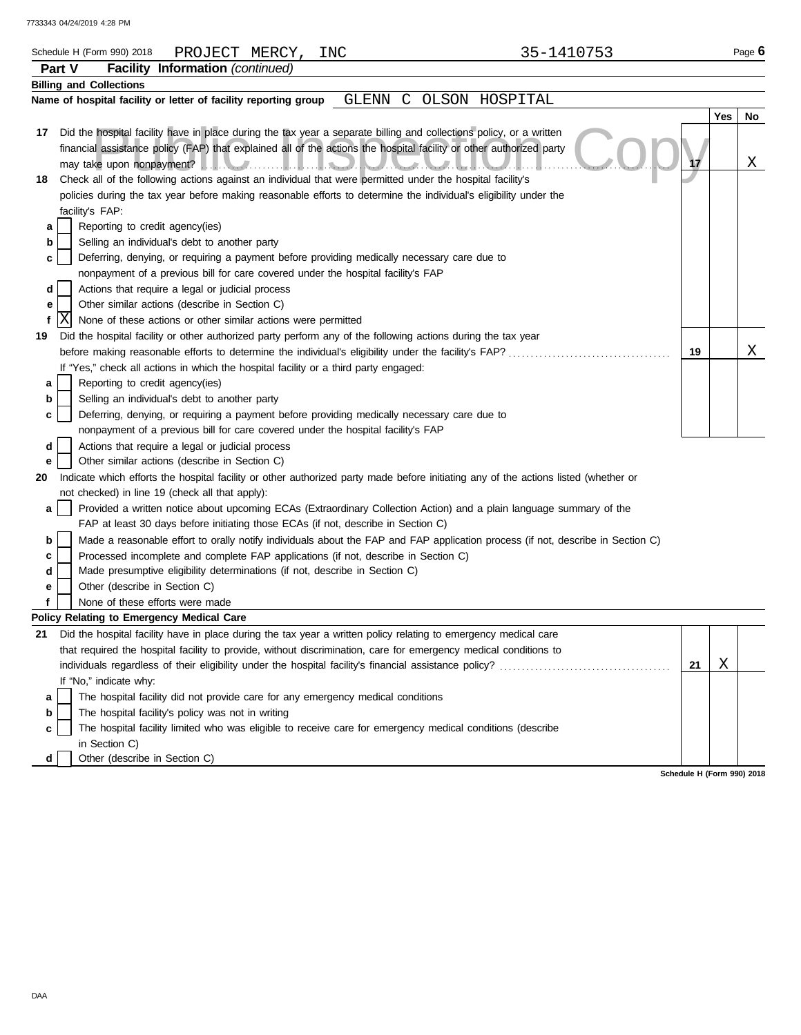Schedule H (Form 990) 2018 PROJECT MERCY, INC 35-1410753

**Part V Facility Information** *(continued)*

**Billing and Collections**

**Name of hospital facility or letter of facility reporting group** GLENN C OLSON HOSPITAL

| | | | Yes | No |
|---|---|---|---|---|
| **17** | Did the hospital facility have in place during the tax year a separate billing and collections policy, or a written financial assistance policy (FAP) that explained all of the actions the hospital facility or other authorized party may take upon nonpayment? | **17** | | X |
| **18** | Check all of the following actions against an individual that were permitted under the hospital facility's policies during the tax year before making reasonable efforts to determine the individual's eligibility under the facility's FAP: | | | |
| **a** | [ ] Reporting to credit agency(ies) | | | |
| **b** | [ ] Selling an individual's debt to another party | | | |
| **c** | [ ] Deferring, denying, or requiring a payment before providing medically necessary care due to nonpayment of a previous bill for care covered under the hospital facility's FAP | | | |
| **d** | [ ] Actions that require a legal or judicial process | | | |
| **e** | [ ] Other similar actions (describe in Section C) | | | |
| **f** | [X] None of these actions or other similar actions were permitted | | | |
| **19** | Did the hospital facility or other authorized party perform any of the following actions during the tax year before making reasonable efforts to determine the individual's eligibility under the facility's FAP? | **19** | | X |
| | If "Yes," check all actions in which the hospital facility or a third party engaged: | | | |
| **a** | [ ] Reporting to credit agency(ies) | | | |
| **b** | [ ] Selling an individual's debt to another party | | | |
| **c** | [ ] Deferring, denying, or requiring a payment before providing medically necessary care due to nonpayment of a previous bill for care covered under the hospital facility's FAP | | | |
| **d** | [ ] Actions that require a legal or judicial process | | | |
| **e** | [ ] Other similar actions (describe in Section C) | | | |

**20** Indicate which efforts the hospital facility or other authorized party made before initiating any of the actions listed (whether or not checked) in line 19 (check all that apply):

- **a** [ ] Provided a written notice about upcoming ECAs (Extraordinary Collection Action) and a plain language summary of the FAP at least 30 days before initiating those ECAs (if not, describe in Section C)
- **b** [ ] Made a reasonable effort to orally notify individuals about the FAP and FAP application process (if not, describe in Section C)
- **c** [ ] Processed incomplete and complete FAP applications (if not, describe in Section C)
- **d** [ ] Made presumptive eligibility determinations (if not, describe in Section C)
- **e** [ ] Other (describe in Section C)
- **f** [ ] None of these efforts were made

**Policy Relating to Emergency Medical Care**

| | | | Yes | No |
|---|---|---|---|---|
| **21** | Did the hospital facility have in place during the tax year a written policy relating to emergency medical care that required the hospital facility to provide, without discrimination, care for emergency medical conditions to individuals regardless of their eligibility under the hospital facility's financial assistance policy? | **21** | X | |
| | If "No," indicate why: | | | |
| **a** | [ ] The hospital facility did not provide care for any emergency medical conditions | | | |
| **b** | [ ] The hospital facility's policy was not in writing | | | |
| **c** | [ ] The hospital facility limited who was eligible to receive care for emergency medical conditions (describe in Section C) | | | |
| **d** | [ ] Other (describe in Section C) | | | |

Schedule H (Form 990) 2018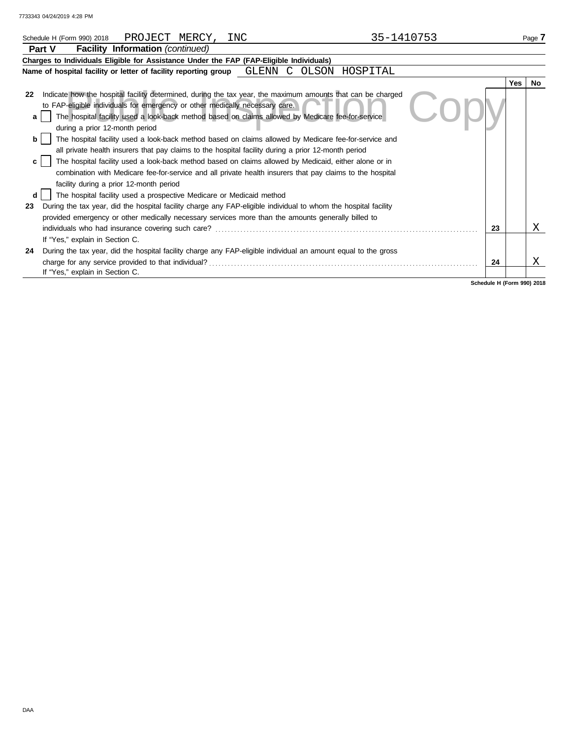Schedule H (Form 990) 2018 PROJECT MERCY, INC 35-1410753

## Part V Facility Information *(continued)*

**Charges to Individuals Eligible for Assistance Under the FAP (FAP-Eligible Individuals)**

**Name of hospital facility or letter of facility reporting group** GLENN C OLSON HOSPITAL

| | | | Yes | No |
|---|---|---|---|---|
| **22** | Indicate how the hospital facility determined, during the tax year, the maximum amounts that can be charged to FAP-eligible individuals for emergency or other medically necessary care. | | | |
| **a** | ☐ The hospital facility used a look-back method based on claims allowed by Medicare fee-for-service during a prior 12-month period | | | |
| **b** | ☐ The hospital facility used a look-back method based on claims allowed by Medicare fee-for-service and all private health insurers that pay claims to the hospital facility during a prior 12-month period | | | |
| **c** | ☐ The hospital facility used a look-back method based on claims allowed by Medicaid, either alone or in combination with Medicare fee-for-service and all private health insurers that pay claims to the hospital facility during a prior 12-month period | | | |
| **d** | ☐ The hospital facility used a prospective Medicare or Medicaid method | | | |
| **23** | During the tax year, did the hospital facility charge any FAP-eligible individual to whom the hospital facility provided emergency or other medically necessary services more than the amounts generally billed to individuals who had insurance covering such care? If "Yes," explain in Section C. | **23** | | X |
| **24** | During the tax year, did the hospital facility charge any FAP-eligible individual an amount equal to the gross charge for any service provided to that individual? If "Yes," explain in Section C. | **24** | | X |

**Schedule H (Form 990) 2018**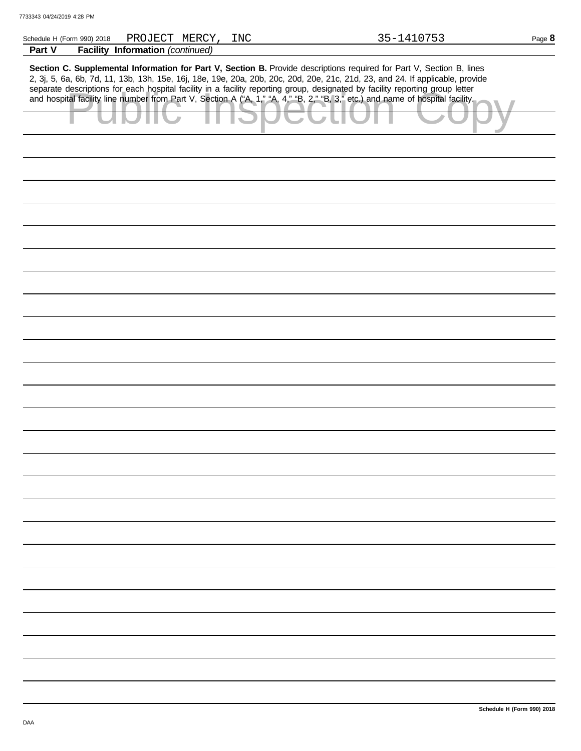Schedule H (Form 990) 2018 PROJECT MERCY, INC 35-1410753

**Part V Facility Information** *(continued)*

**Section C. Supplemental Information for Part V, Section B.** Provide descriptions required for Part V, Section B, lines 2, 3j, 5, 6a, 6b, 7d, 11, 13b, 13h, 15e, 16j, 18e, 19e, 20a, 20b, 20c, 20d, 20e, 21c, 21d, 23, and 24. If applicable, provide separate descriptions for each hospital facility in a facility reporting group, designated by facility reporting group letter and hospital facility line number from Part V, Section A ("A, 1," "A, 4," "B, 2," "B, 3," etc.) and name of hospital facility.

Public Inspection Copy

Schedule H (Form 990) 2018

DAA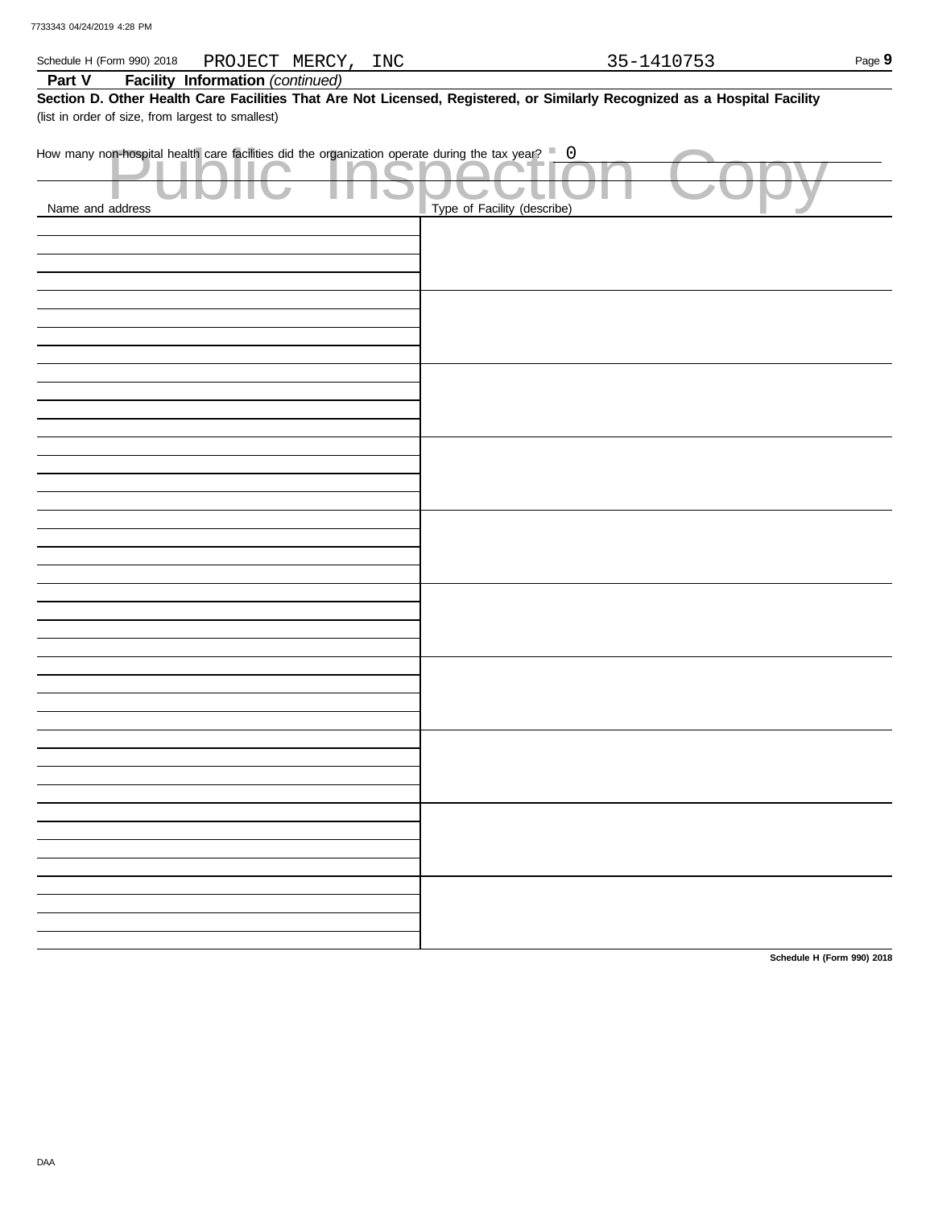Schedule H (Form 990) 2018 PROJECT MERCY, INC 35-1410753

**Part V Facility Information** *(continued)*

**Section D. Other Health Care Facilities That Are Not Licensed, Registered, or Similarly Recognized as a Hospital Facility**

(list in order of size, from largest to smallest)

How many non-hospital health care facilities did the organization operate during the tax year? 0

Public Inspection Copy

| Name and address | Type of Facility (describe) |
|---|---|
| | |
| | |
| | |
| | |
| | |
| | |
| | |
| | |
| | |
| | |

Schedule H (Form 990) 2018

DAA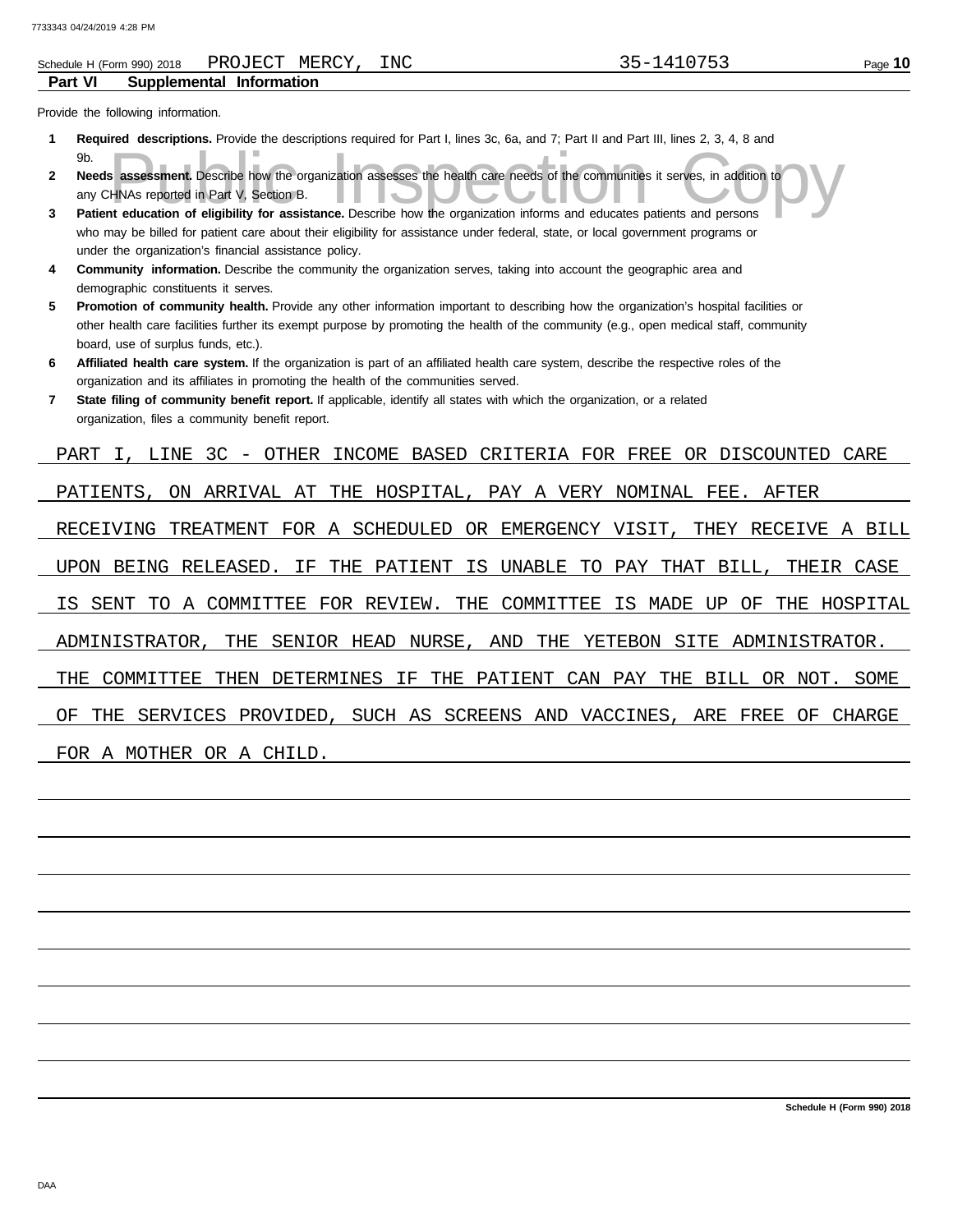Schedule H (Form 990) 2018 PROJECT MERCY, INC 35-1410753

**Part VI Supplemental Information**

Provide the following information.

1. **Required descriptions.** Provide the descriptions required for Part I, lines 3c, 6a, and 7; Part II and Part III, lines 2, 3, 4, 8 and 9b.
2. **Needs assessment.** Describe how the organization assesses the health care needs of the communities it serves, in addition to any CHNAs reported in Part V, Section B.
3. **Patient education of eligibility for assistance.** Describe how the organization informs and educates patients and persons who may be billed for patient care about their eligibility for assistance under federal, state, or local government programs or under the organization's financial assistance policy.
4. **Community information.** Describe the community the organization serves, taking into account the geographic area and demographic constituents it serves.
5. **Promotion of community health.** Provide any other information important to describing how the organization's hospital facilities or other health care facilities further its exempt purpose by promoting the health of the community (e.g., open medical staff, community board, use of surplus funds, etc.).
6. **Affiliated health care system.** If the organization is part of an affiliated health care system, describe the respective roles of the organization and its affiliates in promoting the health of the communities served.
7. **State filing of community benefit report.** If applicable, identify all states with which the organization, or a related organization, files a community benefit report.

PART I, LINE 3C - OTHER INCOME BASED CRITERIA FOR FREE OR DISCOUNTED CARE

PATIENTS, ON ARRIVAL AT THE HOSPITAL, PAY A VERY NOMINAL FEE. AFTER RECEIVING TREATMENT FOR A SCHEDULED OR EMERGENCY VISIT, THEY RECEIVE A BILL UPON BEING RELEASED. IF THE PATIENT IS UNABLE TO PAY THAT BILL, THEIR CASE IS SENT TO A COMMITTEE FOR REVIEW. THE COMMITTEE IS MADE UP OF THE HOSPITAL ADMINISTRATOR, THE SENIOR HEAD NURSE, AND THE YETEBON SITE ADMINISTRATOR. THE COMMITTEE THEN DETERMINES IF THE PATIENT CAN PAY THE BILL OR NOT. SOME OF THE SERVICES PROVIDED, SUCH AS SCREENS AND VACCINES, ARE FREE OF CHARGE FOR A MOTHER OR A CHILD.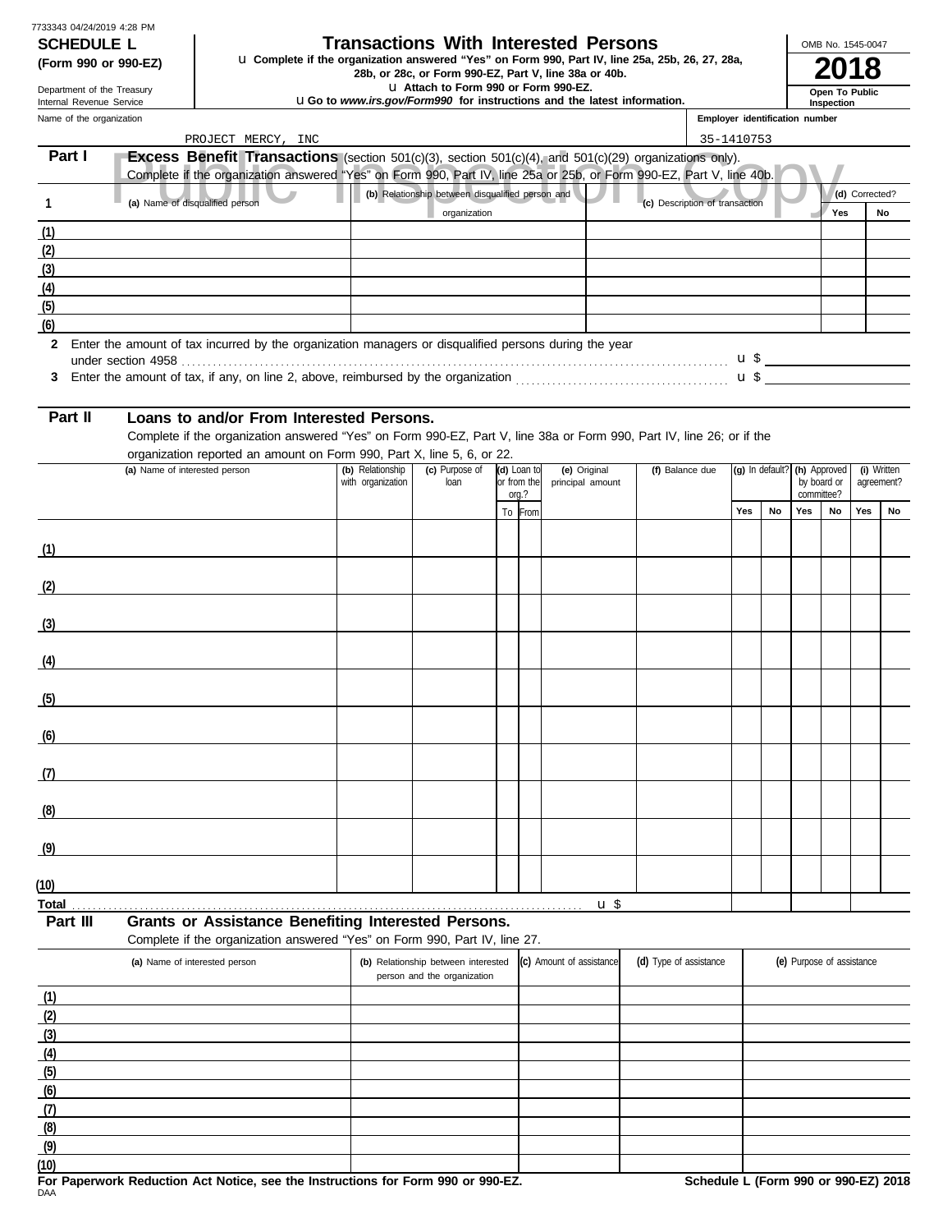7733343 04/24/2019 4:28 PM

**SCHEDULE L (Form 990 or 990-EZ)**

Department of the Treasury
Internal Revenue Service

# Transactions With Interested Persons

u Complete if the organization answered "Yes" on Form 990, Part IV, line 25a, 25b, 26, 27, 28a, 28b, or 28c, or Form 990-EZ, Part V, line 38a or 40b.
u Attach to Form 990 or Form 990-EZ.
u Go to *www.irs.gov/Form990* for instructions and the latest information.

OMB No. 1545-0047
**2018**
**Open To Public Inspection**

Name of the organization: PROJECT MERCY, INC
Employer identification number: 35-1410753

Public Inspection Copy

## Part I Excess Benefit Transactions (section 501(c)(3), section 501(c)(4), and 501(c)(29) organizations only).

Complete if the organization answered "Yes" on Form 990, Part IV, line 25a or 25b, or Form 990-EZ, Part V, line 40b.

| 1 (a) Name of disqualified person | (b) Relationship between disqualified person and organization | (c) Description of transaction | (d) Corrected? Yes | No |
|---|---|---|---|---|
| (1) | | | | |
| (2) | | | | |
| (3) | | | | |
| (4) | | | | |
| (5) | | | | |
| (6) | | | | |

**2** Enter the amount of tax incurred by the organization managers or disqualified persons during the year under section 4958 . . . u $

**3** Enter the amount of tax, if any, on line 2, above, reimbursed by the organization . . . u $

## Part II Loans to and/or From Interested Persons.

Complete if the organization answered "Yes" on Form 990-EZ, Part V, line 38a or Form 990, Part IV, line 26; or if the organization reported an amount on Form 990, Part X, line 5, 6, or 22.

| (a) Name of interested person | (b) Relationship with organization | (c) Purpose of loan | (d) Loan to or from the org.? To | From | (e) Original principal amount | (f) Balance due | (g) In default? Yes | No | (h) Approved by board or committee? Yes | No | (i) Written agreement? Yes | No |
|---|---|---|---|---|---|---|---|---|---|---|---|---|
| (1) | | | | | | | | | | | | |
| (2) | | | | | | | | | | | | |
| (3) | | | | | | | | | | | | |
| (4) | | | | | | | | | | | | |
| (5) | | | | | | | | | | | | |
| (6) | | | | | | | | | | | | |
| (7) | | | | | | | | | | | | |
| (8) | | | | | | | | | | | | |
| (9) | | | | | | | | | | | | |
| (10) | | | | | | | | | | | | |
| Total . . . u $ | | | | | | | | | | | | |

## Part III Grants or Assistance Benefiting Interested Persons.

Complete if the organization answered "Yes" on Form 990, Part IV, line 27.

| (a) Name of interested person | (b) Relationship between interested person and the organization | (c) Amount of assistance | (d) Type of assistance | (e) Purpose of assistance |
|---|---|---|---|---|
| (1) | | | | |
| (2) | | | | |
| (3) | | | | |
| (4) | | | | |
| (5) | | | | |
| (6) | | | | |
| (7) | | | | |
| (8) | | | | |
| (9) | | | | |
| (10) | | | | |

**For Paperwork Reduction Act Notice, see the Instructions for Form 990 or 990-EZ.**
DAA
**Schedule L (Form 990 or 990-EZ) 2018**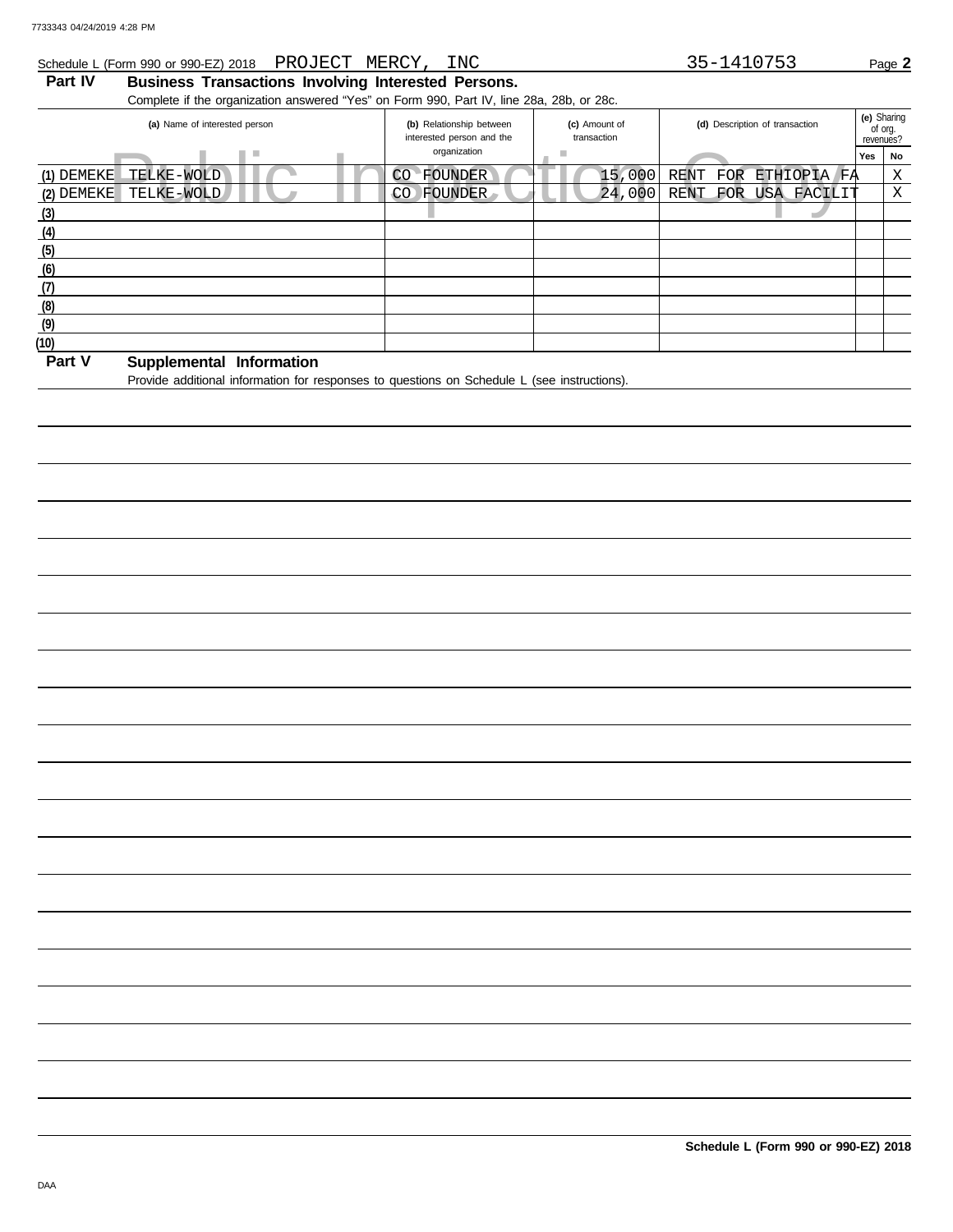Schedule L (Form 990 or 990-EZ) 2018 PROJECT MERCY, INC 35-1410753 Page **2**

## Part IV Business Transactions Involving Interested Persons.

Complete if the organization answered "Yes" on Form 990, Part IV, line 28a, 28b, or 28c.

| (a) Name of interested person | (b) Relationship between interested person and the organization | (c) Amount of transaction | (d) Description of transaction | (e) Sharing of org. revenues? Yes | No |
|---|---|---|---|---|---|
| (1) DEMEKE TELKE-WOLD | CO FOUNDER | 15,000 | RENT FOR ETHIOPIA FA | | X |
| (2) DEMEKE TELKE-WOLD | CO FOUNDER | 24,000 | RENT FOR USA FACILIT | | X |
| (3) | | | | | |
| (4) | | | | | |
| (5) | | | | | |
| (6) | | | | | |
| (7) | | | | | |
| (8) | | | | | |
| (9) | | | | | |
| (10) | | | | | |

## Part V Supplemental Information

Provide additional information for responses to questions on Schedule L (see instructions).

**Schedule L (Form 990 or 990-EZ) 2018**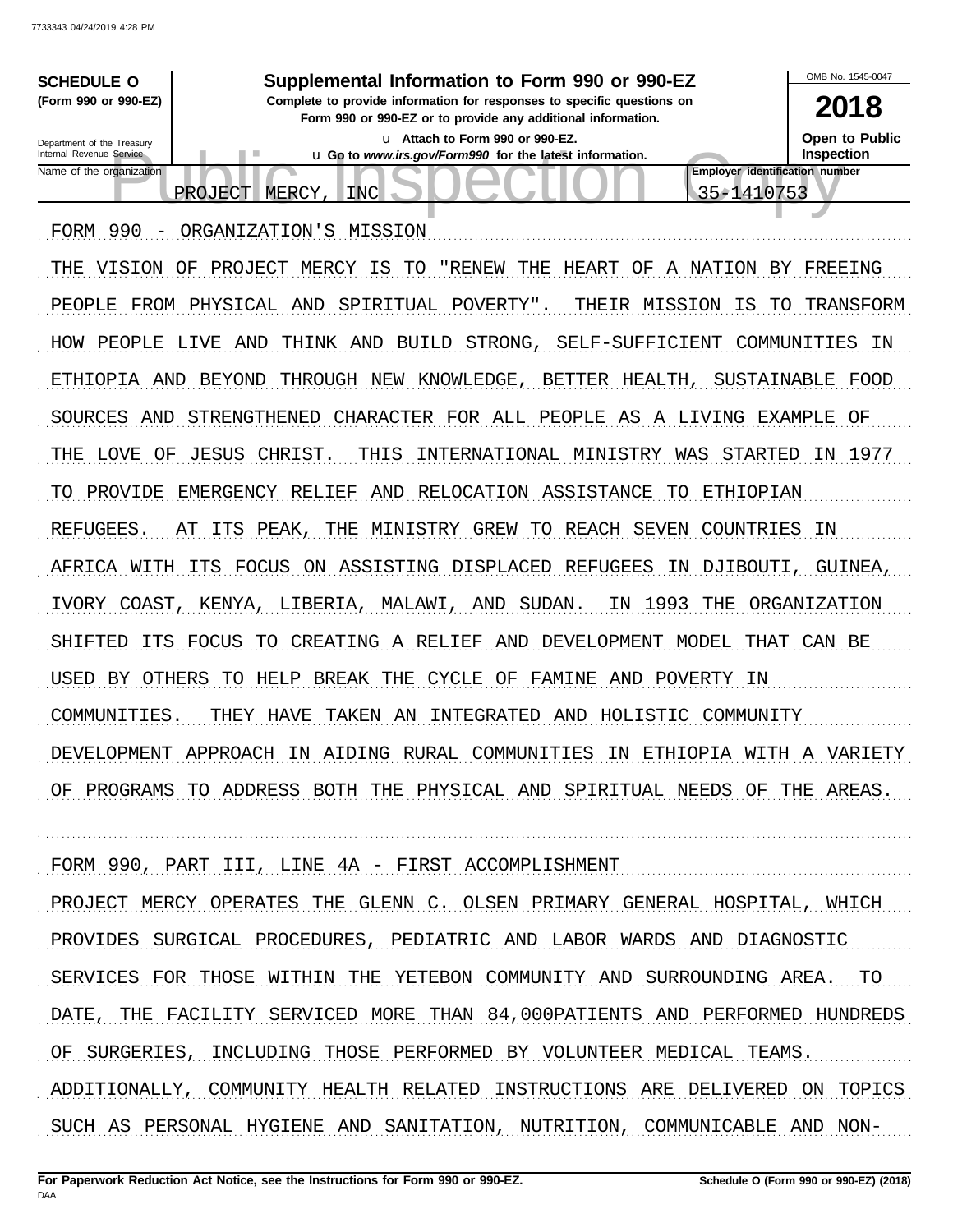**SCHEDULE O** (Form 990 or 990-EZ)

Department of the Treasury
Internal Revenue Service

# Supplemental Information to Form 990 or 990-EZ

**Complete to provide information for responses to specific questions on Form 990 or 990-EZ or to provide any additional information.**

u Attach to Form 990 or 990-EZ.

u Go to *www.irs.gov/Form990* for the latest information.

OMB No. 1545-0047

**2018**

**Open to Public Inspection**

Name of the organization: PROJECT MERCY, INC

Employer identification number: 35-1410753

FORM 990 - ORGANIZATION'S MISSION

THE VISION OF PROJECT MERCY IS TO "RENEW THE HEART OF A NATION BY FREEING PEOPLE FROM PHYSICAL AND SPIRITUAL POVERTY". THEIR MISSION IS TO TRANSFORM HOW PEOPLE LIVE AND THINK AND BUILD STRONG, SELF-SUFFICIENT COMMUNITIES IN ETHIOPIA AND BEYOND THROUGH NEW KNOWLEDGE, BETTER HEALTH, SUSTAINABLE FOOD SOURCES AND STRENGTHENED CHARACTER FOR ALL PEOPLE AS A LIVING EXAMPLE OF THE LOVE OF JESUS CHRIST. THIS INTERNATIONAL MINISTRY WAS STARTED IN 1977 TO PROVIDE EMERGENCY RELIEF AND RELOCATION ASSISTANCE TO ETHIOPIAN REFUGEES. AT ITS PEAK, THE MINISTRY GREW TO REACH SEVEN COUNTRIES IN AFRICA WITH ITS FOCUS ON ASSISTING DISPLACED REFUGEES IN DJIBOUTI, GUINEA, IVORY COAST, KENYA, LIBERIA, MALAWI, AND SUDAN. IN 1993 THE ORGANIZATION SHIFTED ITS FOCUS TO CREATING A RELIEF AND DEVELOPMENT MODEL THAT CAN BE USED BY OTHERS TO HELP BREAK THE CYCLE OF FAMINE AND POVERTY IN COMMUNITIES. THEY HAVE TAKEN AN INTEGRATED AND HOLISTIC COMMUNITY DEVELOPMENT APPROACH IN AIDING RURAL COMMUNITIES IN ETHIOPIA WITH A VARIETY OF PROGRAMS TO ADDRESS BOTH THE PHYSICAL AND SPIRITUAL NEEDS OF THE AREAS.

FORM 990, PART III, LINE 4A - FIRST ACCOMPLISHMENT

PROJECT MERCY OPERATES THE GLENN C. OLSEN PRIMARY GENERAL HOSPITAL, WHICH PROVIDES SURGICAL PROCEDURES, PEDIATRIC AND LABOR WARDS AND DIAGNOSTIC SERVICES FOR THOSE WITHIN THE YETEBON COMMUNITY AND SURROUNDING AREA. TO DATE, THE FACILITY SERVICED MORE THAN 84,000PATIENTS AND PERFORMED HUNDREDS OF SURGERIES, INCLUDING THOSE PERFORMED BY VOLUNTEER MEDICAL TEAMS. ADDITIONALLY, COMMUNITY HEALTH RELATED INSTRUCTIONS ARE DELIVERED ON TOPICS SUCH AS PERSONAL HYGIENE AND SANITATION, NUTRITION, COMMUNICABLE AND NON-

**For Paperwork Reduction Act Notice, see the Instructions for Form 990 or 990-EZ.** DAA **Schedule O (Form 990 or 990-EZ) (2018)**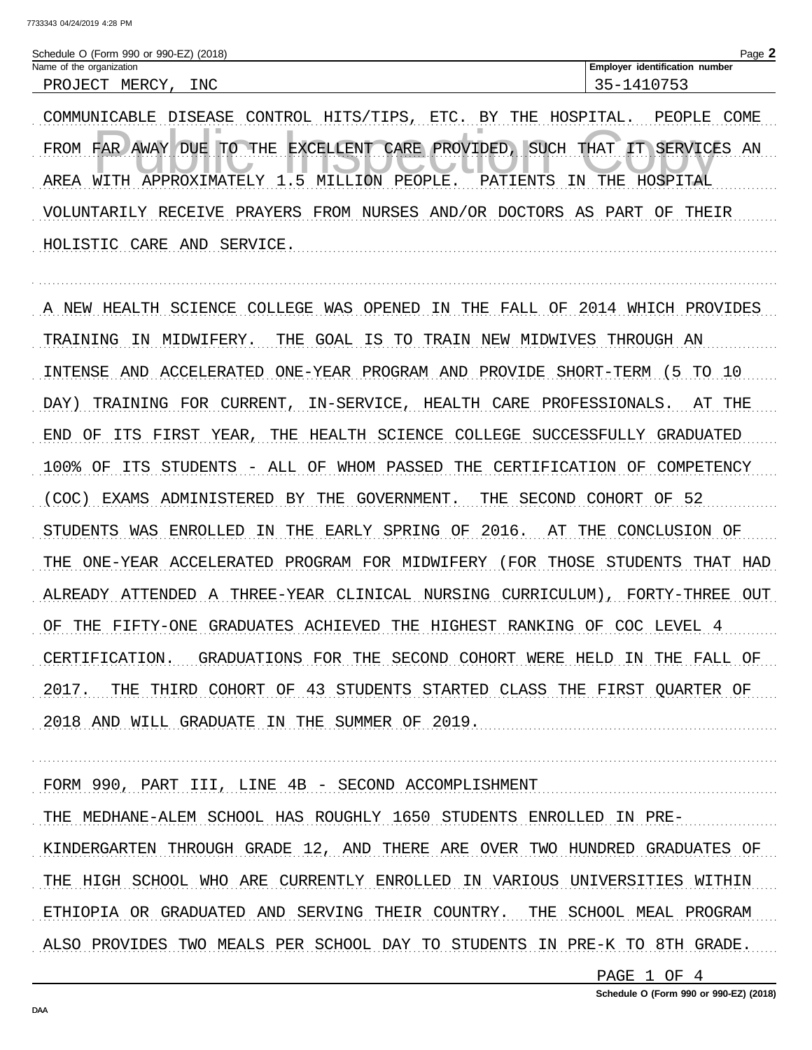Schedule O (Form 990 or 990-EZ) (2018)

| Name of the organization | Employer identification number |
|---|---|
| PROJECT MERCY, INC | 35-1410753 |

COMMUNICABLE DISEASE CONTROL HITS/TIPS, ETC. BY THE HOSPITAL. PEOPLE COME FROM FAR AWAY DUE TO THE EXCELLENT CARE PROVIDED, SUCH THAT IT SERVICES AN AREA WITH APPROXIMATELY 1.5 MILLION PEOPLE. PATIENTS IN THE HOSPITAL VOLUNTARILY RECEIVE PRAYERS FROM NURSES AND/OR DOCTORS AS PART OF THEIR HOLISTIC CARE AND SERVICE.

A NEW HEALTH SCIENCE COLLEGE WAS OPENED IN THE FALL OF 2014 WHICH PROVIDES TRAINING IN MIDWIFERY. THE GOAL IS TO TRAIN NEW MIDWIVES THROUGH AN INTENSE AND ACCELERATED ONE-YEAR PROGRAM AND PROVIDE SHORT-TERM (5 TO 10 DAY) TRAINING FOR CURRENT, IN-SERVICE, HEALTH CARE PROFESSIONALS. AT THE END OF ITS FIRST YEAR, THE HEALTH SCIENCE COLLEGE SUCCESSFULLY GRADUATED 100% OF ITS STUDENTS - ALL OF WHOM PASSED THE CERTIFICATION OF COMPETENCY (COC) EXAMS ADMINISTERED BY THE GOVERNMENT. THE SECOND COHORT OF 52 STUDENTS WAS ENROLLED IN THE EARLY SPRING OF 2016. AT THE CONCLUSION OF THE ONE-YEAR ACCELERATED PROGRAM FOR MIDWIFERY (FOR THOSE STUDENTS THAT HAD ALREADY ATTENDED A THREE-YEAR CLINICAL NURSING CURRICULUM), FORTY-THREE OUT OF THE FIFTY-ONE GRADUATES ACHIEVED THE HIGHEST RANKING OF COC LEVEL 4 CERTIFICATION. GRADUATIONS FOR THE SECOND COHORT WERE HELD IN THE FALL OF 2017. THE THIRD COHORT OF 43 STUDENTS STARTED CLASS THE FIRST QUARTER OF 2018 AND WILL GRADUATE IN THE SUMMER OF 2019.

FORM 990, PART III, LINE 4B - SECOND ACCOMPLISHMENT

THE MEDHANE-ALEM SCHOOL HAS ROUGHLY 1650 STUDENTS ENROLLED IN PRE-KINDERGARTEN THROUGH GRADE 12, AND THERE ARE OVER TWO HUNDRED GRADUATES OF THE HIGH SCHOOL WHO ARE CURRENTLY ENROLLED IN VARIOUS UNIVERSITIES WITHIN ETHIOPIA OR GRADUATED AND SERVING THEIR COUNTRY. THE SCHOOL MEAL PROGRAM ALSO PROVIDES TWO MEALS PER SCHOOL DAY TO STUDENTS IN PRE-K TO 8TH GRADE.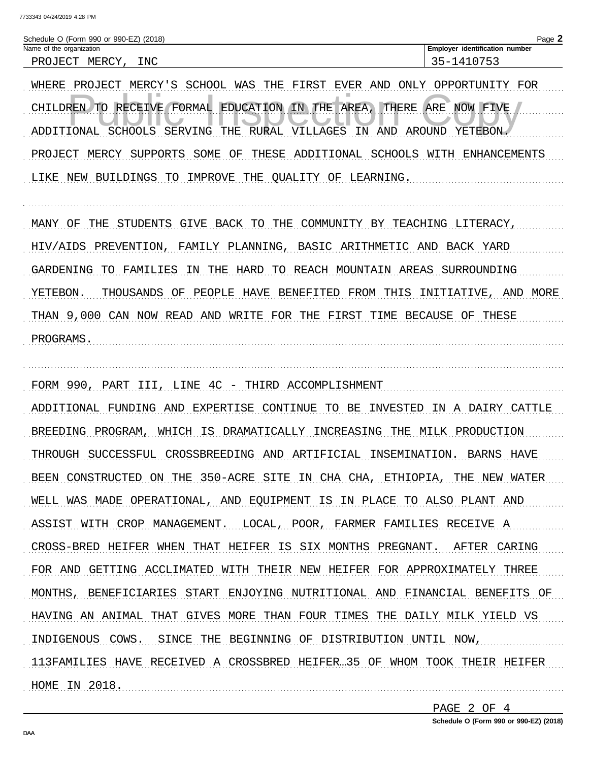Schedule O (Form 990 or 990-EZ) (2018)

| Name of the organization | Employer identification number |
| --- | --- |
| PROJECT MERCY, INC | 35-1410753 |

WHERE PROJECT MERCY'S SCHOOL WAS THE FIRST EVER AND ONLY OPPORTUNITY FOR CHILDREN TO RECEIVE FORMAL EDUCATION IN THE AREA, THERE ARE NOW FIVE ADDITIONAL SCHOOLS SERVING THE RURAL VILLAGES IN AND AROUND YETEBON. PROJECT MERCY SUPPORTS SOME OF THESE ADDITIONAL SCHOOLS WITH ENHANCEMENTS LIKE NEW BUILDINGS TO IMPROVE THE QUALITY OF LEARNING.

MANY OF THE STUDENTS GIVE BACK TO THE COMMUNITY BY TEACHING LITERACY, HIV/AIDS PREVENTION, FAMILY PLANNING, BASIC ARITHMETIC AND BACK YARD GARDENING TO FAMILIES IN THE HARD TO REACH MOUNTAIN AREAS SURROUNDING YETEBON. THOUSANDS OF PEOPLE HAVE BENEFITED FROM THIS INITIATIVE, AND MORE THAN 9,000 CAN NOW READ AND WRITE FOR THE FIRST TIME BECAUSE OF THESE PROGRAMS.

FORM 990, PART III, LINE 4C - THIRD ACCOMPLISHMENT

ADDITIONAL FUNDING AND EXPERTISE CONTINUE TO BE INVESTED IN A DAIRY CATTLE BREEDING PROGRAM, WHICH IS DRAMATICALLY INCREASING THE MILK PRODUCTION THROUGH SUCCESSFUL CROSSBREEDING AND ARTIFICIAL INSEMINATION. BARNS HAVE BEEN CONSTRUCTED ON THE 350-ACRE SITE IN CHA CHA, ETHIOPIA, THE NEW WATER WELL WAS MADE OPERATIONAL, AND EQUIPMENT IS IN PLACE TO ALSO PLANT AND ASSIST WITH CROP MANAGEMENT. LOCAL, POOR, FARMER FAMILIES RECEIVE A CROSS-BRED HEIFER WHEN THAT HEIFER IS SIX MONTHS PREGNANT. AFTER CARING FOR AND GETTING ACCLIMATED WITH THEIR NEW HEIFER FOR APPROXIMATELY THREE MONTHS, BENEFICIARIES START ENJOYING NUTRITIONAL AND FINANCIAL BENEFITS OF HAVING AN ANIMAL THAT GIVES MORE THAN FOUR TIMES THE DAILY MILK YIELD VS INDIGENOUS COWS. SINCE THE BEGINNING OF DISTRIBUTION UNTIL NOW, 113FAMILIES HAVE RECEIVED A CROSSBRED HEIFER…35 OF WHOM TOOK THEIR HEIFER HOME IN 2018.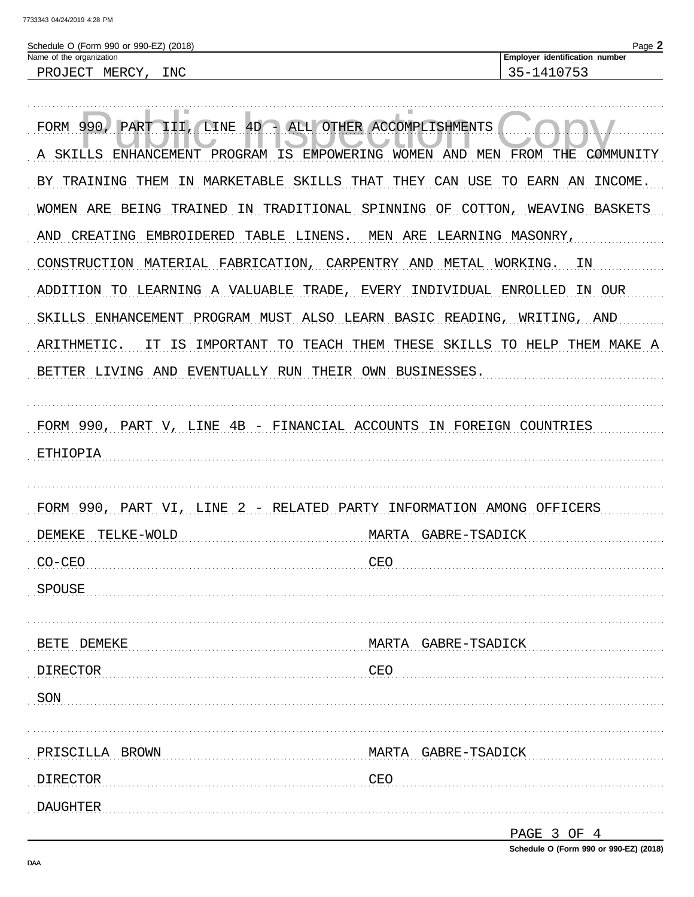Schedule O (Form 990 or 990-EZ) (2018) Page **2**

| Name of the organization | Employer identification number |
|---|---|
| PROJECT MERCY, INC | 35-1410753 |

FORM 990, PART III, LINE 4D - ALL OTHER ACCOMPLISHMENTS

A SKILLS ENHANCEMENT PROGRAM IS EMPOWERING WOMEN AND MEN FROM THE COMMUNITY BY TRAINING THEM IN MARKETABLE SKILLS THAT THEY CAN USE TO EARN AN INCOME. WOMEN ARE BEING TRAINED IN TRADITIONAL SPINNING OF COTTON, WEAVING BASKETS AND CREATING EMBROIDERED TABLE LINENS. MEN ARE LEARNING MASONRY, CONSTRUCTION MATERIAL FABRICATION, CARPENTRY AND METAL WORKING. IN ADDITION TO LEARNING A VALUABLE TRADE, EVERY INDIVIDUAL ENROLLED IN OUR SKILLS ENHANCEMENT PROGRAM MUST ALSO LEARN BASIC READING, WRITING, AND ARITHMETIC. IT IS IMPORTANT TO TEACH THEM THESE SKILLS TO HELP THEM MAKE A BETTER LIVING AND EVENTUALLY RUN THEIR OWN BUSINESSES.

FORM 990, PART V, LINE 4B - FINANCIAL ACCOUNTS IN FOREIGN COUNTRIES

ETHIOPIA

FORM 990, PART VI, LINE 2 - RELATED PARTY INFORMATION AMONG OFFICERS

| | |
|---|---|
| DEMEKE TELKE-WOLD | MARTA GABRE-TSADICK |
| CO-CEO | CEO |
| SPOUSE | |

| | |
|---|---|
| BETE DEMEKE | MARTA GABRE-TSADICK |
| DIRECTOR | CEO |
| SON | |

| | |
|---|---|
| PRISCILLA BROWN | MARTA GABRE-TSADICK |
| DIRECTOR | CEO |
| DAUGHTER | |

Schedule O (Form 990 or 990-EZ) (2018)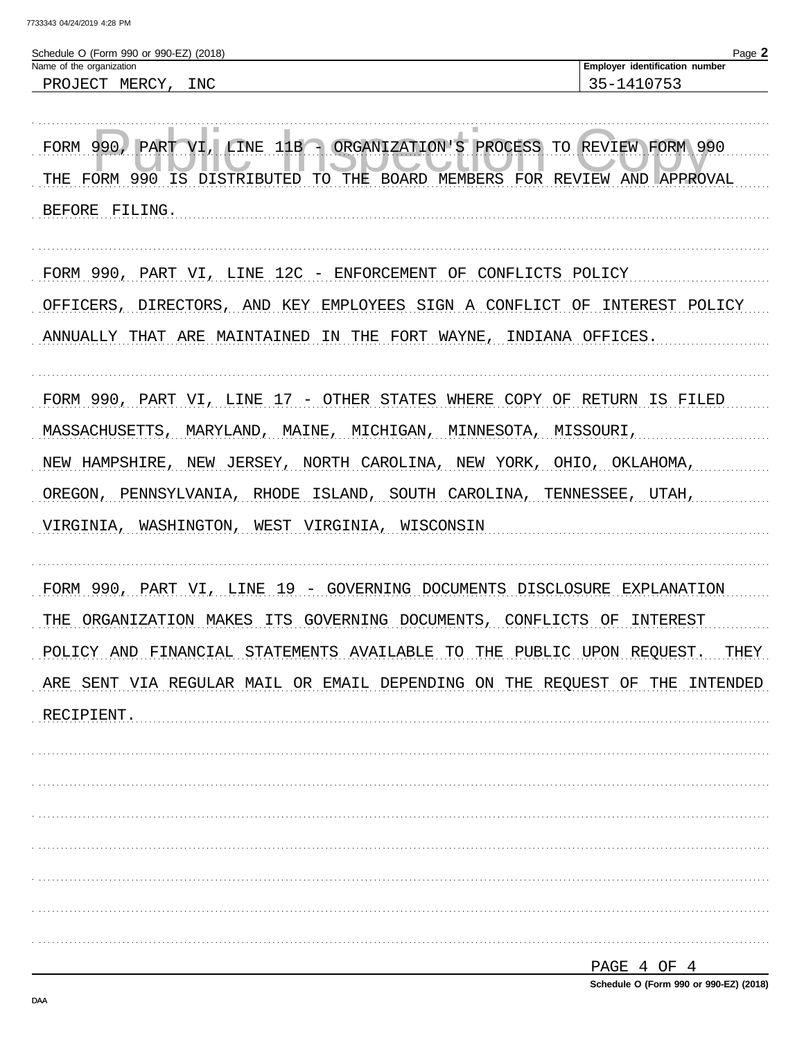Schedule O (Form 990 or 990-EZ) (2018) Page **2**

| Name of the organization | Employer identification number |
|---|---|
| PROJECT MERCY, INC | 35-1410753 |

FORM 990, PART VI, LINE 11B - ORGANIZATION'S PROCESS TO REVIEW FORM 990
THE FORM 990 IS DISTRIBUTED TO THE BOARD MEMBERS FOR REVIEW AND APPROVAL
BEFORE FILING.

FORM 990, PART VI, LINE 12C - ENFORCEMENT OF CONFLICTS POLICY
OFFICERS, DIRECTORS, AND KEY EMPLOYEES SIGN A CONFLICT OF INTEREST POLICY
ANNUALLY THAT ARE MAINTAINED IN THE FORT WAYNE, INDIANA OFFICES.

FORM 990, PART VI, LINE 17 - OTHER STATES WHERE COPY OF RETURN IS FILED
MASSACHUSETTS, MARYLAND, MAINE, MICHIGAN, MINNESOTA, MISSOURI,
NEW HAMPSHIRE, NEW JERSEY, NORTH CAROLINA, NEW YORK, OHIO, OKLAHOMA,
OREGON, PENNSYLVANIA, RHODE ISLAND, SOUTH CAROLINA, TENNESSEE, UTAH,
VIRGINIA, WASHINGTON, WEST VIRGINIA, WISCONSIN

FORM 990, PART VI, LINE 19 - GOVERNING DOCUMENTS DISCLOSURE EXPLANATION
THE ORGANIZATION MAKES ITS GOVERNING DOCUMENTS, CONFLICTS OF INTEREST
POLICY AND FINANCIAL STATEMENTS AVAILABLE TO THE PUBLIC UPON REQUEST. THEY
ARE SENT VIA REGULAR MAIL OR EMAIL DEPENDING ON THE REQUEST OF THE INTENDED
RECIPIENT.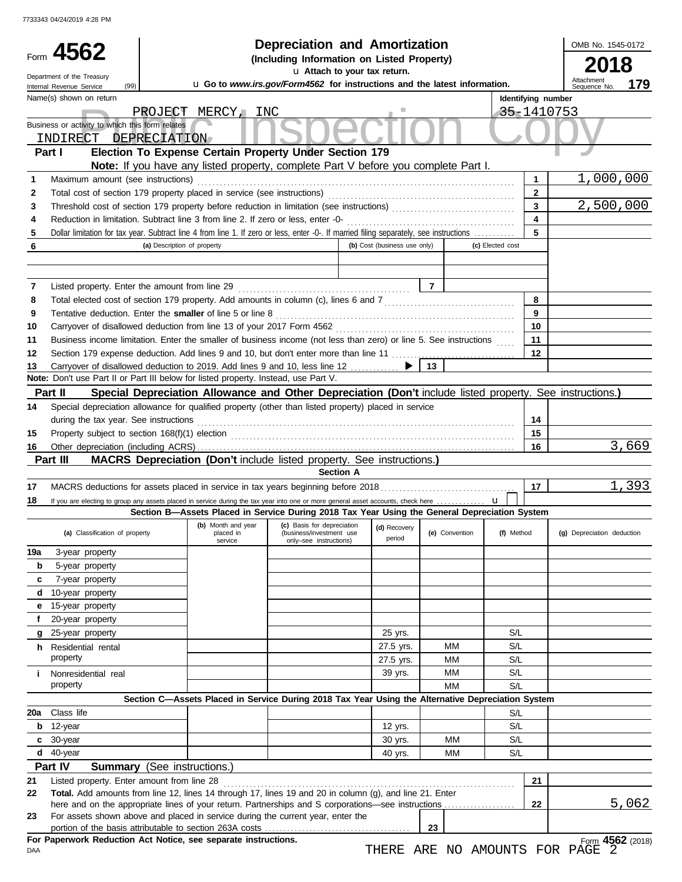7733343 04/24/2019 4:28 PM

Form **4562**

Department of the Treasury
Internal Revenue Service (99)

# Depreciation and Amortization

**(Including Information on Listed Property)**

u Attach to your tax return.

u Go to *www.irs.gov/Form4562* for instructions and the latest information.

OMB No. 1545-0172

**2018**

Attachment Sequence No. **179**

Name(s) shown on return: PROJECT MERCY, INC

Identifying number: 35-1410753

Business or activity to which this form relates: INDIRECT DEPRECIATION

Public Inspection Copy

## Part I Election To Expense Certain Property Under Section 179

**Note:** If you have any listed property, complete Part V before you complete Part I.

| | | | |
|---|---|---|---|
| 1 | Maximum amount (see instructions) | 1 | 1,000,000 |
| 2 | Total cost of section 179 property placed in service (see instructions) | 2 | |
| 3 | Threshold cost of section 179 property before reduction in limitation (see instructions) | 3 | 2,500,000 |
| 4 | Reduction in limitation. Subtract line 3 from line 2. If zero or less, enter -0- | 4 | |
| 5 | Dollar limitation for tax year. Subtract line 4 from line 1. If zero or less, enter -0-. If married filing separately, see instructions | 5 | |

| 6 | (a) Description of property | (b) Cost (business use only) | (c) Elected cost |
|---|---|---|---|
| | | | |
| | | | |

| | | | |
|---|---|---|---|
| 7 | Listed property. Enter the amount from line 29 | 7 | |
| 8 | Total elected cost of section 179 property. Add amounts in column (c), lines 6 and 7 | 8 | |
| 9 | Tentative deduction. Enter the **smaller** of line 5 or line 8 | 9 | |
| 10 | Carryover of disallowed deduction from line 13 of your 2017 Form 4562 | 10 | |
| 11 | Business income limitation. Enter the smaller of business income (not less than zero) or line 5. See instructions | 11 | |
| 12 | Section 179 expense deduction. Add lines 9 and 10, but don't enter more than line 11 | 12 | |
| 13 | Carryover of disallowed deduction to 2019. Add lines 9 and 10, less line 12 ▶ | 13 | |

**Note:** Don't use Part II or Part III below for listed property. Instead, use Part V.

## Part II Special Depreciation Allowance and Other Depreciation (Don't include listed property. See instructions.)

| | | | |
|---|---|---|---|
| 14 | Special depreciation allowance for qualified property (other than listed property) placed in service during the tax year. See instructions | 14 | |
| 15 | Property subject to section 168(f)(1) election | 15 | |
| 16 | Other depreciation (including ACRS) | 16 | 3,669 |

## Part III MACRS Depreciation (Don't include listed property. See instructions.)

### Section A

| | | | |
|---|---|---|---|
| 17 | MACRS deductions for assets placed in service in tax years beginning before 2018 | 17 | 1,393 |
| 18 | If you are electing to group any assets placed in service during the tax year into one or more general asset accounts, check here u | | |

### Section B—Assets Placed in Service During 2018 Tax Year Using the General Depreciation System

| (a) Classification of property | (b) Month and year placed in service | (c) Basis for depreciation (business/investment use only–see instructions) | (d) Recovery period | (e) Convention | (f) Method | (g) Depreciation deduction |
|---|---|---|---|---|---|---|
| 19a 3-year property | | | | | | |
| b 5-year property | | | | | | |
| c 7-year property | | | | | | |
| d 10-year property | | | | | | |
| e 15-year property | | | | | | |
| f 20-year property | | | | | | |
| g 25-year property | | | 25 yrs. | | S/L | |
| h Residential rental property | | | 27.5 yrs. | MM | S/L | |
| | | | 27.5 yrs. | MM | S/L | |
| i Nonresidential real property | | | 39 yrs. | MM | S/L | |
| | | | | MM | S/L | |

### Section C—Assets Placed in Service During 2018 Tax Year Using the Alternative Depreciation System

| | | | | | | |
|---|---|---|---|---|---|---|
| 20a Class life | | | | | S/L | |
| b 12-year | | | 12 yrs. | | S/L | |
| c 30-year | | | 30 yrs. | MM | S/L | |
| d 40-year | | | 40 yrs. | MM | S/L | |

## Part IV Summary (See instructions.)

| | | | |
|---|---|---|---|
| 21 | Listed property. Enter amount from line 28 | 21 | |
| 22 | **Total.** Add amounts from line 12, lines 14 through 17, lines 19 and 20 in column (g), and line 21. Enter here and on the appropriate lines of your return. Partnerships and S corporations—see instructions | 22 | 5,062 |
| 23 | For assets shown above and placed in service during the current year, enter the portion of the basis attributable to section 263A costs | 23 | |

**For Paperwork Reduction Act Notice, see separate instructions.**

DAA

Form **4562** (2018)

THERE ARE NO AMOUNTS FOR PAGE 2